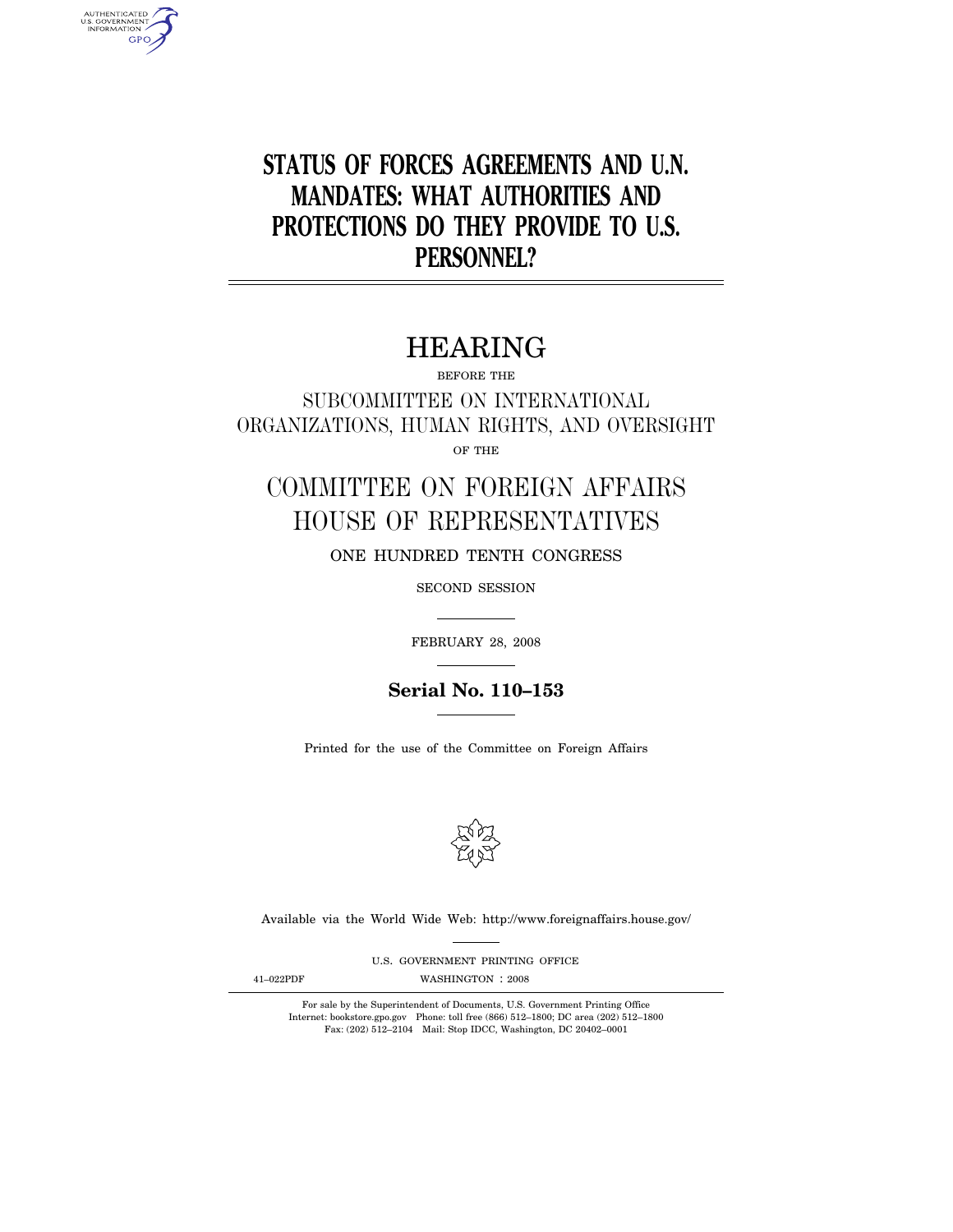# STATUS OF FORCES AGREEMENTS AND U.N. MANDATES: WHAT AUTHORITIES AND PROTECTIONS DO THEY PROVIDE TO U.S. PERSONNEL?

## HEARING

BEFORE THE

SUBCOMMITTEE ON INTERNATIONAL ORGANIZATIONS, HUMAN RIGHTS, AND OVERSIGHT

OF THE

COMMITTEE ON FOREIGN AFFAIRS
HOUSE OF REPRESENTATIVES

ONE HUNDRED TENTH CONGRESS

SECOND SESSION

FEBRUARY 28, 2008

**Serial No. 110–153**

Printed for the use of the Committee on Foreign Affairs

Available via the World Wide Web: http://www.foreignaffairs.house.gov/

U.S. GOVERNMENT PRINTING OFFICE

41–022PDF WASHINGTON : 2008

For sale by the Superintendent of Documents, U.S. Government Printing Office
Internet: bookstore.gpo.gov Phone: toll free (866) 512–1800; DC area (202) 512–1800
Fax: (202) 512–2104 Mail: Stop IDCC, Washington, DC 20402–0001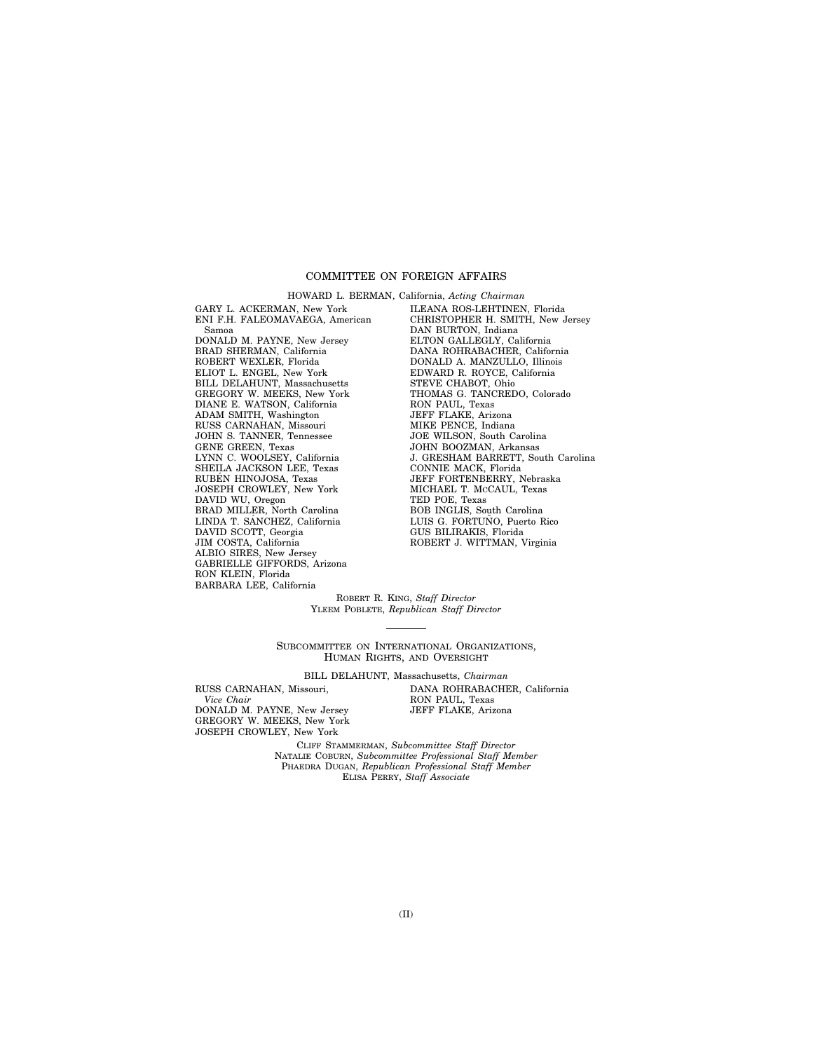## COMMITTEE ON FOREIGN AFFAIRS

HOWARD L. BERMAN, California, *Acting Chairman*

GARY L. ACKERMAN, New York
ENI F.H. FALEOMAVAEGA, American Samoa
DONALD M. PAYNE, New Jersey
BRAD SHERMAN, California
ROBERT WEXLER, Florida
ELIOT L. ENGEL, New York
BILL DELAHUNT, Massachusetts
GREGORY W. MEEKS, New York
DIANE E. WATSON, California
ADAM SMITH, Washington
RUSS CARNAHAN, Missouri
JOHN S. TANNER, Tennessee
GENE GREEN, Texas
LYNN C. WOOLSEY, California
SHEILA JACKSON LEE, Texas
RUBÉN HINOJOSA, Texas
JOSEPH CROWLEY, New York
DAVID WU, Oregon
BRAD MILLER, North Carolina
LINDA T. SÁNCHEZ, California
DAVID SCOTT, Georgia
JIM COSTA, California
ALBIO SIRES, New Jersey
GABRIELLE GIFFORDS, Arizona
RON KLEIN, Florida
BARBARA LEE, California

ILEANA ROS-LEHTINEN, Florida
CHRISTOPHER H. SMITH, New Jersey
DAN BURTON, Indiana
ELTON GALLEGLY, California
DANA ROHRABACHER, California
DONALD A. MANZULLO, Illinois
EDWARD R. ROYCE, California
STEVE CHABOT, Ohio
THOMAS G. TANCREDO, Colorado
RON PAUL, Texas
JEFF FLAKE, Arizona
MIKE PENCE, Indiana
JOE WILSON, South Carolina
JOHN BOOZMAN, Arkansas
J. GRESHAM BARRETT, South Carolina
CONNIE MACK, Florida
JEFF FORTENBERRY, Nebraska
MICHAEL T. MCCAUL, Texas
TED POE, Texas
BOB INGLIS, South Carolina
LUIS G. FORTUÑO, Puerto Rico
GUS BILIRAKIS, Florida
ROBERT J. WITTMAN, Virginia

ROBERT R. KING, *Staff Director*
YLEEM POBLETE, *Republican Staff Director*

---

### SUBCOMMITTEE ON INTERNATIONAL ORGANIZATIONS, HUMAN RIGHTS, AND OVERSIGHT

BILL DELAHUNT, Massachusetts, *Chairman*

RUSS CARNAHAN, Missouri, *Vice Chair*
DONALD M. PAYNE, New Jersey
GREGORY W. MEEKS, New York
JOSEPH CROWLEY, New York

DANA ROHRABACHER, California
RON PAUL, Texas
JEFF FLAKE, Arizona

CLIFF STAMMERMAN, *Subcommittee Staff Director*
NATALIE COBURN, *Subcommittee Professional Staff Member*
PHAEDRA DUGAN, *Republican Professional Staff Member*
ELISA PERRY, *Staff Associate*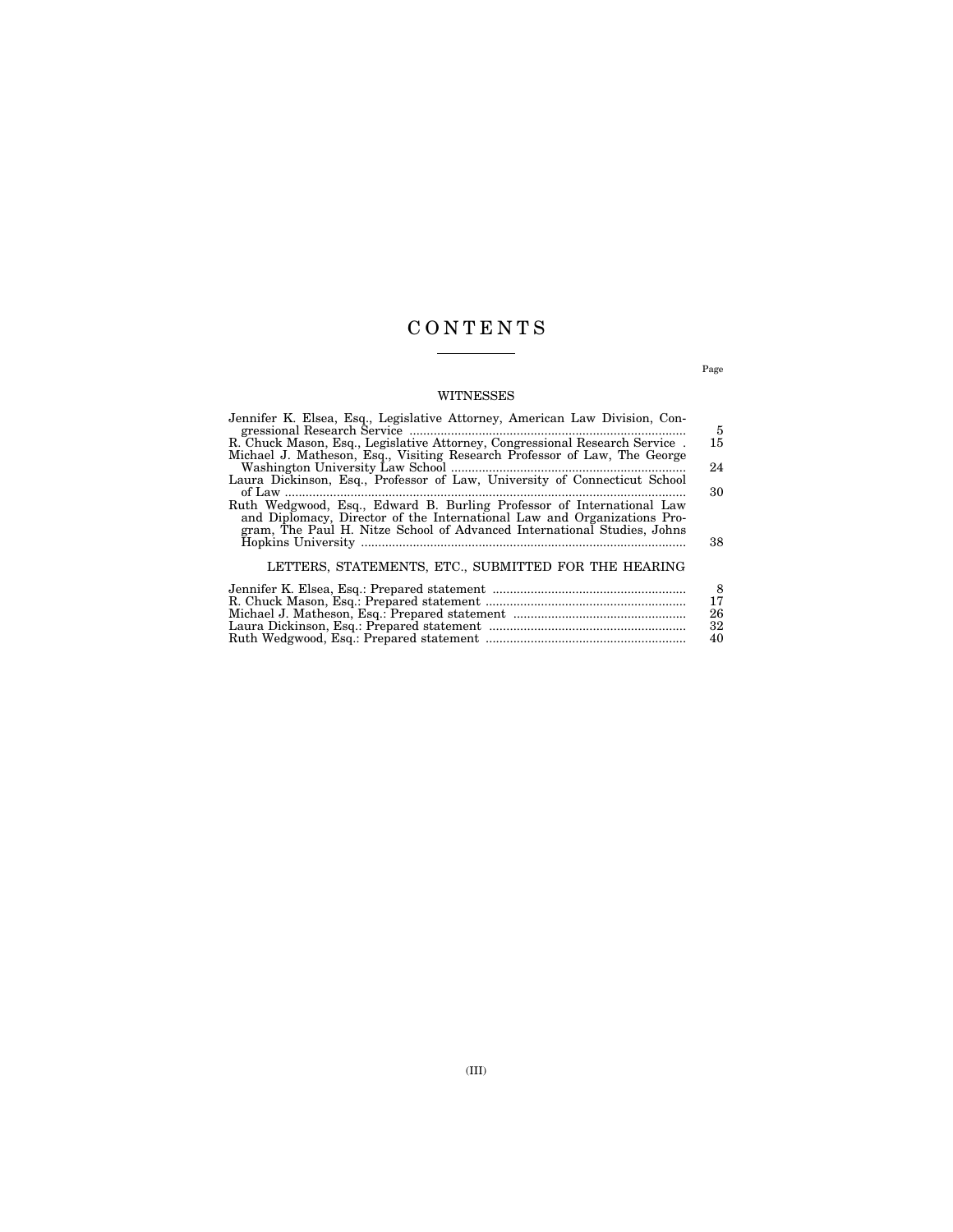# CONTENTS

Page

## WITNESSES

| | Page |
|---|---|
| Jennifer K. Elsea, Esq., Legislative Attorney, American Law Division, Congressional Research Service | 5 |
| R. Chuck Mason, Esq., Legislative Attorney, Congressional Research Service | 15 |
| Michael J. Matheson, Esq., Visiting Research Professor of Law, The George Washington University Law School | 24 |
| Laura Dickinson, Esq., Professor of Law, University of Connecticut School of Law | 30 |
| Ruth Wedgwood, Esq., Edward B. Burling Professor of International Law and Diplomacy, Director of the International Law and Organizations Program, The Paul H. Nitze School of Advanced International Studies, Johns Hopkins University | 38 |

## LETTERS, STATEMENTS, ETC., SUBMITTED FOR THE HEARING

| | Page |
|---|---|
| Jennifer K. Elsea, Esq.: Prepared statement | 8 |
| R. Chuck Mason, Esq.: Prepared statement | 17 |
| Michael J. Matheson, Esq.: Prepared statement | 26 |
| Laura Dickinson, Esq.: Prepared statement | 32 |
| Ruth Wedgwood, Esq.: Prepared statement | 40 |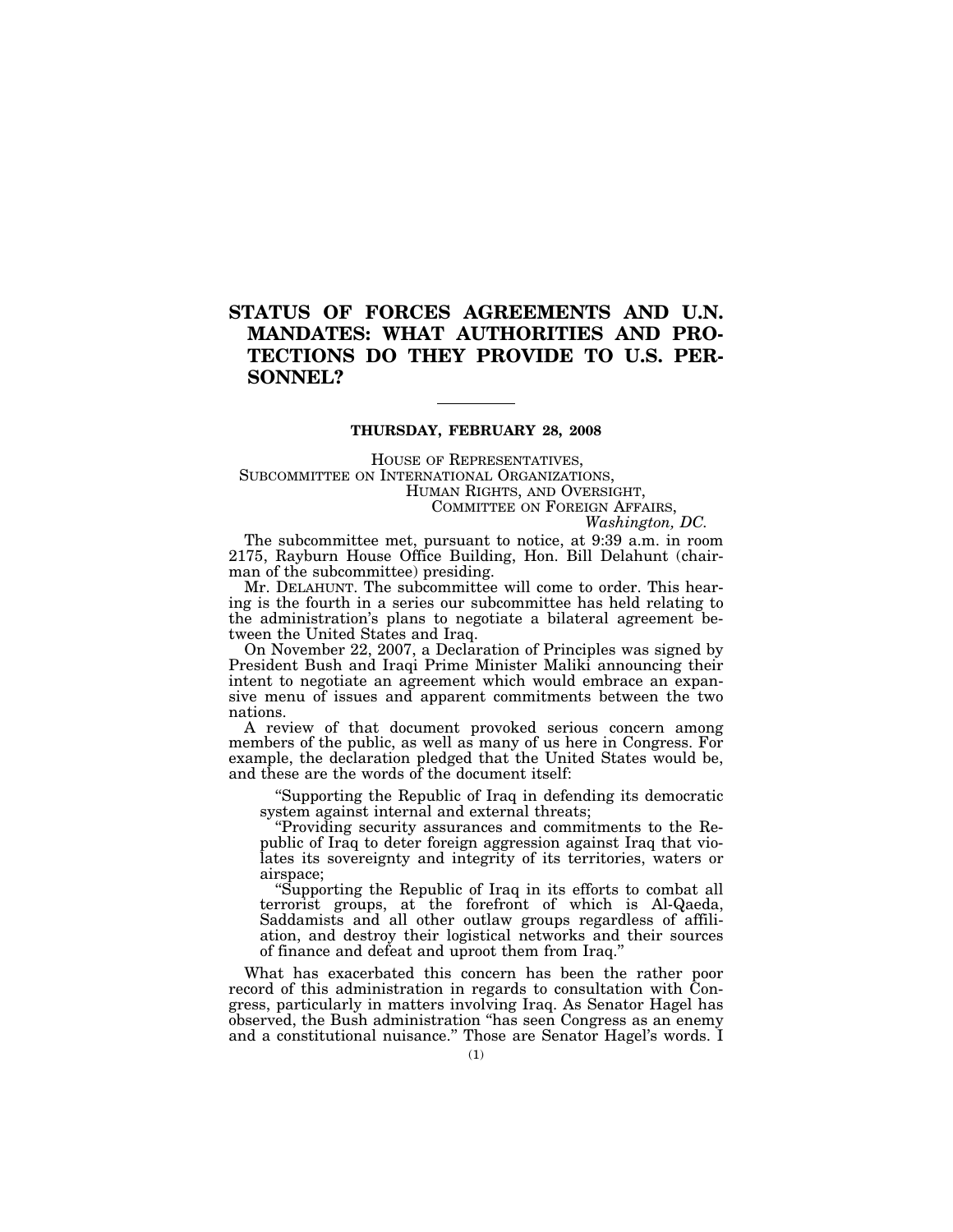# STATUS OF FORCES AGREEMENTS AND U.N. MANDATES: WHAT AUTHORITIES AND PROTECTIONS DO THEY PROVIDE TO U.S. PERSONNEL?

---

**THURSDAY, FEBRUARY 28, 2008**

HOUSE OF REPRESENTATIVES,
SUBCOMMITTEE ON INTERNATIONAL ORGANIZATIONS,
HUMAN RIGHTS, AND OVERSIGHT,
COMMITTEE ON FOREIGN AFFAIRS,
*Washington, DC.*

The subcommittee met, pursuant to notice, at 9:39 a.m. in room 2175, Rayburn House Office Building, Hon. Bill Delahunt (chairman of the subcommittee) presiding.

Mr. DELAHUNT. The subcommittee will come to order. This hearing is the fourth in a series our subcommittee has held relating to the administration's plans to negotiate a bilateral agreement between the United States and Iraq.

On November 22, 2007, a Declaration of Principles was signed by President Bush and Iraqi Prime Minister Maliki announcing their intent to negotiate an agreement which would embrace an expansive menu of issues and apparent commitments between the two nations.

A review of that document provoked serious concern among members of the public, as well as many of us here in Congress. For example, the declaration pledged that the United States would be, and these are the words of the document itself:

> "Supporting the Republic of Iraq in defending its democratic system against internal and external threats;
>
> "Providing security assurances and commitments to the Republic of Iraq to deter foreign aggression against Iraq that violates its sovereignty and integrity of its territories, waters or airspace;
>
> "Supporting the Republic of Iraq in its efforts to combat all terrorist groups, at the forefront of which is Al-Qaeda, Saddamists and all other outlaw groups regardless of affiliation, and destroy their logistical networks and their sources of finance and defeat and uproot them from Iraq."

What has exacerbated this concern has been the rather poor record of this administration in regards to consultation with Congress, particularly in matters involving Iraq. As Senator Hagel has observed, the Bush administration "has seen Congress as an enemy and a constitutional nuisance." Those are Senator Hagel's words. I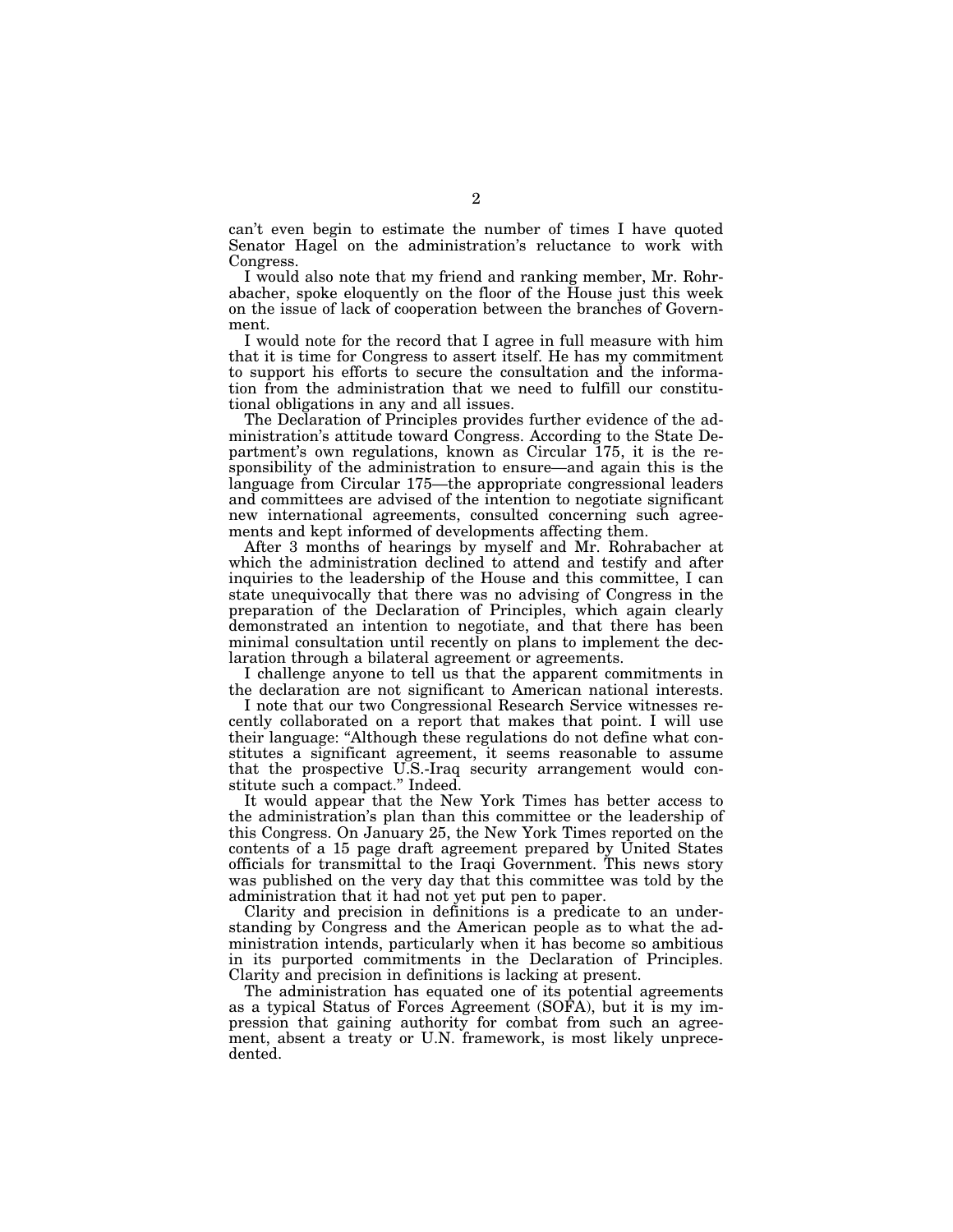can't even begin to estimate the number of times I have quoted Senator Hagel on the administration's reluctance to work with Congress.

I would also note that my friend and ranking member, Mr. Rohrabacher, spoke eloquently on the floor of the House just this week on the issue of lack of cooperation between the branches of Government.

I would note for the record that I agree in full measure with him that it is time for Congress to assert itself. He has my commitment to support his efforts to secure the consultation and the information from the administration that we need to fulfill our constitutional obligations in any and all issues.

The Declaration of Principles provides further evidence of the administration's attitude toward Congress. According to the State Department's own regulations, known as Circular 175, it is the responsibility of the administration to ensure—and again this is the language from Circular 175—the appropriate congressional leaders and committees are advised of the intention to negotiate significant new international agreements, consulted concerning such agreements and kept informed of developments affecting them.

After 3 months of hearings by myself and Mr. Rohrabacher at which the administration declined to attend and testify and after inquiries to the leadership of the House and this committee, I can state unequivocally that there was no advising of Congress in the preparation of the Declaration of Principles, which again clearly demonstrated an intention to negotiate, and that there has been minimal consultation until recently on plans to implement the declaration through a bilateral agreement or agreements.

I challenge anyone to tell us that the apparent commitments in the declaration are not significant to American national interests.

I note that our two Congressional Research Service witnesses recently collaborated on a report that makes that point. I will use their language: "Although these regulations do not define what constitutes a significant agreement, it seems reasonable to assume that the prospective U.S.-Iraq security arrangement would constitute such a compact." Indeed.

It would appear that the New York Times has better access to the administration's plan than this committee or the leadership of this Congress. On January 25, the New York Times reported on the contents of a 15 page draft agreement prepared by United States officials for transmittal to the Iraqi Government. This news story was published on the very day that this committee was told by the administration that it had not yet put pen to paper.

Clarity and precision in definitions is a predicate to an understanding by Congress and the American people as to what the administration intends, particularly when it has become so ambitious in its purported commitments in the Declaration of Principles. Clarity and precision in definitions is lacking at present.

The administration has equated one of its potential agreements as a typical Status of Forces Agreement (SOFA), but it is my impression that gaining authority for combat from such an agreement, absent a treaty or U.N. framework, is most likely unprecedented.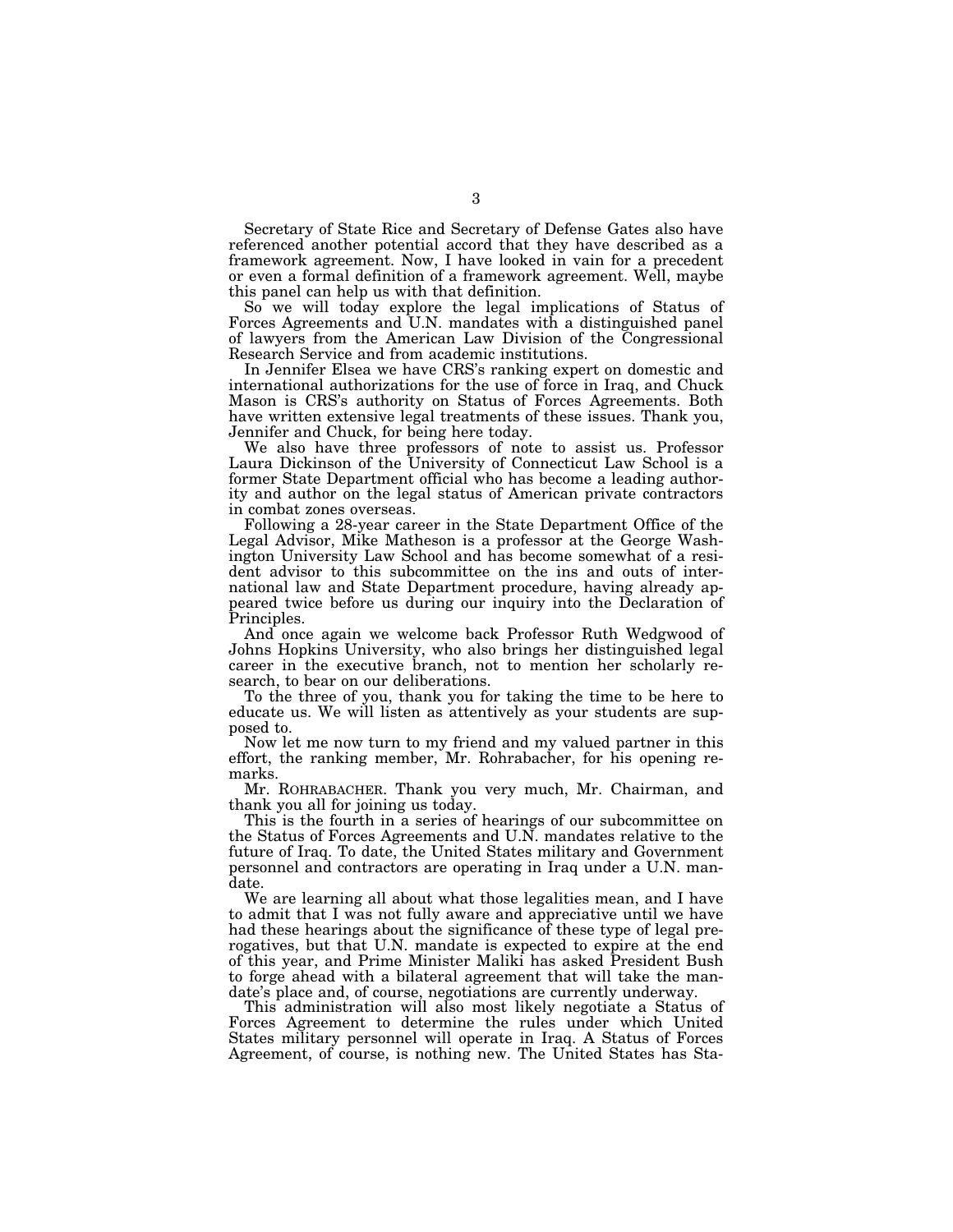Secretary of State Rice and Secretary of Defense Gates also have referenced another potential accord that they have described as a framework agreement. Now, I have looked in vain for a precedent or even a formal definition of a framework agreement. Well, maybe this panel can help us with that definition.

So we will today explore the legal implications of Status of Forces Agreements and U.N. mandates with a distinguished panel of lawyers from the American Law Division of the Congressional Research Service and from academic institutions.

In Jennifer Elsea we have CRS's ranking expert on domestic and international authorizations for the use of force in Iraq, and Chuck Mason is CRS's authority on Status of Forces Agreements. Both have written extensive legal treatments of these issues. Thank you, Jennifer and Chuck, for being here today.

We also have three professors of note to assist us. Professor Laura Dickinson of the University of Connecticut Law School is a former State Department official who has become a leading authority and author on the legal status of American private contractors in combat zones overseas.

Following a 28-year career in the State Department Office of the Legal Advisor, Mike Matheson is a professor at the George Washington University Law School and has become somewhat of a resident advisor to this subcommittee on the ins and outs of international law and State Department procedure, having already appeared twice before us during our inquiry into the Declaration of Principles.

And once again we welcome back Professor Ruth Wedgwood of Johns Hopkins University, who also brings her distinguished legal career in the executive branch, not to mention her scholarly research, to bear on our deliberations.

To the three of you, thank you for taking the time to be here to educate us. We will listen as attentively as your students are supposed to.

Now let me now turn to my friend and my valued partner in this effort, the ranking member, Mr. Rohrabacher, for his opening remarks.

Mr. ROHRABACHER. Thank you very much, Mr. Chairman, and thank you all for joining us today.

This is the fourth in a series of hearings of our subcommittee on the Status of Forces Agreements and U.N. mandates relative to the future of Iraq. To date, the United States military and Government personnel and contractors are operating in Iraq under a U.N. mandate.

We are learning all about what those legalities mean, and I have to admit that I was not fully aware and appreciative until we have had these hearings about the significance of these type of legal prerogatives, but that U.N. mandate is expected to expire at the end of this year, and Prime Minister Maliki has asked President Bush to forge ahead with a bilateral agreement that will take the mandate's place and, of course, negotiations are currently underway.

This administration will also most likely negotiate a Status of Forces Agreement to determine the rules under which United States military personnel will operate in Iraq. A Status of Forces Agreement, of course, is nothing new. The United States has Sta-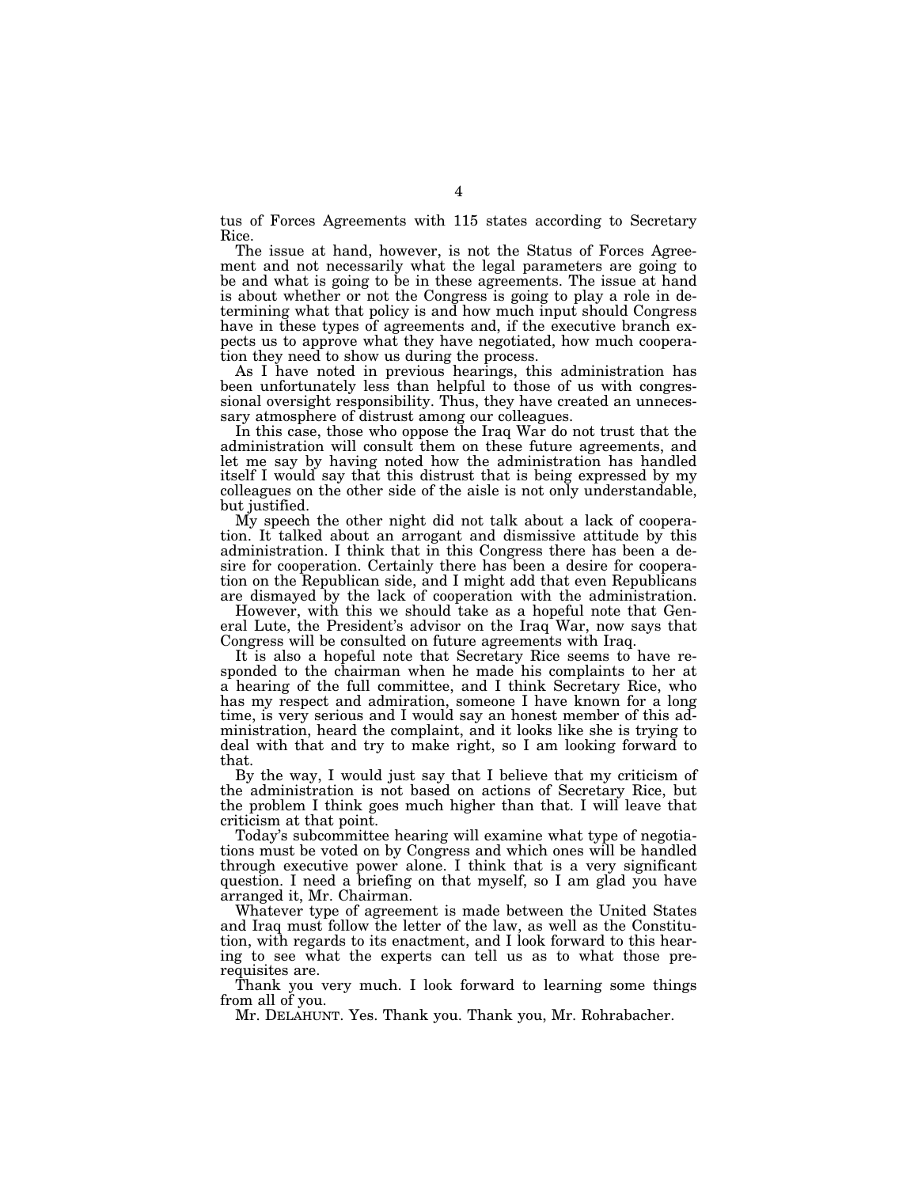tus of Forces Agreements with 115 states according to Secretary Rice.

The issue at hand, however, is not the Status of Forces Agreement and not necessarily what the legal parameters are going to be and what is going to be in these agreements. The issue at hand is about whether or not the Congress is going to play a role in determining what that policy is and how much input should Congress have in these types of agreements and, if the executive branch expects us to approve what they have negotiated, how much cooperation they need to show us during the process.

As I have noted in previous hearings, this administration has been unfortunately less than helpful to those of us with congressional oversight responsibility. Thus, they have created an unnecessary atmosphere of distrust among our colleagues.

In this case, those who oppose the Iraq War do not trust that the administration will consult them on these future agreements, and let me say by having noted how the administration has handled itself I would say that this distrust that is being expressed by my colleagues on the other side of the aisle is not only understandable, but justified.

My speech the other night did not talk about a lack of cooperation. It talked about an arrogant and dismissive attitude by this administration. I think that in this Congress there has been a desire for cooperation. Certainly there has been a desire for cooperation on the Republican side, and I might add that even Republicans are dismayed by the lack of cooperation with the administration.

However, with this we should take as a hopeful note that General Lute, the President's advisor on the Iraq War, now says that Congress will be consulted on future agreements with Iraq.

It is also a hopeful note that Secretary Rice seems to have responded to the chairman when he made his complaints to her at a hearing of the full committee, and I think Secretary Rice, who has my respect and admiration, someone I have known for a long time, is very serious and I would say an honest member of this administration, heard the complaint, and it looks like she is trying to deal with that and try to make right, so I am looking forward to that.

By the way, I would just say that I believe that my criticism of the administration is not based on actions of Secretary Rice, but the problem I think goes much higher than that. I will leave that criticism at that point.

Today's subcommittee hearing will examine what type of negotiations must be voted on by Congress and which ones will be handled through executive power alone. I think that is a very significant question. I need a briefing on that myself, so I am glad you have arranged it, Mr. Chairman.

Whatever type of agreement is made between the United States and Iraq must follow the letter of the law, as well as the Constitution, with regards to its enactment, and I look forward to this hearing to see what the experts can tell us as to what those prerequisites are.

Thank you very much. I look forward to learning some things from all of you.

Mr. DELAHUNT. Yes. Thank you. Thank you, Mr. Rohrabacher.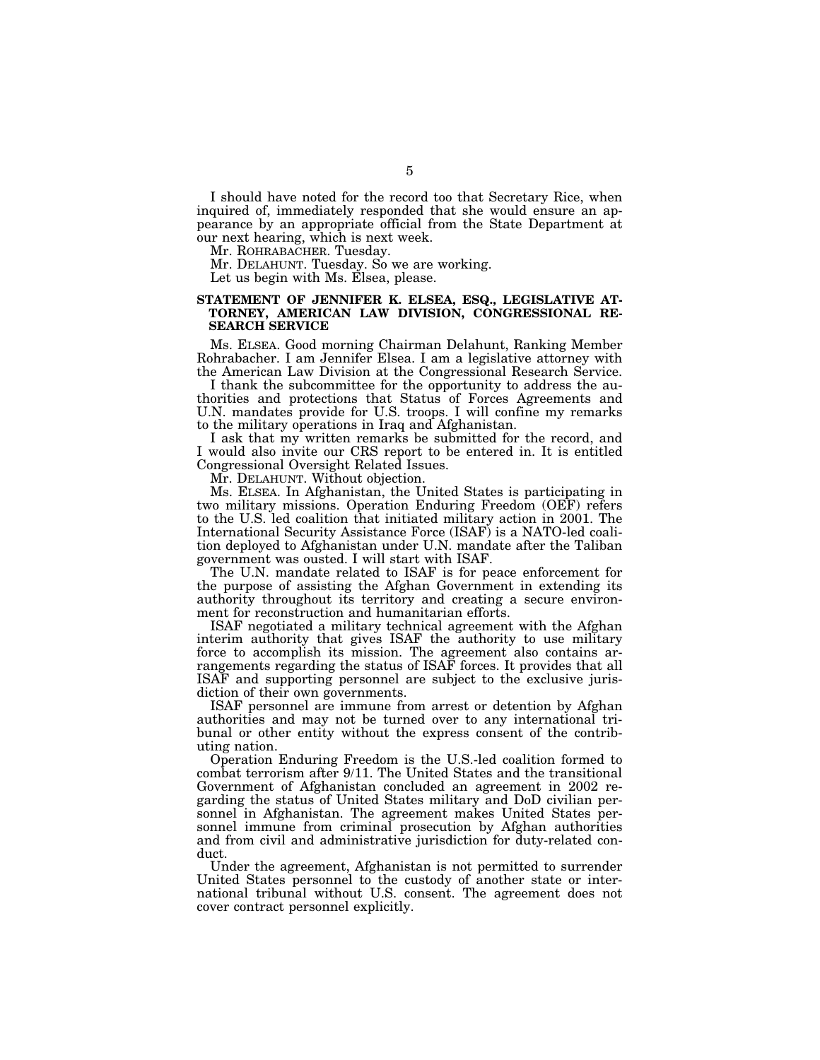I should have noted for the record too that Secretary Rice, when inquired of, immediately responded that she would ensure an appearance by an appropriate official from the State Department at our next hearing, which is next week.

Mr. ROHRABACHER. Tuesday.

Mr. DELAHUNT. Tuesday. So we are working.

Let us begin with Ms. Elsea, please.

### STATEMENT OF JENNIFER K. ELSEA, ESQ., LEGISLATIVE ATTORNEY, AMERICAN LAW DIVISION, CONGRESSIONAL RESEARCH SERVICE

Ms. ELSEA. Good morning Chairman Delahunt, Ranking Member Rohrabacher. I am Jennifer Elsea. I am a legislative attorney with the American Law Division at the Congressional Research Service.

I thank the subcommittee for the opportunity to address the authorities and protections that Status of Forces Agreements and U.N. mandates provide for U.S. troops. I will confine my remarks to the military operations in Iraq and Afghanistan.

I ask that my written remarks be submitted for the record, and I would also invite our CRS report to be entered in. It is entitled Congressional Oversight Related Issues.

Mr. DELAHUNT. Without objection.

Ms. ELSEA. In Afghanistan, the United States is participating in two military missions. Operation Enduring Freedom (OEF) refers to the U.S. led coalition that initiated military action in 2001. The International Security Assistance Force (ISAF) is a NATO-led coalition deployed to Afghanistan under U.N. mandate after the Taliban government was ousted. I will start with ISAF.

The U.N. mandate related to ISAF is for peace enforcement for the purpose of assisting the Afghan Government in extending its authority throughout its territory and creating a secure environment for reconstruction and humanitarian efforts.

ISAF negotiated a military technical agreement with the Afghan interim authority that gives ISAF the authority to use military force to accomplish its mission. The agreement also contains arrangements regarding the status of ISAF forces. It provides that all ISAF and supporting personnel are subject to the exclusive jurisdiction of their own governments.

ISAF personnel are immune from arrest or detention by Afghan authorities and may not be turned over to any international tribunal or other entity without the express consent of the contributing nation.

Operation Enduring Freedom is the U.S.-led coalition formed to combat terrorism after 9/11. The United States and the transitional Government of Afghanistan concluded an agreement in 2002 regarding the status of United States military and DoD civilian personnel in Afghanistan. The agreement makes United States personnel immune from criminal prosecution by Afghan authorities and from civil and administrative jurisdiction for duty-related conduct.

Under the agreement, Afghanistan is not permitted to surrender United States personnel to the custody of another state or international tribunal without U.S. consent. The agreement does not cover contract personnel explicitly.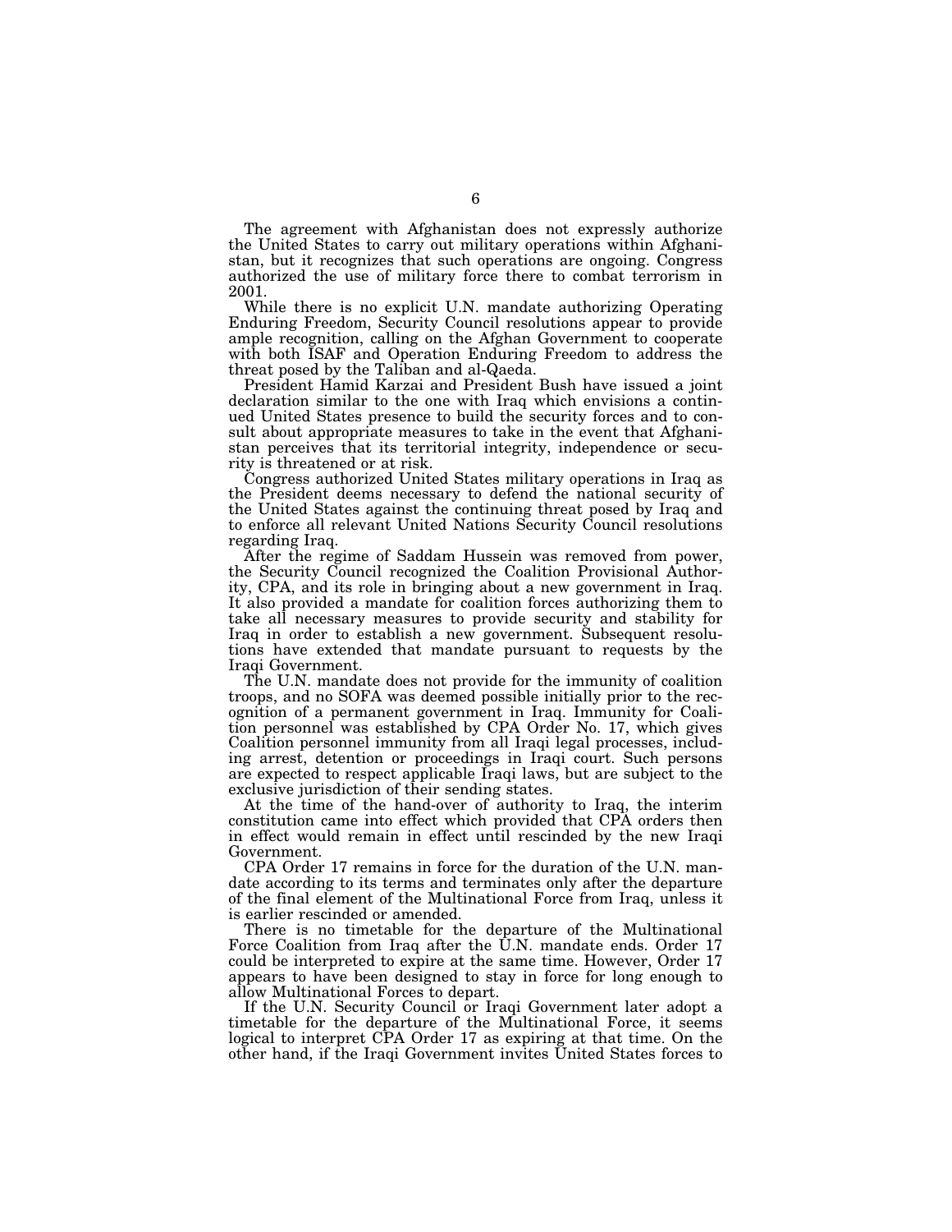The agreement with Afghanistan does not expressly authorize the United States to carry out military operations within Afghanistan, but it recognizes that such operations are ongoing. Congress authorized the use of military force there to combat terrorism in 2001.

While there is no explicit U.N. mandate authorizing Operating Enduring Freedom, Security Council resolutions appear to provide ample recognition, calling on the Afghan Government to cooperate with both ISAF and Operation Enduring Freedom to address the threat posed by the Taliban and al-Qaeda.

President Hamid Karzai and President Bush have issued a joint declaration similar to the one with Iraq which envisions a continued United States presence to build the security forces and to consult about appropriate measures to take in the event that Afghanistan perceives that its territorial integrity, independence or security is threatened or at risk.

Congress authorized United States military operations in Iraq as the President deems necessary to defend the national security of the United States against the continuing threat posed by Iraq and to enforce all relevant United Nations Security Council resolutions regarding Iraq.

After the regime of Saddam Hussein was removed from power, the Security Council recognized the Coalition Provisional Authority, CPA, and its role in bringing about a new government in Iraq. It also provided a mandate for coalition forces authorizing them to take all necessary measures to provide security and stability for Iraq in order to establish a new government. Subsequent resolutions have extended that mandate pursuant to requests by the Iraqi Government.

The U.N. mandate does not provide for the immunity of coalition troops, and no SOFA was deemed possible initially prior to the recognition of a permanent government in Iraq. Immunity for Coalition personnel was established by CPA Order No. 17, which gives Coalition personnel immunity from all Iraqi legal processes, including arrest, detention or proceedings in Iraqi court. Such persons are expected to respect applicable Iraqi laws, but are subject to the exclusive jurisdiction of their sending states.

At the time of the hand-over of authority to Iraq, the interim constitution came into effect which provided that CPA orders then in effect would remain in effect until rescinded by the new Iraqi Government.

CPA Order 17 remains in force for the duration of the U.N. mandate according to its terms and terminates only after the departure of the final element of the Multinational Force from Iraq, unless it is earlier rescinded or amended.

There is no timetable for the departure of the Multinational Force Coalition from Iraq after the U.N. mandate ends. Order 17 could be interpreted to expire at the same time. However, Order 17 appears to have been designed to stay in force for long enough to allow Multinational Forces to depart.

If the U.N. Security Council or Iraqi Government later adopt a timetable for the departure of the Multinational Force, it seems logical to interpret CPA Order 17 as expiring at that time. On the other hand, if the Iraqi Government invites United States forces to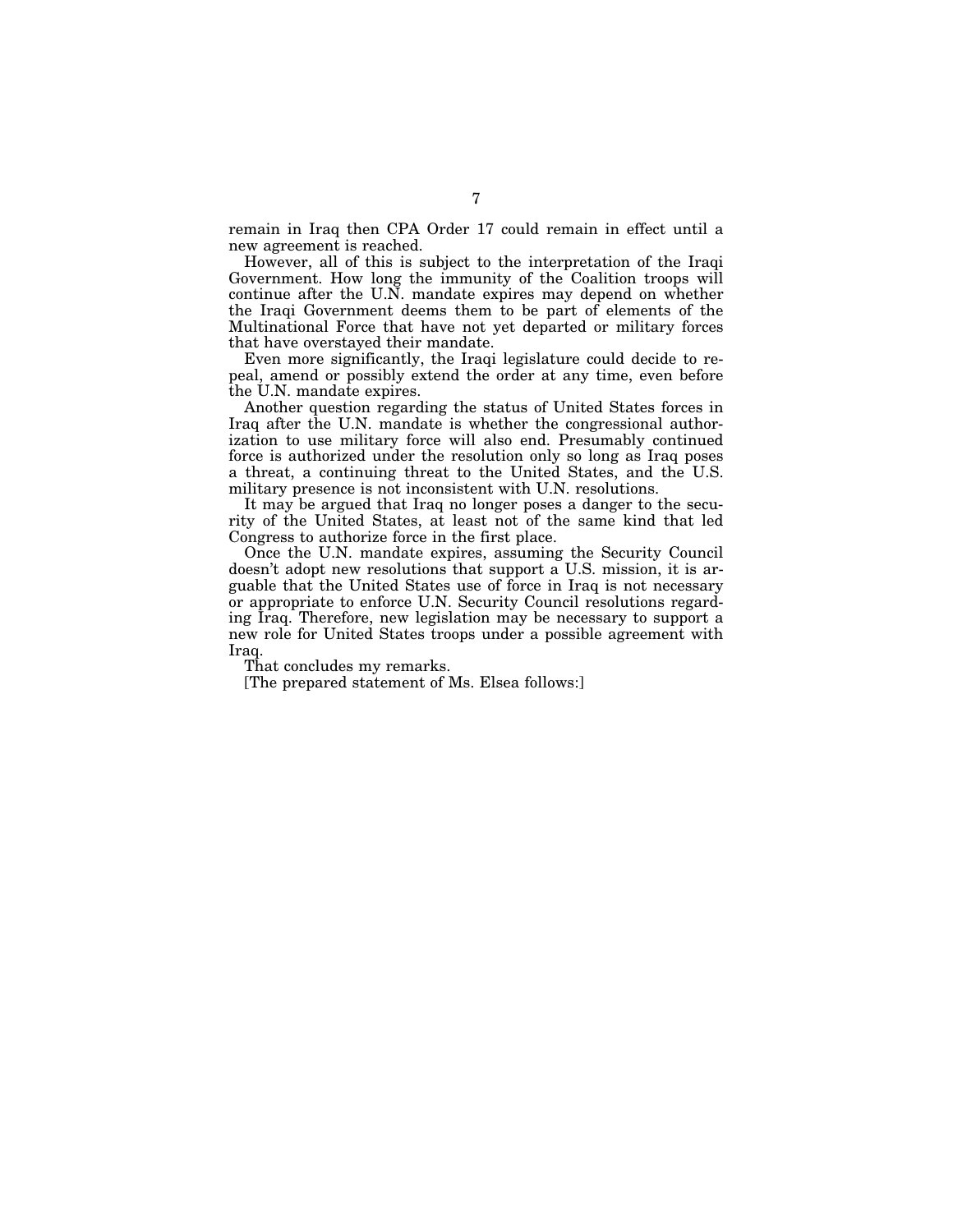remain in Iraq then CPA Order 17 could remain in effect until a new agreement is reached.

However, all of this is subject to the interpretation of the Iraqi Government. How long the immunity of the Coalition troops will continue after the U.N. mandate expires may depend on whether the Iraqi Government deems them to be part of elements of the Multinational Force that have not yet departed or military forces that have overstayed their mandate.

Even more significantly, the Iraqi legislature could decide to repeal, amend or possibly extend the order at any time, even before the U.N. mandate expires.

Another question regarding the status of United States forces in Iraq after the U.N. mandate is whether the congressional authorization to use military force will also end. Presumably continued force is authorized under the resolution only so long as Iraq poses a threat, a continuing threat to the United States, and the U.S. military presence is not inconsistent with U.N. resolutions.

It may be argued that Iraq no longer poses a danger to the security of the United States, at least not of the same kind that led Congress to authorize force in the first place.

Once the U.N. mandate expires, assuming the Security Council doesn't adopt new resolutions that support a U.S. mission, it is arguable that the United States use of force in Iraq is not necessary or appropriate to enforce U.N. Security Council resolutions regarding Iraq. Therefore, new legislation may be necessary to support a new role for United States troops under a possible agreement with Iraq.

That concludes my remarks.

[The prepared statement of Ms. Elsea follows:]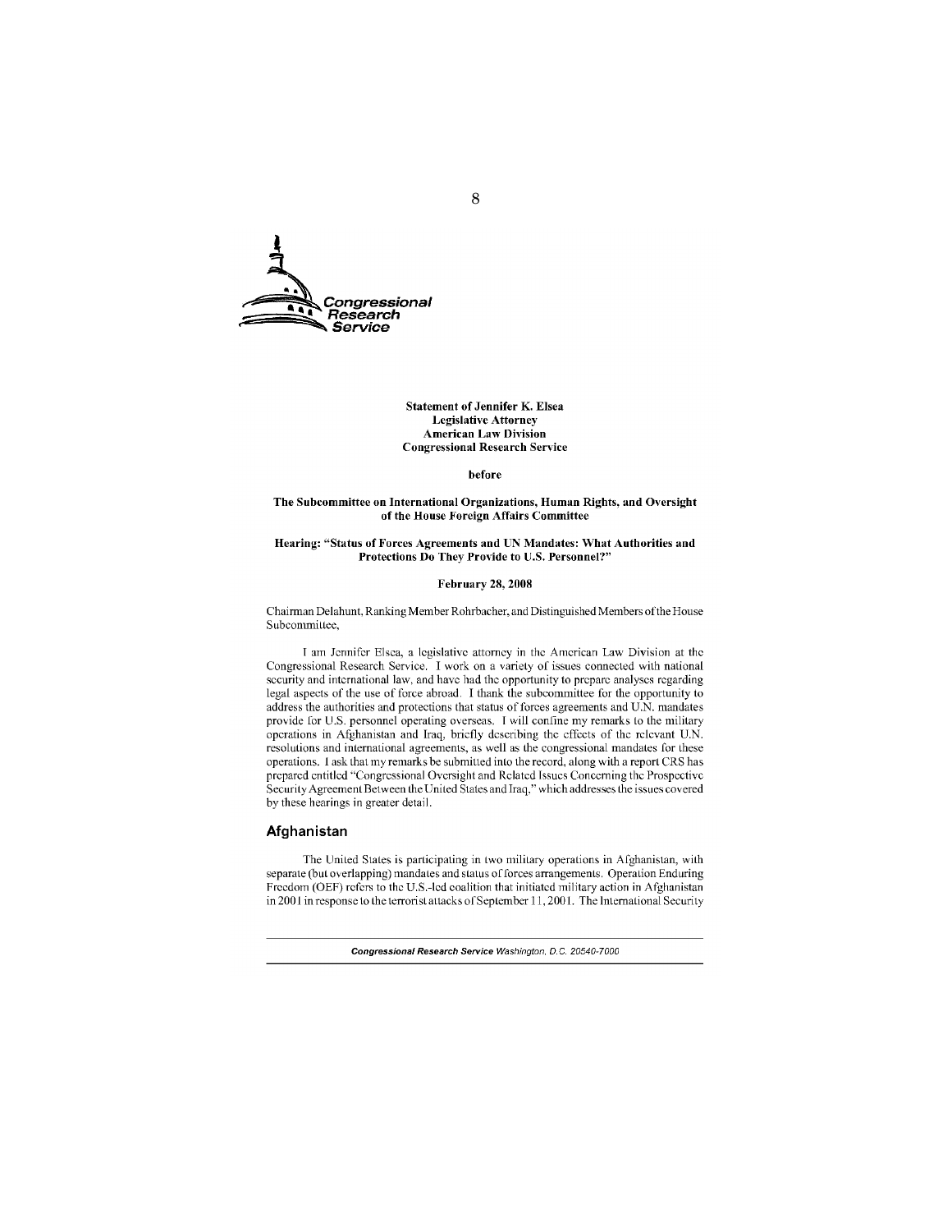**Statement of Jennifer K. Elsea**
**Legislative Attorney**
**American Law Division**
**Congressional Research Service**

**before**

**The Subcommittee on International Organizations, Human Rights, and Oversight of the House Foreign Affairs Committee**

**Hearing: "Status of Forces Agreements and UN Mandates: What Authorities and Protections Do They Provide to U.S. Personnel?"**

**February 28, 2008**

Chairman Delahunt, Ranking Member Rohrbacher, and Distinguished Members of the House Subcommittee,

I am Jennifer Elsea, a legislative attorney in the American Law Division at the Congressional Research Service. I work on a variety of issues connected with national security and international law, and have had the opportunity to prepare analyses regarding legal aspects of the use of force abroad. I thank the subcommittee for the opportunity to address the authorities and protections that status of forces agreements and U.N. mandates provide for U.S. personnel operating overseas. I will confine my remarks to the military operations in Afghanistan and Iraq, briefly describing the effects of the relevant U.N. resolutions and international agreements, as well as the congressional mandates for these operations. I ask that my remarks be submitted into the record, along with a report CRS has prepared entitled "Congressional Oversight and Related Issues Concerning the Prospective Security Agreement Between the United States and Iraq," which addresses the issues covered by these hearings in greater detail.

## Afghanistan

The United States is participating in two military operations in Afghanistan, with separate (but overlapping) mandates and status of forces arrangements. Operation Enduring Freedom (OEF) refers to the U.S.-led coalition that initiated military action in Afghanistan in 2001 in response to the terrorist attacks of September 11, 2001. The International Security

*Congressional Research Service* Washington, D.C. 20540-7000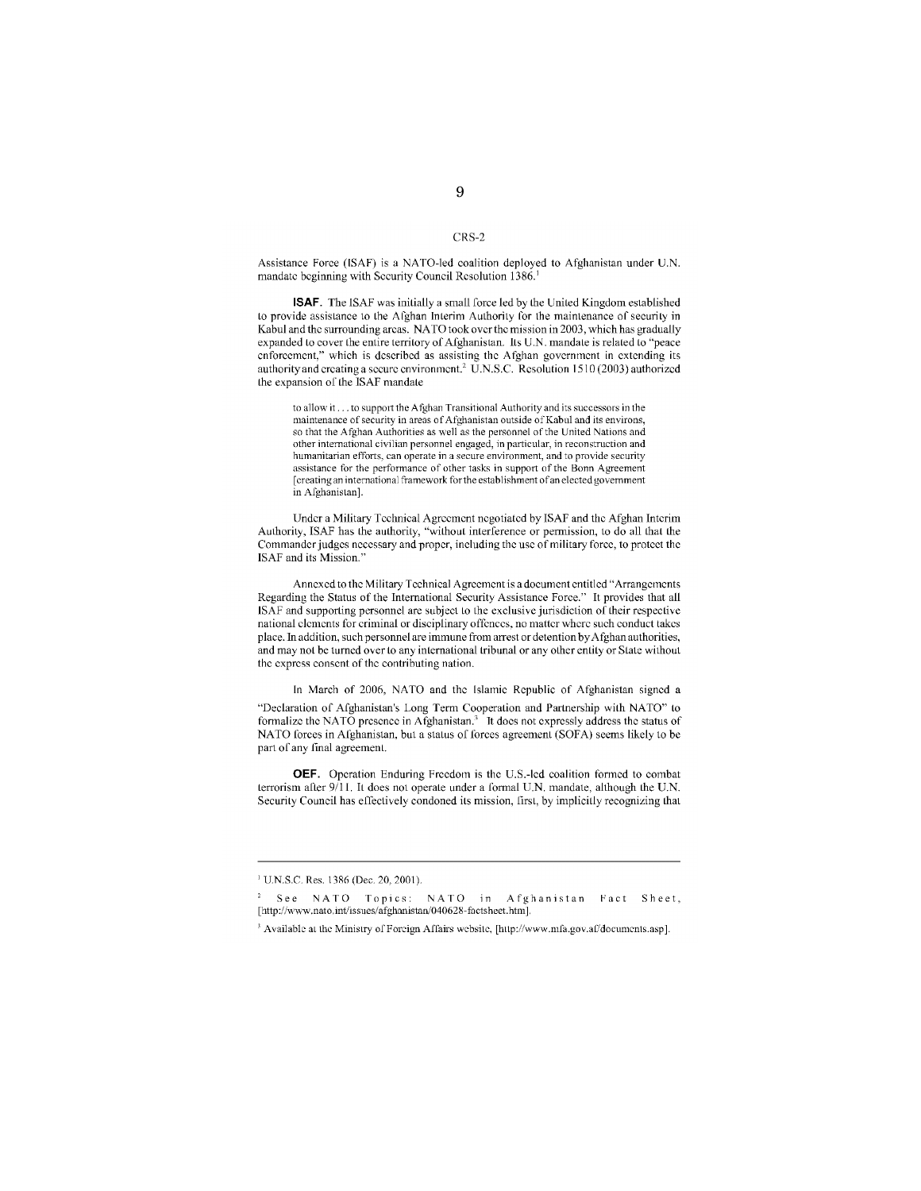Assistance Force (ISAF) is a NATO-led coalition deployed to Afghanistan under U.N. mandate beginning with Security Council Resolution 1386.[1]

**ISAF.** The ISAF was initially a small force led by the United Kingdom established to provide assistance to the Afghan Interim Authority for the maintenance of security in Kabul and the surrounding areas. NATO took over the mission in 2003, which has gradually expanded to cover the entire territory of Afghanistan. Its U.N. mandate is related to "peace enforcement," which is described as assisting the Afghan government in extending its authority and creating a secure environment.[2] U.N.S.C. Resolution 1510 (2003) authorized the expansion of the ISAF mandate

> to allow it . . . to support the Afghan Transitional Authority and its successors in the maintenance of security in areas of Afghanistan outside of Kabul and its environs, so that the Afghan Authorities as well as the personnel of the United Nations and other international civilian personnel engaged, in particular, in reconstruction and humanitarian efforts, can operate in a secure environment, and to provide security assistance for the performance of other tasks in support of the Bonn Agreement [creating an international framework for the establishment of an elected government in Afghanistan].

Under a Military Technical Agreement negotiated by ISAF and the Afghan Interim Authority, ISAF has the authority, "without interference or permission, to do all that the Commander judges necessary and proper, including the use of military force, to protect the ISAF and its Mission."

Annexed to the Military Technical Agreement is a document entitled "Arrangements Regarding the Status of the International Security Assistance Force." It provides that all ISAF and supporting personnel are subject to the exclusive jurisdiction of their respective national elements for criminal or disciplinary offences, no matter where such conduct takes place. In addition, such personnel are immune from arrest or detention by Afghan authorities, and may not be turned over to any international tribunal or any other entity or State without the express consent of the contributing nation.

In March of 2006, NATO and the Islamic Republic of Afghanistan signed a "Declaration of Afghanistan's Long Term Cooperation and Partnership with NATO" to formalize the NATO presence in Afghanistan.[3] It does not expressly address the status of NATO forces in Afghanistan, but a status of forces agreement (SOFA) seems likely to be part of any final agreement.

**OEF.** Operation Enduring Freedom is the U.S.-led coalition formed to combat terrorism after 9/11. It does not operate under a formal U.N. mandate, although the U.N. Security Council has effectively condoned its mission, first, by implicitly recognizing that

---

[1] U.N.S.C. Res. 1386 (Dec. 20, 2001).

[2] See NATO Topics: NATO in Afghanistan Fact Sheet, [http://www.nato.int/issues/afghanistan/040628-factsheet.htm].

[3] Available at the Ministry of Foreign Affairs website, [http://www.mfa.gov.af/documents.asp].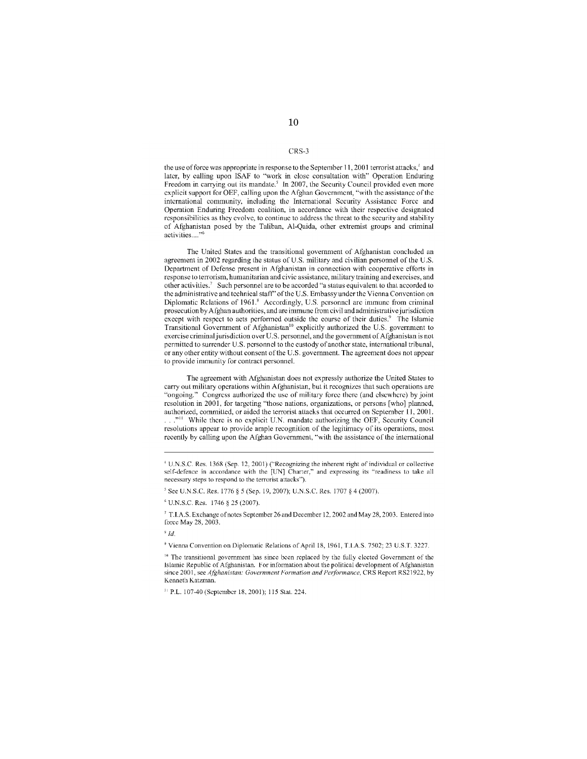the use of force was appropriate in response to the September 11, 2001 terrorist attacks,[4] and later, by calling upon ISAF to "work in close consultation with" Operation Enduring Freedom in carrying out its mandate.[5] In 2007, the Security Council provided even more explicit support for OEF, calling upon the Afghan Government, "with the assistance of the international community, including the International Security Assistance Force and Operation Enduring Freedom coalition, in accordance with their respective designated responsibilities as they evolve, to continue to address the threat to the security and stability of Afghanistan posed by the Taliban, Al-Qaida, other extremist groups and criminal activities...."[6]

The United States and the transitional government of Afghanistan concluded an agreement in 2002 regarding the status of U.S. military and civilian personnel of the U.S. Department of Defense present in Afghanistan in connection with cooperative efforts in response to terrorism, humanitarian and civic assistance, military training and exercises, and other activities.[7] Such personnel are to be accorded "a status equivalent to that accorded to the administrative and technical staff" of the U.S. Embassy under the Vienna Convention on Diplomatic Relations of 1961.[8] Accordingly, U.S. personnel are immune from criminal prosecution by Afghan authorities, and are immune from civil and administrative jurisdiction except with respect to acts performed outside the course of their duties.[9] The Islamic Transitional Government of Afghanistan[10] explicitly authorized the U.S. government to exercise criminal jurisdiction over U.S. personnel, and the government of Afghanistan is not permitted to surrender U.S. personnel to the custody of another state, international tribunal, or any other entity without consent of the U.S. government. The agreement does not appear to provide immunity for contract personnel.

The agreement with Afghanistan does not expressly authorize the United States to carry out military operations within Afghanistan, but it recognizes that such operations are "ongoing." Congress authorized the use of military force there (and elsewhere) by joint resolution in 2001, for targeting "those nations, organizations, or persons [who] planned, authorized, committed, or aided the terrorist attacks that occurred on September 11, 2001. . . ."[11] While there is no explicit U.N. mandate authorizing the OEF, Security Council resolutions appear to provide ample recognition of the legitimacy of its operations, most recently by calling upon the Afghan Government, "with the assistance of the international

---

[4] U.N.S.C. Res. 1368 (Sep. 12, 2001) ("Recognizing the inherent right of individual or collective self-defence in accordance with the [UN] Charter," and expressing its "readiness to take all necessary steps to respond to the terrorist attacks").

[5] See U.N.S.C. Res. 1776 § 5 (Sep. 19, 2007); U.N.S.C. Res. 1707 § 4 (2007).

[6] U.N.S.C. Res. 1746 § 25 (2007).

[7] T.I.A.S. Exchange of notes September 26 and December 12, 2002 and May 28, 2003. Entered into force May 28, 2003.

[8] *Id.*

[9] Vienna Convention on Diplomatic Relations of April 18, 1961, T.I.A.S. 7502; 23 U.S.T. 3227.

[10] The transitional government has since been replaced by the fully elected Government of the Islamic Republic of Afghanistan. For information about the political development of Afghanistan since 2001, see *Afghanistan: Government Formation and Performance*, CRS Report RS21922, by Kenneth Katzman.

[11] P.L. 107-40 (September 18, 2001); 115 Stat. 224.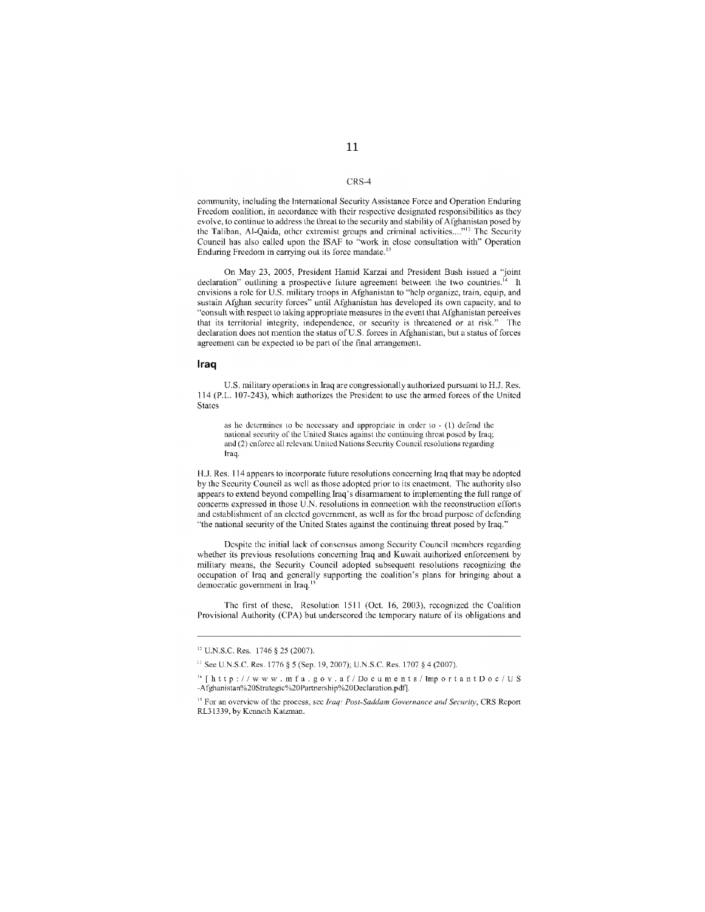community, including the International Security Assistance Force and Operation Enduring Freedom coalition, in accordance with their respective designated responsibilities as they evolve, to continue to address the threat to the security and stability of Afghanistan posed by the Taliban, Al-Qaida, other extremist groups and criminal activities...."[12] The Security Council has also called upon the ISAF to "work in close consultation with" Operation Enduring Freedom in carrying out its force mandate.[13]

On May 23, 2005, President Hamid Karzai and President Bush issued a "joint declaration" outlining a prospective future agreement between the two countries.[14] It envisions a role for U.S. military troops in Afghanistan to "help organize, train, equip, and sustain Afghan security forces" until Afghanistan has developed its own capacity, and to "consult with respect to taking appropriate measures in the event that Afghanistan perceives that its territorial integrity, independence, or security is threatened or at risk." The declaration does not mention the status of U.S. forces in Afghanistan, but a status of forces agreement can be expected to be part of the final arrangement.

### Iraq

U.S. military operations in Iraq are congressionally authorized pursuant to H.J. Res. 114 (P.L. 107-243), which authorizes the President to use the armed forces of the United States

> as he determines to be necessary and appropriate in order to - (1) defend the national security of the United States against the continuing threat posed by Iraq; and (2) enforce all relevant United Nations Security Council resolutions regarding Iraq.

H.J. Res. 114 appears to incorporate future resolutions concerning Iraq that may be adopted by the Security Council as well as those adopted prior to its enactment. The authority also appears to extend beyond compelling Iraq's disarmament to implementing the full range of concerns expressed in those U.N. resolutions in connection with the reconstruction efforts and establishment of an elected government, as well as for the broad purpose of defending "the national security of the United States against the continuing threat posed by Iraq."

Despite the initial lack of consensus among Security Council members regarding whether its previous resolutions concerning Iraq and Kuwait authorized enforcement by military means, the Security Council adopted subsequent resolutions recognizing the occupation of Iraq and generally supporting the coalition's plans for bringing about a democratic government in Iraq.[15]

The first of these, Resolution 1511 (Oct. 16, 2003), recognized the Coalition Provisional Authority (CPA) but underscored the temporary nature of its obligations and

---

[12] U.N.S.C. Res. 1746 § 25 (2007).

[13] See U.N.S.C. Res. 1776 § 5 (Sep. 19, 2007); U.N.S.C. Res. 1707 § 4 (2007).

[14] [http://www.mfa.gov.af/Documents/ImportantDoc/US-Afghanistan%20Strategic%20Partnership%20Declaration.pdf].

[15] For an overview of the process, see *Iraq: Post-Saddam Governance and Security*, CRS Report RL31339, by Kenneth Katzman.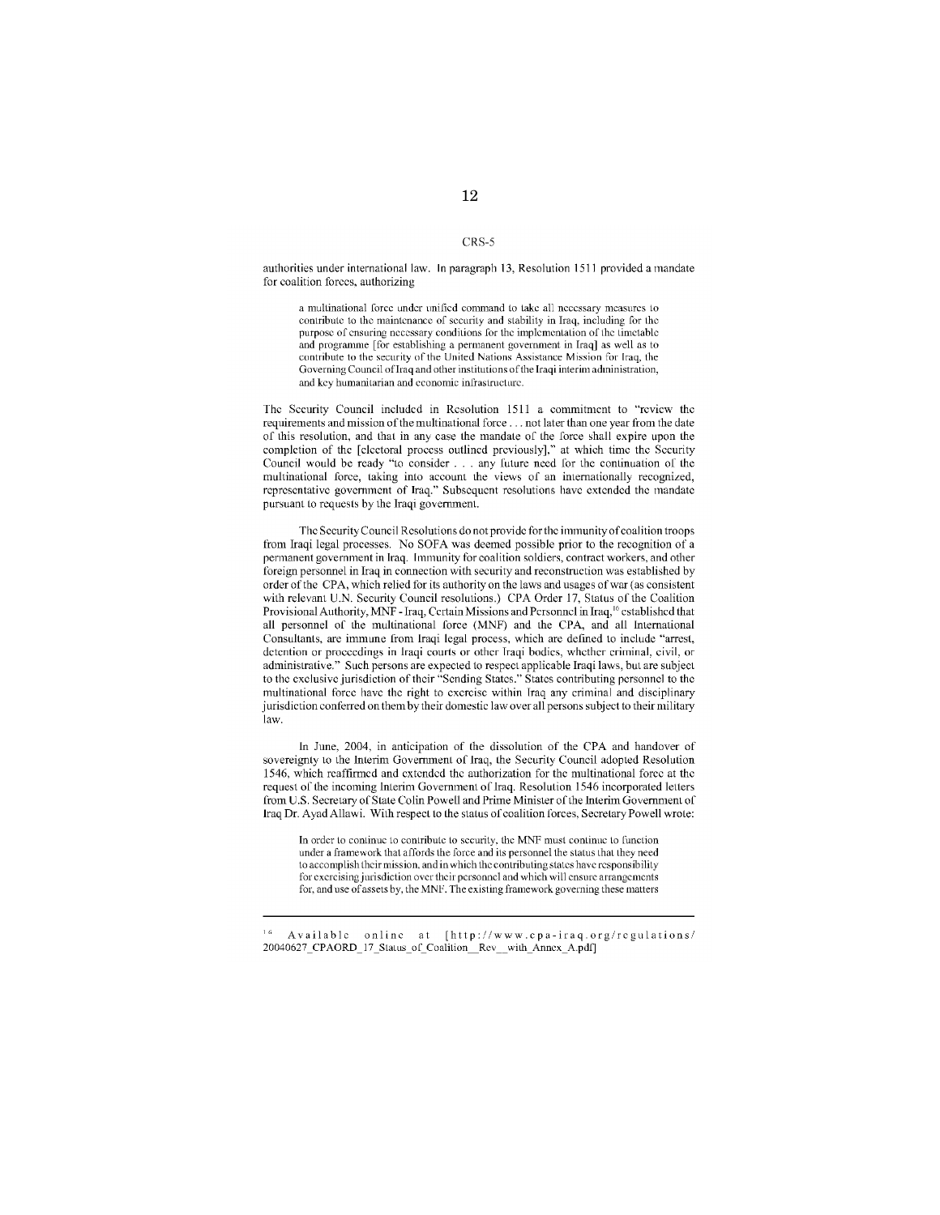authorities under international law. In paragraph 13, Resolution 1511 provided a mandate for coalition forces, authorizing

> a multinational force under unified command to take all necessary measures to contribute to the maintenance of security and stability in Iraq, including for the purpose of ensuring necessary conditions for the implementation of the timetable and programme [for establishing a permanent government in Iraq] as well as to contribute to the security of the United Nations Assistance Mission for Iraq, the Governing Council of Iraq and other institutions of the Iraqi interim administration, and key humanitarian and economic infrastructure.

The Security Council included in Resolution 1511 a commitment to "review the requirements and mission of the multinational force . . . not later than one year from the date of this resolution, and that in any case the mandate of the force shall expire upon the completion of the [electoral process outlined previously]," at which time the Security Council would be ready "to consider . . . any future need for the continuation of the multinational force, taking into account the views of an internationally recognized, representative government of Iraq." Subsequent resolutions have extended the mandate pursuant to requests by the Iraqi government.

The Security Council Resolutions do not provide for the immunity of coalition troops from Iraqi legal processes. No SOFA was deemed possible prior to the recognition of a permanent government in Iraq. Immunity for coalition soldiers, contract workers, and other foreign personnel in Iraq in connection with security and reconstruction was established by order of the CPA, which relied for its authority on the laws and usages of war (as consistent with relevant U.N. Security Council resolutions.) CPA Order 17, Status of the Coalition Provisional Authority, MNF - Iraq, Certain Missions and Personnel in Iraq,[16] established that all personnel of the multinational force (MNF) and the CPA, and all International Consultants, are immune from Iraqi legal process, which are defined to include "arrest, detention or proceedings in Iraqi courts or other Iraqi bodies, whether criminal, civil, or administrative." Such persons are expected to respect applicable Iraqi laws, but are subject to the exclusive jurisdiction of their "Sending States." States contributing personnel to the multinational force have the right to exercise within Iraq any criminal and disciplinary jurisdiction conferred on them by their domestic law over all persons subject to their military law.

In June, 2004, in anticipation of the dissolution of the CPA and handover of sovereignty to the Interim Government of Iraq, the Security Council adopted Resolution 1546, which reaffirmed and extended the authorization for the multinational force at the request of the incoming Interim Government of Iraq. Resolution 1546 incorporated letters from U.S. Secretary of State Colin Powell and Prime Minister of the Interim Government of Iraq Dr. Ayad Allawi. With respect to the status of coalition forces, Secretary Powell wrote:

> In order to continue to contribute to security, the MNF must continue to function under a framework that affords the force and its personnel the status that they need to accomplish their mission, and in which the contributing states have responsibility for exercising jurisdiction over their personnel and which will ensure arrangements for, and use of assets by, the MNF. The existing framework governing these matters

---

[16] Available online at [http://www.cpa-iraq.org/regulations/20040627_CPAORD_17_Status_of_Coalition__Rev__with_Annex_A.pdf]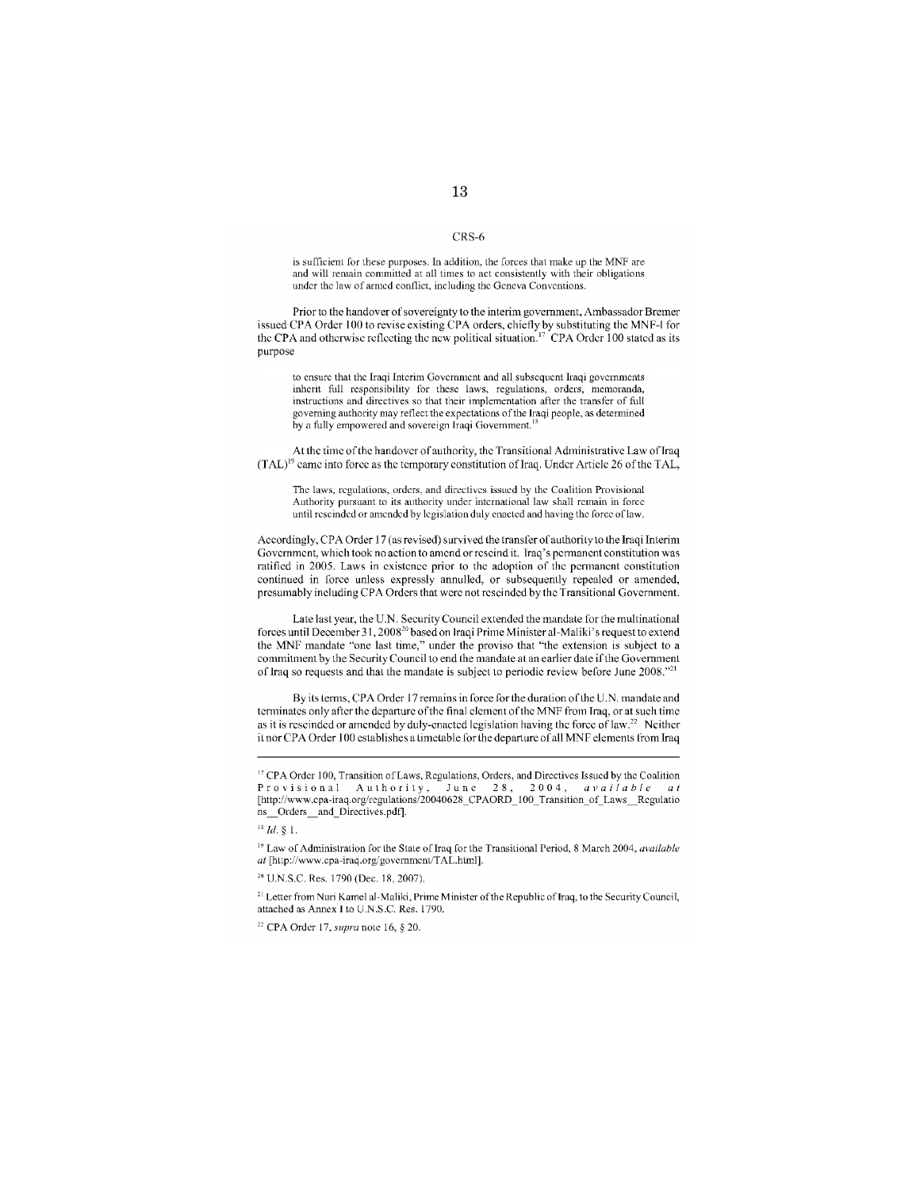is sufficient for these purposes. In addition, the forces that make up the MNF are and will remain committed at all times to act consistently with their obligations under the law of armed conflict, including the Geneva Conventions.

Prior to the handover of sovereignty to the interim government, Ambassador Bremer issued CPA Order 100 to revise existing CPA orders, chiefly by substituting the MNF-I for the CPA and otherwise reflecting the new political situation.[17] CPA Order 100 stated as its purpose

> to ensure that the Iraqi Interim Government and all subsequent Iraqi governments inherit full responsibility for these laws, regulations, orders, memoranda, instructions and directives so that their implementation after the transfer of full governing authority may reflect the expectations of the Iraqi people, as determined by a fully empowered and sovereign Iraqi Government.[18]

At the time of the handover of authority, the Transitional Administrative Law of Iraq (TAL)[19] came into force as the temporary constitution of Iraq. Under Article 26 of the TAL,

> The laws, regulations, orders, and directives issued by the Coalition Provisional Authority pursuant to its authority under international law shall remain in force until rescinded or amended by legislation duly enacted and having the force of law.

Accordingly, CPA Order 17 (as revised) survived the transfer of authority to the Iraqi Interim Government, which took no action to amend or rescind it. Iraq's permanent constitution was ratified in 2005. Laws in existence prior to the adoption of the permanent constitution continued in force unless expressly annulled, or subsequently repealed or amended, presumably including CPA Orders that were not rescinded by the Transitional Government.

Late last year, the U.N. Security Council extended the mandate for the multinational forces until December 31, 2008[20] based on Iraqi Prime Minister al-Maliki's request to extend the MNF mandate "one last time," under the proviso that "the extension is subject to a commitment by the Security Council to end the mandate at an earlier date if the Government of Iraq so requests and that the mandate is subject to periodic review before June 2008."[21]

By its terms, CPA Order 17 remains in force for the duration of the U.N. mandate and terminates only after the departure of the final element of the MNF from Iraq, or at such time as it is rescinded or amended by duly-enacted legislation having the force of law.[22] Neither it nor CPA Order 100 establishes a timetable for the departure of all MNF elements from Iraq

---

[17] CPA Order 100, Transition of Laws, Regulations, Orders, and Directives Issued by the Coalition Provisional Authority, June 28, 2004, *available at* [http://www.cpa-iraq.org/regulations/20040628_CPAORD_100_Transition_of_Laws__Regulations__Orders__and_Directives.pdf].

[18] *Id.* § 1.

[19] Law of Administration for the State of Iraq for the Transitional Period, 8 March 2004, *available at* [http://www.cpa-iraq.org/government/TAL.html].

[20] U.N.S.C. Res. 1790 (Dec. 18, 2007).

[21] Letter from Nuri Kamel al-Maliki, Prime Minister of the Republic of Iraq, to the Security Council, attached as Annex I to U.N.S.C. Res. 1790.

[22] CPA Order 17, *supra* note 16, § 20.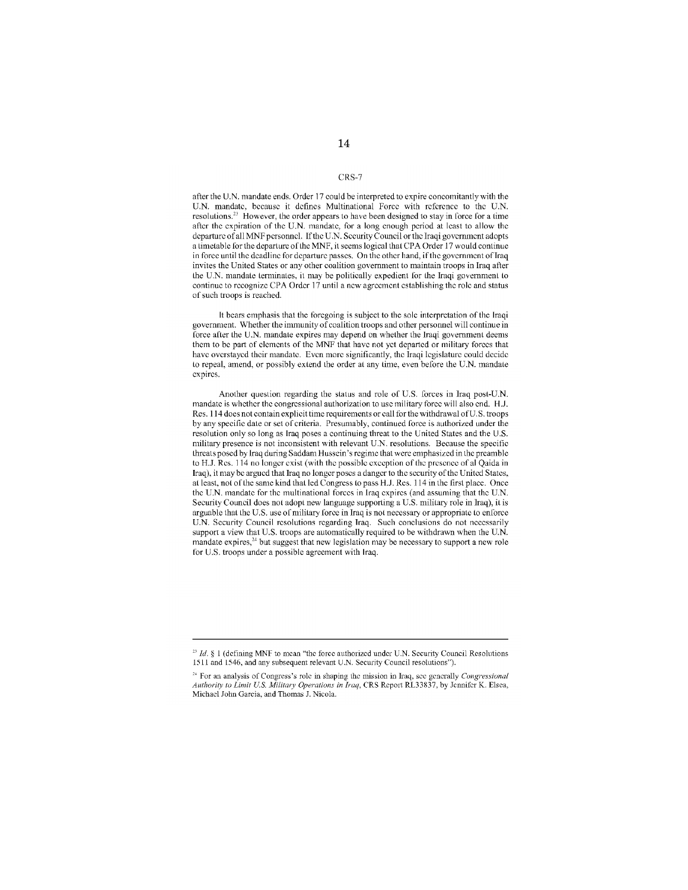after the U.N. mandate ends. Order 17 could be interpreted to expire concomitantly with the U.N. mandate, because it defines Multinational Force with reference to the U.N. resolutions.[23] However, the order appears to have been designed to stay in force for a time after the expiration of the U.N. mandate, for a long enough period at least to allow the departure of all MNF personnel. If the U.N. Security Council or the Iraqi government adopts a timetable for the departure of the MNF, it seems logical that CPA Order 17 would continue in force until the deadline for departure passes. On the other hand, if the government of Iraq invites the United States or any other coalition government to maintain troops in Iraq after the U.N. mandate terminates, it may be politically expedient for the Iraqi government to continue to recognize CPA Order 17 until a new agreement establishing the role and status of such troops is reached.

It bears emphasis that the foregoing is subject to the sole interpretation of the Iraqi government. Whether the immunity of coalition troops and other personnel will continue in force after the U.N. mandate expires may depend on whether the Iraqi government deems them to be part of elements of the MNF that have not yet departed or military forces that have overstayed their mandate. Even more significantly, the Iraqi legislature could decide to repeal, amend, or possibly extend the order at any time, even before the U.N. mandate expires.

Another question regarding the status and role of U.S. forces in Iraq post-U.N. mandate is whether the congressional authorization to use military force will also end. H.J. Res. 114 does not contain explicit time requirements or call for the withdrawal of U.S. troops by any specific date or set of criteria. Presumably, continued force is authorized under the resolution only so long as Iraq poses a continuing threat to the United States and the U.S. military presence is not inconsistent with relevant U.N. resolutions. Because the specific threats posed by Iraq during Saddam Hussein's regime that were emphasized in the preamble to H.J. Res. 114 no longer exist (with the possible exception of the presence of al Qaida in Iraq), it may be argued that Iraq no longer poses a danger to the security of the United States, at least, not of the same kind that led Congress to pass H.J. Res. 114 in the first place. Once the U.N. mandate for the multinational forces in Iraq expires (and assuming that the U.N. Security Council does not adopt new language supporting a U.S. military role in Iraq), it is arguable that the U.S. use of military force in Iraq is not necessary or appropriate to enforce U.N. Security Council resolutions regarding Iraq. Such conclusions do not necessarily support a view that U.S. troops are automatically required to be withdrawn when the U.N. mandate expires,[24] but suggest that new legislation may be necessary to support a new role for U.S. troops under a possible agreement with Iraq.

---

[23] *Id.* § 1 (defining MNF to mean "the force authorized under U.N. Security Council Resolutions 1511 and 1546, and any subsequent relevant U.N. Security Council resolutions").

[24] For an analysis of Congress's role in shaping the mission in Iraq, see generally *Congressional Authority to Limit U.S. Military Operations in Iraq*, CRS Report RL33837, by Jennifer K. Elsea, Michael John Garcia, and Thomas J. Nicola.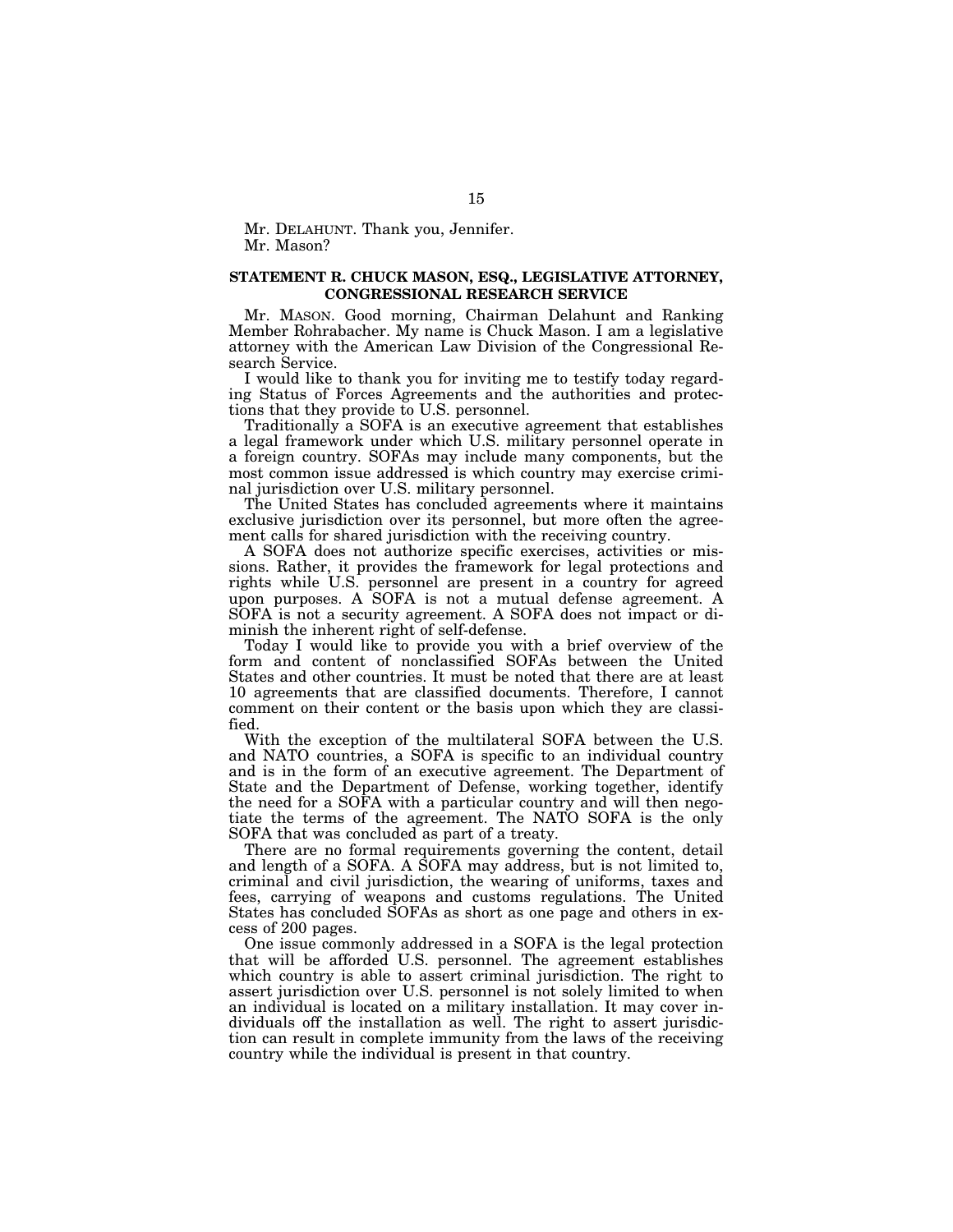Mr. DELAHUNT. Thank you, Jennifer.

Mr. Mason?

**STATEMENT R. CHUCK MASON, ESQ., LEGISLATIVE ATTORNEY, CONGRESSIONAL RESEARCH SERVICE**

Mr. MASON. Good morning, Chairman Delahunt and Ranking Member Rohrabacher. My name is Chuck Mason. I am a legislative attorney with the American Law Division of the Congressional Research Service.

I would like to thank you for inviting me to testify today regarding Status of Forces Agreements and the authorities and protections that they provide to U.S. personnel.

Traditionally a SOFA is an executive agreement that establishes a legal framework under which U.S. military personnel operate in a foreign country. SOFAs may include many components, but the most common issue addressed is which country may exercise criminal jurisdiction over U.S. military personnel.

The United States has concluded agreements where it maintains exclusive jurisdiction over its personnel, but more often the agreement calls for shared jurisdiction with the receiving country.

A SOFA does not authorize specific exercises, activities or missions. Rather, it provides the framework for legal protections and rights while U.S. personnel are present in a country for agreed upon purposes. A SOFA is not a mutual defense agreement. A SOFA is not a security agreement. A SOFA does not impact or diminish the inherent right of self-defense.

Today I would like to provide you with a brief overview of the form and content of nonclassified SOFAs between the United States and other countries. It must be noted that there are at least 10 agreements that are classified documents. Therefore, I cannot comment on their content or the basis upon which they are classified.

With the exception of the multilateral SOFA between the U.S. and NATO countries, a SOFA is specific to an individual country and is in the form of an executive agreement. The Department of State and the Department of Defense, working together, identify the need for a SOFA with a particular country and will then negotiate the terms of the agreement. The NATO SOFA is the only SOFA that was concluded as part of a treaty.

There are no formal requirements governing the content, detail and length of a SOFA. A SOFA may address, but is not limited to, criminal and civil jurisdiction, the wearing of uniforms, taxes and fees, carrying of weapons and customs regulations. The United States has concluded SOFAs as short as one page and others in excess of 200 pages.

One issue commonly addressed in a SOFA is the legal protection that will be afforded U.S. personnel. The agreement establishes which country is able to assert criminal jurisdiction. The right to assert jurisdiction over U.S. personnel is not solely limited to when an individual is located on a military installation. It may cover individuals off the installation as well. The right to assert jurisdiction can result in complete immunity from the laws of the receiving country while the individual is present in that country.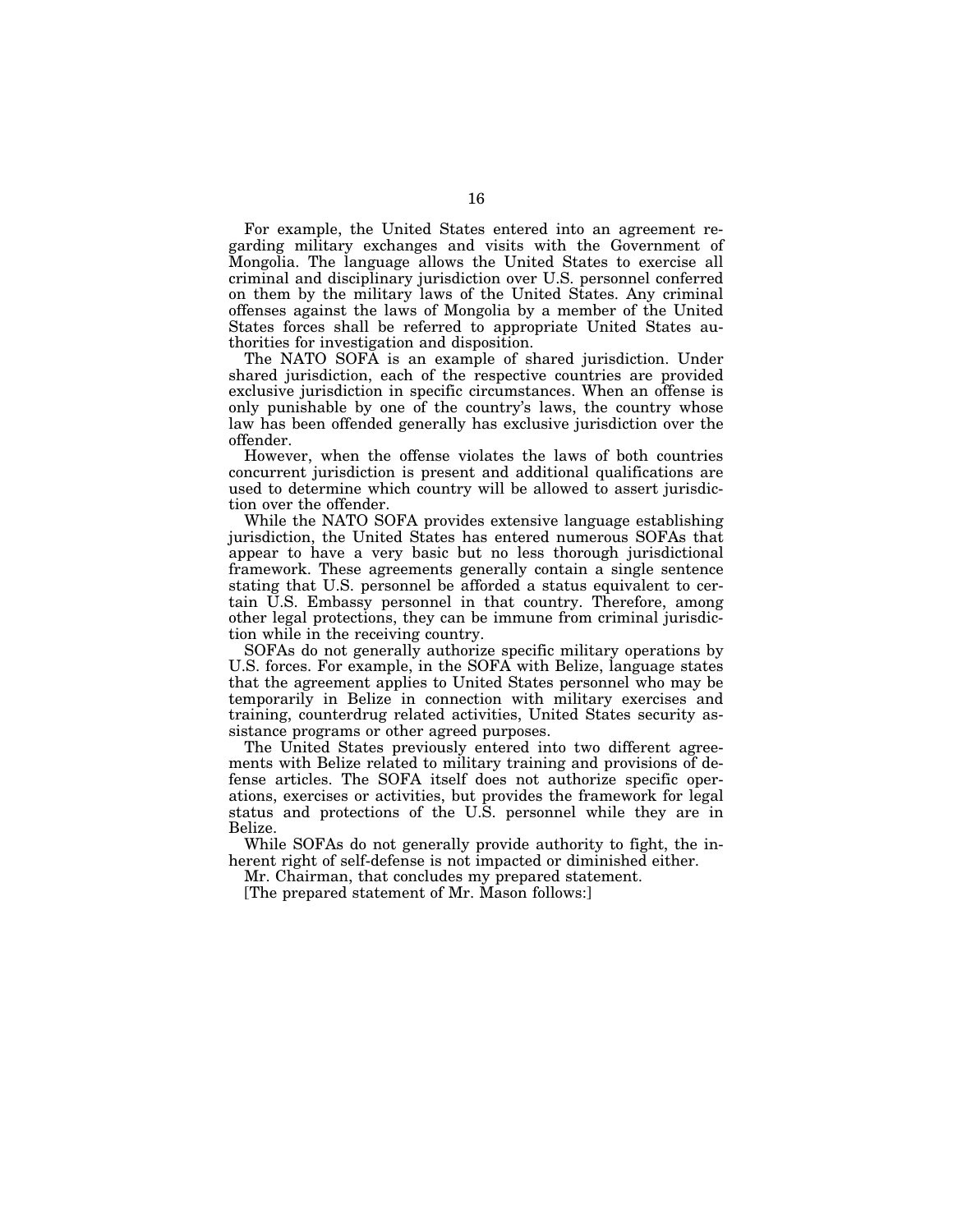For example, the United States entered into an agreement regarding military exchanges and visits with the Government of Mongolia. The language allows the United States to exercise all criminal and disciplinary jurisdiction over U.S. personnel conferred on them by the military laws of the United States. Any criminal offenses against the laws of Mongolia by a member of the United States forces shall be referred to appropriate United States authorities for investigation and disposition.

The NATO SOFA is an example of shared jurisdiction. Under shared jurisdiction, each of the respective countries are provided exclusive jurisdiction in specific circumstances. When an offense is only punishable by one of the country's laws, the country whose law has been offended generally has exclusive jurisdiction over the offender.

However, when the offense violates the laws of both countries concurrent jurisdiction is present and additional qualifications are used to determine which country will be allowed to assert jurisdiction over the offender.

While the NATO SOFA provides extensive language establishing jurisdiction, the United States has entered numerous SOFAs that appear to have a very basic but no less thorough jurisdictional framework. These agreements generally contain a single sentence stating that U.S. personnel be afforded a status equivalent to certain U.S. Embassy personnel in that country. Therefore, among other legal protections, they can be immune from criminal jurisdiction while in the receiving country.

SOFAs do not generally authorize specific military operations by U.S. forces. For example, in the SOFA with Belize, language states that the agreement applies to United States personnel who may be temporarily in Belize in connection with military exercises and training, counterdrug related activities, United States security assistance programs or other agreed purposes.

The United States previously entered into two different agreements with Belize related to military training and provisions of defense articles. The SOFA itself does not authorize specific operations, exercises or activities, but provides the framework for legal status and protections of the U.S. personnel while they are in Belize.

While SOFAs do not generally provide authority to fight, the inherent right of self-defense is not impacted or diminished either.

Mr. Chairman, that concludes my prepared statement.

[The prepared statement of Mr. Mason follows:]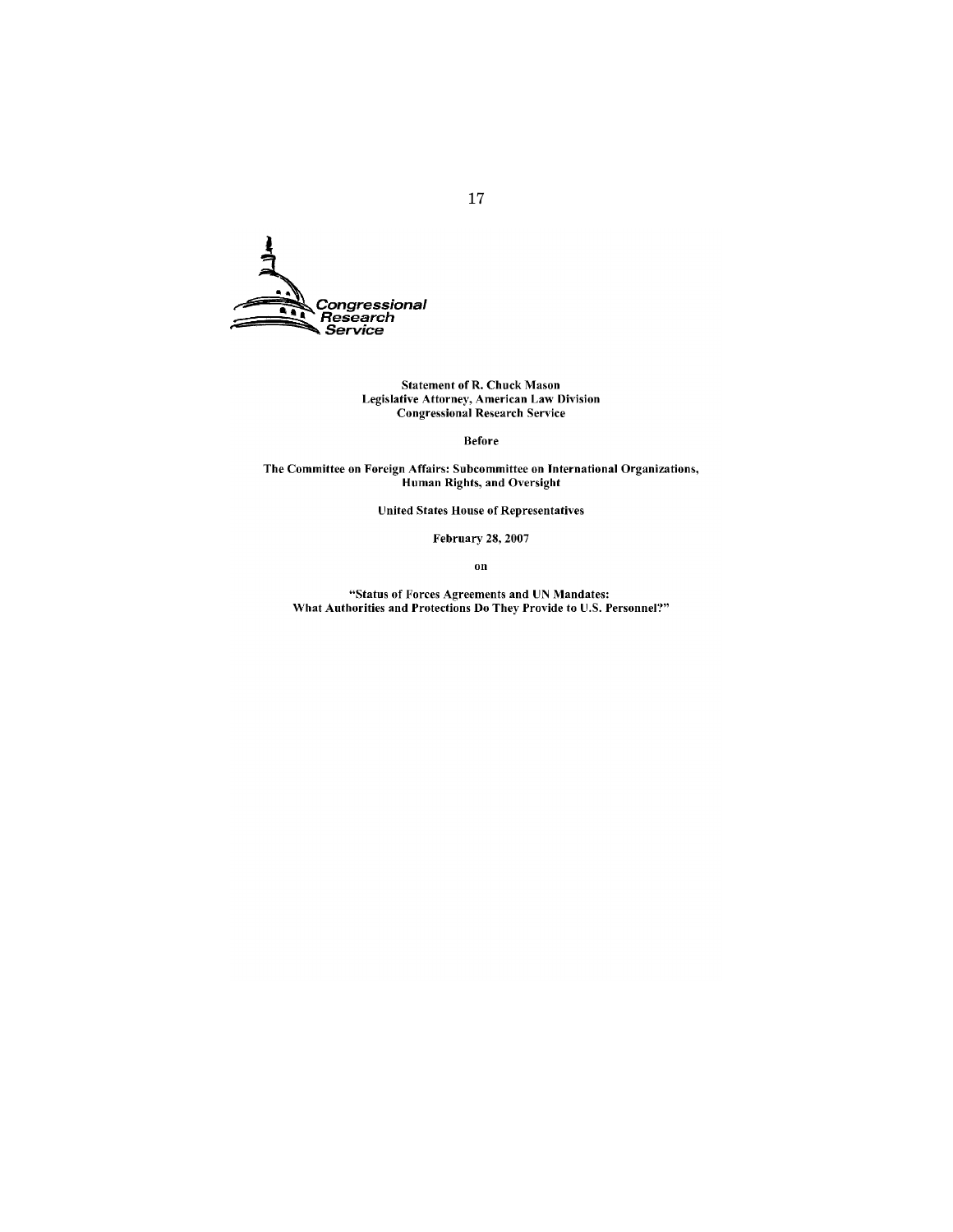Congressional Research Service

Statement of R. Chuck Mason
Legislative Attorney, American Law Division
Congressional Research Service

Before

The Committee on Foreign Affairs: Subcommittee on International Organizations, Human Rights, and Oversight

United States House of Representatives

February 28, 2007

on

"Status of Forces Agreements and UN Mandates: What Authorities and Protections Do They Provide to U.S. Personnel?"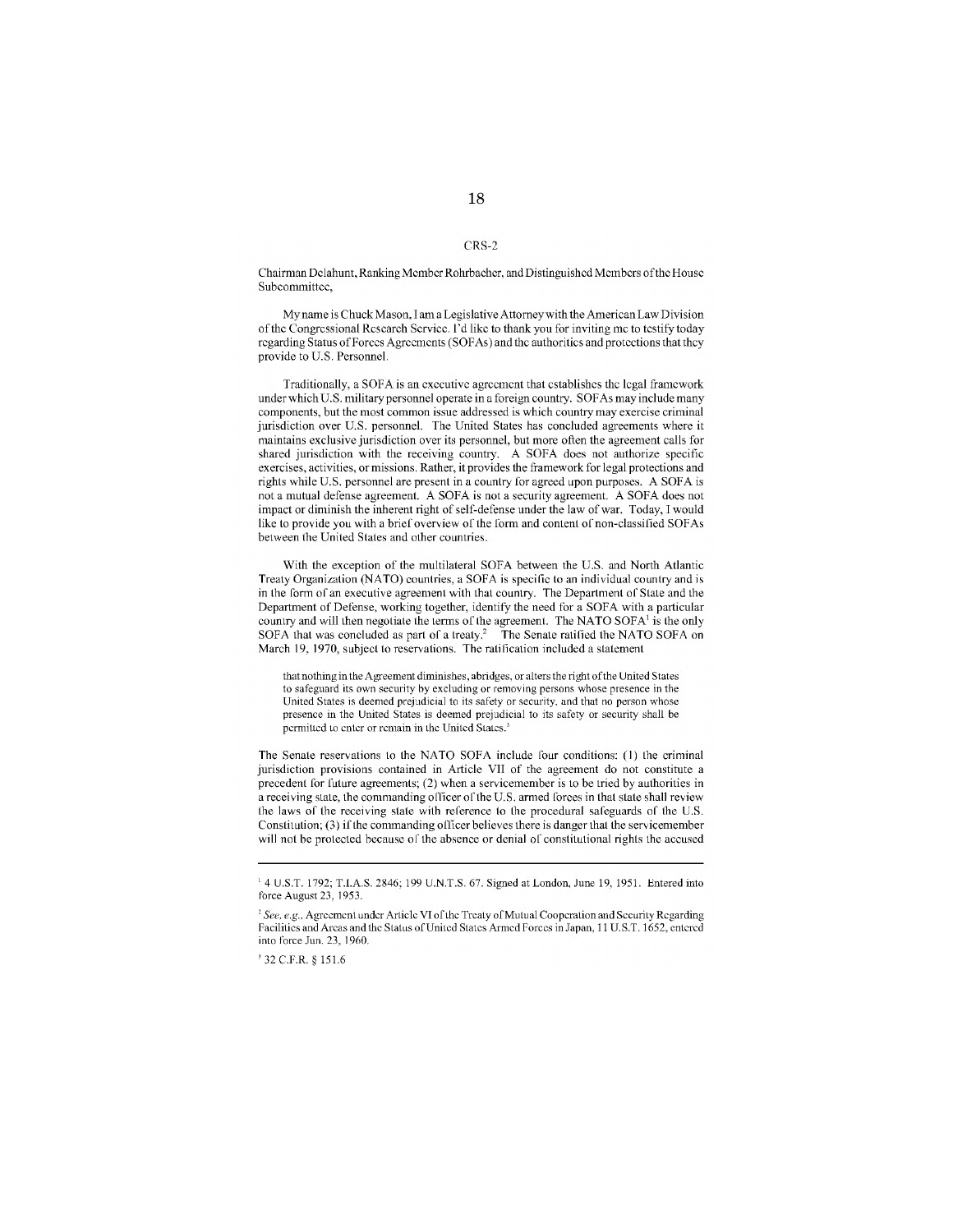Chairman Delahunt, Ranking Member Rohrbacher, and Distinguished Members of the House Subcommittee,

My name is Chuck Mason, I am a Legislative Attorney with the American Law Division of the Congressional Research Service. I'd like to thank you for inviting me to testify today regarding Status of Forces Agreements (SOFAs) and the authorities and protections that they provide to U.S. Personnel.

Traditionally, a SOFA is an executive agreement that establishes the legal framework under which U.S. military personnel operate in a foreign country. SOFAs may include many components, but the most common issue addressed is which country may exercise criminal jurisdiction over U.S. personnel. The United States has concluded agreements where it maintains exclusive jurisdiction over its personnel, but more often the agreement calls for shared jurisdiction with the receiving country. A SOFA does not authorize specific exercises, activities, or missions. Rather, it provides the framework for legal protections and rights while U.S. personnel are present in a country for agreed upon purposes. A SOFA is not a mutual defense agreement. A SOFA is not a security agreement. A SOFA does not impact or diminish the inherent right of self-defense under the law of war. Today, I would like to provide you with a brief overview of the form and content of non-classified SOFAs between the United States and other countries.

With the exception of the multilateral SOFA between the U.S. and North Atlantic Treaty Organization (NATO) countries, a SOFA is specific to an individual country and is in the form of an executive agreement with that country. The Department of State and the Department of Defense, working together, identify the need for a SOFA with a particular country and will then negotiate the terms of the agreement. The NATO SOFA[1] is the only SOFA that was concluded as part of a treaty.[2] The Senate ratified the NATO SOFA on March 19, 1970, subject to reservations. The ratification included a statement

> that nothing in the Agreement diminishes, abridges, or alters the right of the United States to safeguard its own security by excluding or removing persons whose presence in the United States is deemed prejudicial to its safety or security, and that no person whose presence in the United States is deemed prejudicial to its safety or security shall be permitted to enter or remain in the United States.[3]

The Senate reservations to the NATO SOFA include four conditions: (1) the criminal jurisdiction provisions contained in Article VII of the agreement do not constitute a precedent for future agreements; (2) when a servicemember is to be tried by authorities in a receiving state, the commanding officer of the U.S. armed forces in that state shall review the laws of the receiving state with reference to the procedural safeguards of the U.S. Constitution; (3) if the commanding officer believes there is danger that the servicemember will not be protected because of the absence or denial of constitutional rights the accused

---

[1] 4 U.S.T. 1792; T.I.A.S. 2846; 199 U.N.T.S. 67. Signed at London, June 19, 1951. Entered into force August 23, 1953.

[2] *See, e.g.*, Agreement under Article VI of the Treaty of Mutual Cooperation and Security Regarding Facilities and Areas and the Status of United States Armed Forces in Japan, 11 U.S.T. 1652, entered into force Jun. 23, 1960.

[3] 32 C.F.R. § 151.6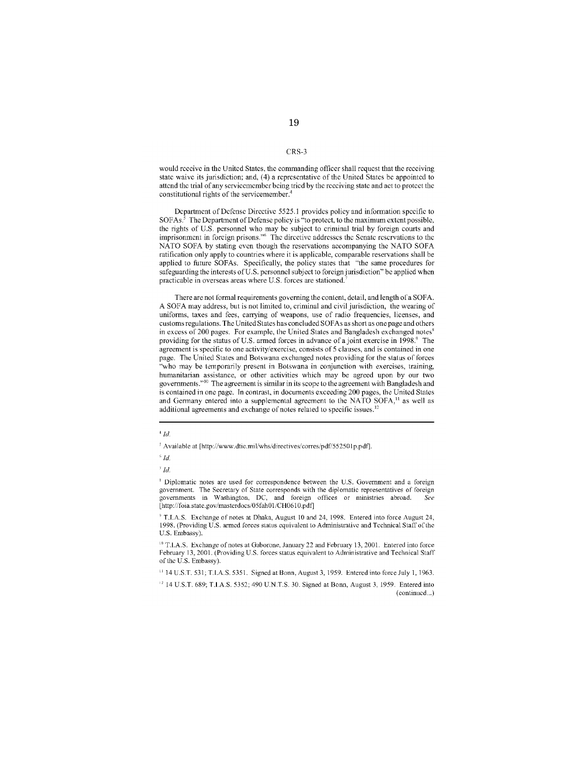would receive in the United States, the commanding officer shall request that the receiving state waive its jurisdiction; and, (4) a representative of the United States be appointed to attend the trial of any servicemember being tried by the receiving state and act to protect the constitutional rights of the servicemember.[4]

Department of Defense Directive 5525.1 provides policy and information specific to SOFAs.[5] The Department of Defense policy is "to protect, to the maximum extent possible, the rights of U.S. personnel who may be subject to criminal trial by foreign courts and imprisonment in foreign prisons."[6] The directive addresses the Senate reservations to the NATO SOFA by stating even though the reservations accompanying the NATO SOFA ratification only apply to countries where it is applicable, comparable reservations shall be applied to future SOFAs. Specifically, the policy states that "the same procedures for safeguarding the interests of U.S. personnel subject to foreign jurisdiction" be applied when practicable in overseas areas where U.S. forces are stationed.[7]

There are not formal requirements governing the content, detail, and length of a SOFA. A SOFA may address, but is not limited to, criminal and civil jurisdiction, the wearing of uniforms, taxes and fees, carrying of weapons, use of radio frequencies, licenses, and customs regulations. The United States has concluded SOFAs as short as one page and others in excess of 200 pages. For example, the United States and Bangladesh exchanged notes[8] providing for the status of U.S. armed forces in advance of a joint exercise in 1998.[9] The agreement is specific to one activity/exercise, consists of 5 clauses, and is contained in one page. The United States and Botswana exchanged notes providing for the status of forces "who may be temporarily present in Botswana in conjunction with exercises, training, humanitarian assistance, or other activities which may be agreed upon by our two governments."[10] The agreement is similar in its scope to the agreement with Bangladesh and is contained in one page. In contrast, in documents exceeding 200 pages, the United States and Germany entered into a supplemental agreement to the NATO SOFA,[11] as well as additional agreements and exchange of notes related to specific issues.[12]

---

[4] *Id.*

[5] Available at [http://www.dtic.mil/whs/directives/corres/pdf/552501p.pdf].

[6] *Id.*

[7] *Id.*

[8] Diplomatic notes are used for correspondence between the U.S. Government and a foreign government. The Secretary of State corresponds with the diplomatic representatives of foreign governments in Washington, DC, and foreign offices or ministries abroad. *See* [http://foia.state.gov/masterdocs/05fah01/CH0610.pdf]

[9] T.I.A.S. Exchange of notes at Dhaka, August 10 and 24, 1998. Entered into force August 24, 1998. (Providing U.S. armed forces status equivalent to Administrative and Technical Staff of the U.S. Embassy).

[10] T.I.A.S. Exchange of notes at Gaborone, January 22 and February 13, 2001. Entered into force February 13, 2001. (Providing U.S. forces status equivalent to Administrative and Technical Staff of the U.S. Embassy).

[11] 14 U.S.T. 531; T.I.A.S. 5351. Signed at Bonn, August 3, 1959. Entered into force July 1, 1963.

[12] 14 U.S.T. 689; T.I.A.S. 5352; 490 U.N.T.S. 30. Signed at Bonn, August 3, 1959. Entered into (continued...)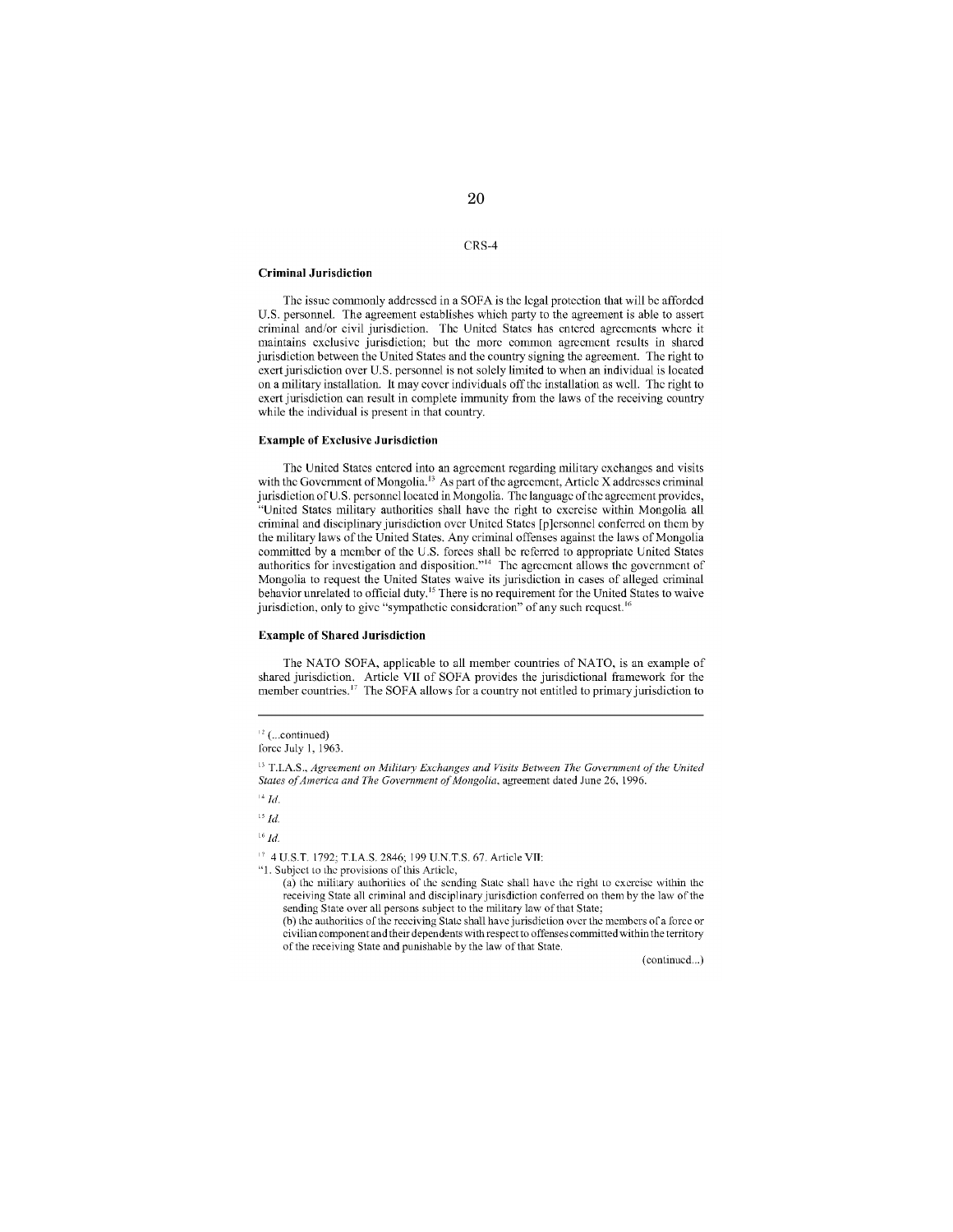### Criminal Jurisdiction

The issue commonly addressed in a SOFA is the legal protection that will be afforded U.S. personnel. The agreement establishes which party to the agreement is able to assert criminal and/or civil jurisdiction. The United States has entered agreements where it maintains exclusive jurisdiction; but the more common agreement results in shared jurisdiction between the United States and the country signing the agreement. The right to exert jurisdiction over U.S. personnel is not solely limited to when an individual is located on a military installation. It may cover individuals off the installation as well. The right to exert jurisdiction can result in complete immunity from the laws of the receiving country while the individual is present in that country.

### Example of Exclusive Jurisdiction

The United States entered into an agreement regarding military exchanges and visits with the Government of Mongolia.[13] As part of the agreement, Article X addresses criminal jurisdiction of U.S. personnel located in Mongolia. The language of the agreement provides, "United States military authorities shall have the right to exercise within Mongolia all criminal and disciplinary jurisdiction over United States [p]ersonnel conferred on them by the military laws of the United States. Any criminal offenses against the laws of Mongolia committed by a member of the U.S. forces shall be referred to appropriate United States authorities for investigation and disposition."[14] The agreement allows the government of Mongolia to request the United States waive its jurisdiction in cases of alleged criminal behavior unrelated to official duty.[15] There is no requirement for the United States to waive jurisdiction, only to give "sympathetic consideration" of any such request.[16]

### Example of Shared Jurisdiction

The NATO SOFA, applicable to all member countries of NATO, is an example of shared jurisdiction. Article VII of SOFA provides the jurisdictional framework for the member countries.[17] The SOFA allows for a country not entitled to primary jurisdiction to

---

[12] (...continued)
force July 1, 1963.

[13] T.I.A.S., *Agreement on Military Exchanges and Visits Between The Government of the United States of America and The Government of Mongolia*, agreement dated June 26, 1996.

[14] *Id.*

[15] *Id.*

[16] *Id.*

[17] 4 U.S.T. 1792; T.I.A.S. 2846; 199 U.N.T.S. 67. Article VII:
"1. Subject to the provisions of this Article,
(a) the military authorities of the sending State shall have the right to exercise within the receiving State all criminal and disciplinary jurisdiction conferred on them by the law of the sending State over all persons subject to the military law of that State;
(b) the authorities of the receiving State shall have jurisdiction over the members of a force or civilian component and their dependents with respect to offenses committed within the territory of the receiving State and punishable by the law of that State.

(continued...)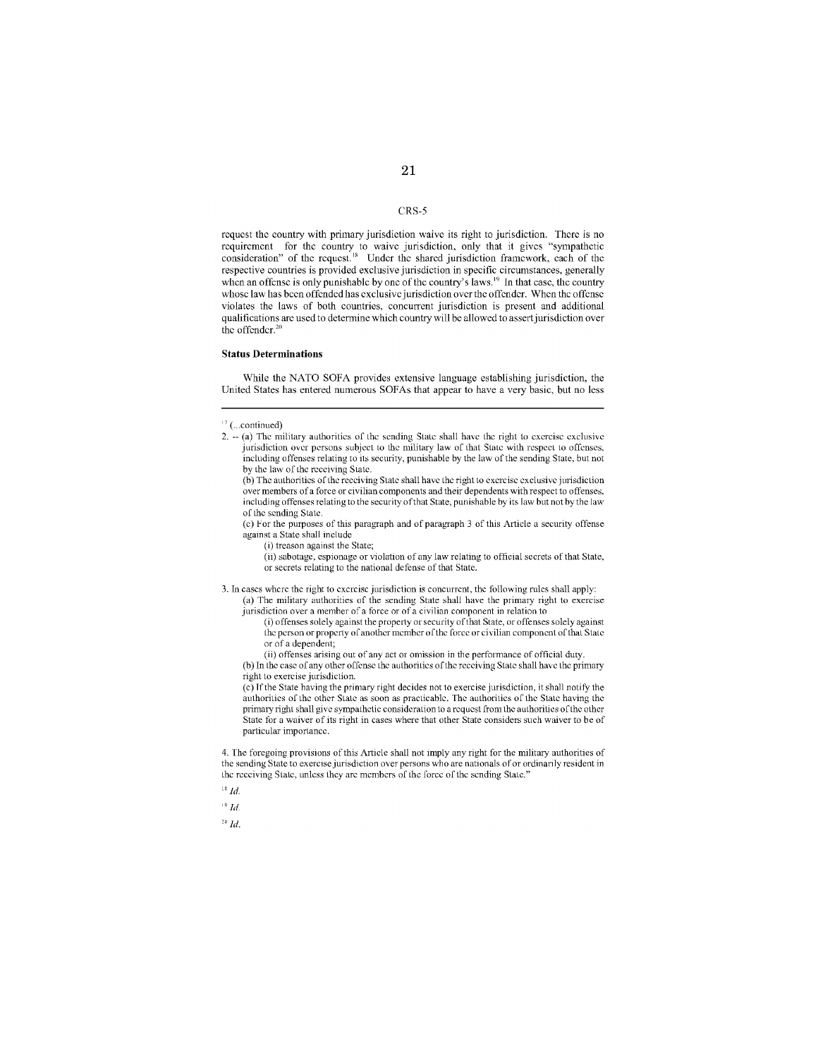request the country with primary jurisdiction waive its right to jurisdiction. There is no requirement for the country to waive jurisdiction, only that it gives "sympathetic consideration" of the request.[18] Under the shared jurisdiction framework, each of the respective countries is provided exclusive jurisdiction in specific circumstances, generally when an offense is only punishable by one of the country's laws.[19] In that case, the country whose law has been offended has exclusive jurisdiction over the offender. When the offense violates the laws of both countries, concurrent jurisdiction is present and additional qualifications are used to determine which country will be allowed to assert jurisdiction over the offender.[20]

#### Status Determinations

While the NATO SOFA provides extensive language establishing jurisdiction, the United States has entered numerous SOFAs that appear to have a very basic, but no less

---

[17] (...continued)

2. -- (a) The military authorities of the sending State shall have the right to exercise exclusive jurisdiction over persons subject to the military law of that State with respect to offenses, including offenses relating to its security, punishable by the law of the sending State, but not by the law of the receiving State.

   (b) The authorities of the receiving State shall have the right to exercise exclusive jurisdiction over members of a force or civilian components and their dependents with respect to offenses, including offenses relating to the security of that State, punishable by its law but not by the law of the sending State.

   (c) For the purposes of this paragraph and of paragraph 3 of this Article a security offense against a State shall include

   (i) treason against the State;

   (ii) sabotage, espionage or violation of any law relating to official secrets of that State, or secrets relating to the national defense of that State.

3. In cases where the right to exercise jurisdiction is concurrent, the following rules shall apply:

   (a) The military authorities of the sending State shall have the primary right to exercise jurisdiction over a member of a force or of a civilian component in relation to

   (i) offenses solely against the property or security of that State, or offenses solely against the person or property of another member of the force or civilian component of that State or of a dependent;

   (ii) offenses arising out of any act or omission in the performance of official duty.

   (b) In the case of any other offense the authorities of the receiving State shall have the primary right to exercise jurisdiction.

   (c) If the State having the primary right decides not to exercise jurisdiction, it shall notify the authorities of the other State as soon as practicable. The authorities of the State having the primary right shall give sympathetic consideration to a request from the authorities of the other State for a waiver of its right in cases where that other State considers such waiver to be of particular importance.

4. The foregoing provisions of this Article shall not imply any right for the military authorities of the sending State to exercise jurisdiction over persons who are nationals of or ordinarily resident in the receiving State, unless they are members of the force of the sending State."

[18] *Id.*

[19] *Id.*

[20] *Id.*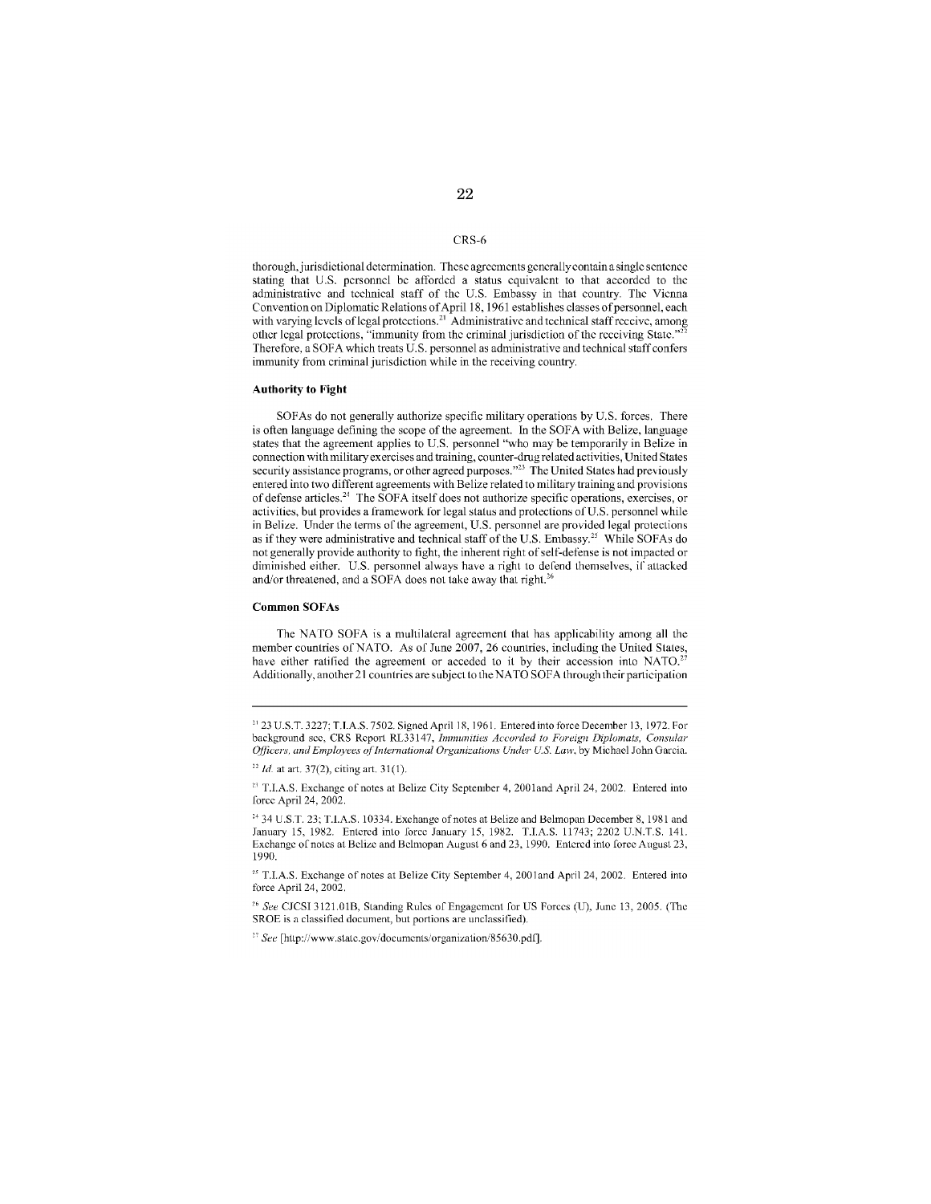thorough, jurisdictional determination. These agreements generally contain a single sentence stating that U.S. personnel be afforded a status equivalent to that accorded to the administrative and technical staff of the U.S. Embassy in that country. The Vienna Convention on Diplomatic Relations of April 18, 1961 establishes classes of personnel, each with varying levels of legal protections.[21] Administrative and technical staff receive, among other legal protections, "immunity from the criminal jurisdiction of the receiving State."[22] Therefore, a SOFA which treats U.S. personnel as administrative and technical staff confers immunity from criminal jurisdiction while in the receiving country.

#### Authority to Fight

SOFAs do not generally authorize specific military operations by U.S. forces. There is often language defining the scope of the agreement. In the SOFA with Belize, language states that the agreement applies to U.S. personnel "who may be temporarily in Belize in connection with military exercises and training, counter-drug related activities, United States security assistance programs, or other agreed purposes."[23] The United States had previously entered into two different agreements with Belize related to military training and provisions of defense articles.[24] The SOFA itself does not authorize specific operations, exercises, or activities, but provides a framework for legal status and protections of U.S. personnel while in Belize. Under the terms of the agreement, U.S. personnel are provided legal protections as if they were administrative and technical staff of the U.S. Embassy.[25] While SOFAs do not generally provide authority to fight, the inherent right of self-defense is not impacted or diminished either. U.S. personnel always have a right to defend themselves, if attacked and/or threatened, and a SOFA does not take away that right.[26]

#### Common SOFAs

The NATO SOFA is a multilateral agreement that has applicability among all the member countries of NATO. As of June 2007, 26 countries, including the United States, have either ratified the agreement or acceded to it by their accession into NATO.[27] Additionally, another 21 countries are subject to the NATO SOFA through their participation

---

[21] 23 U.S.T. 3227; T.I.A.S. 7502. Signed April 18, 1961. Entered into force December 13, 1972. For background see, CRS Report RL33147, *Immunities Accorded to Foreign Diplomats, Consular Officers, and Employees of International Organizations Under U.S. Law*, by Michael John Garcia.

[22] *Id.* at art. 37(2), citing art. 31(1).

[23] T.I.A.S. Exchange of notes at Belize City September 4, 2001and April 24, 2002. Entered into force April 24, 2002.

[24] 34 U.S.T. 23; T.I.A.S. 10334. Exchange of notes at Belize and Belmopan December 8, 1981 and January 15, 1982. Entered into force January 15, 1982. T.I.A.S. 11743; 2202 U.N.T.S. 141. Exchange of notes at Belize and Belmopan August 6 and 23, 1990. Entered into force August 23, 1990.

[25] T.I.A.S. Exchange of notes at Belize City September 4, 2001and April 24, 2002. Entered into force April 24, 2002.

[26] *See* CJCSI 3121.01B, Standing Rules of Engagement for US Forces (U), June 13, 2005. (The SROE is a classified document, but portions are unclassified).

[27] *See* [http://www.state.gov/documents/organization/85630.pdf].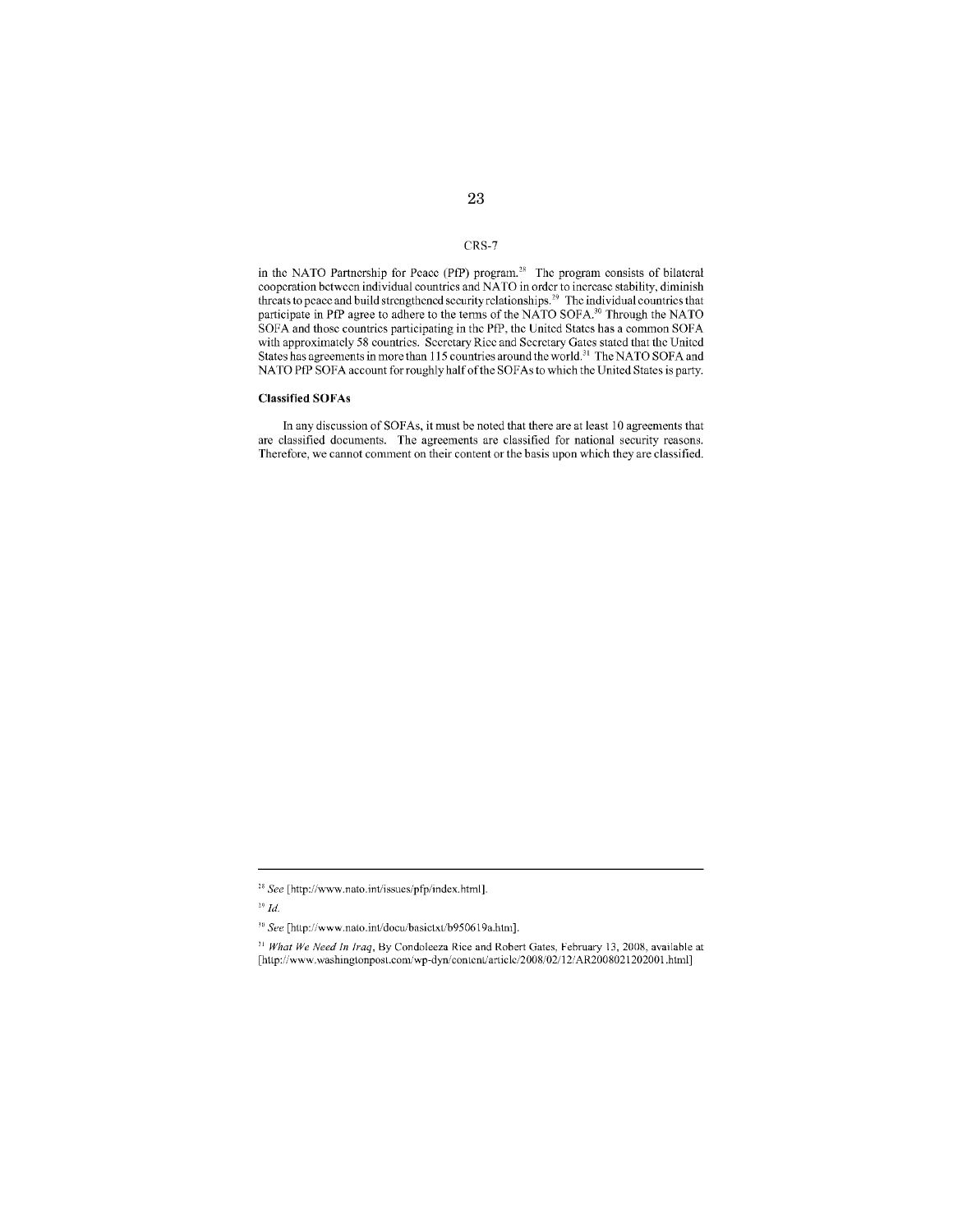in the NATO Partnership for Peace (PfP) program.[28] The program consists of bilateral cooperation between individual countries and NATO in order to increase stability, diminish threats to peace and build strengthened security relationships.[29] The individual countries that participate in PfP agree to adhere to the terms of the NATO SOFA.[30] Through the NATO SOFA and those countries participating in the PfP, the United States has a common SOFA with approximately 58 countries. Secretary Rice and Secretary Gates stated that the United States has agreements in more than 115 countries around the world.[31] The NATO SOFA and NATO PfP SOFA account for roughly half of the SOFAs to which the United States is party.

#### Classified SOFAs

In any discussion of SOFAs, it must be noted that there are at least 10 agreements that are classified documents. The agreements are classified for national security reasons. Therefore, we cannot comment on their content or the basis upon which they are classified.

---

[28] *See* [http://www.nato.int/issues/pfp/index.html].

[29] *Id.*

[30] *See* [http://www.nato.int/docu/basictxt/b950619a.htm].

[31] *What We Need In Iraq*, By Condoleeza Rice and Robert Gates, February 13, 2008, available at [http://www.washingtonpost.com/wp-dyn/content/article/2008/02/12/AR2008021202001.html]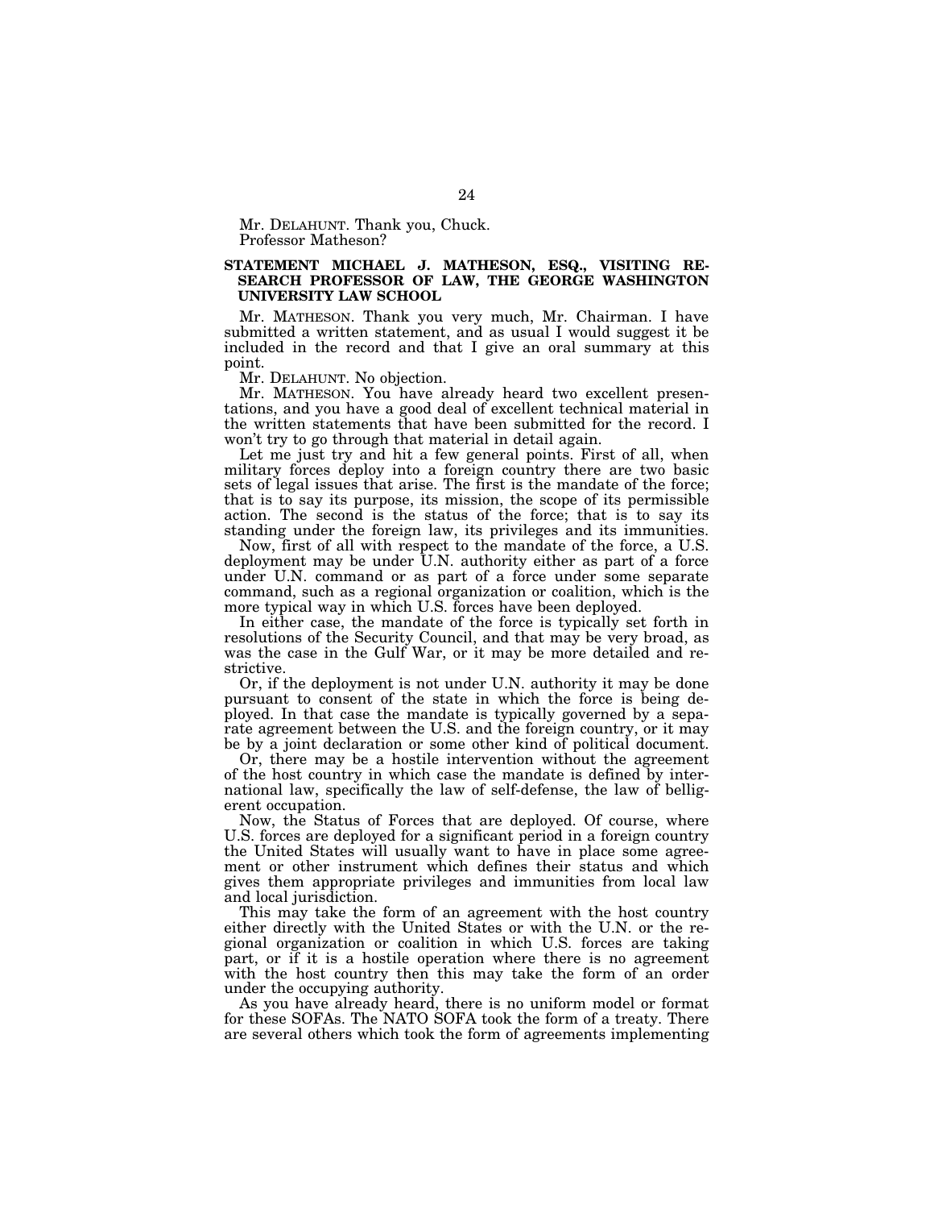Mr. DELAHUNT. Thank you, Chuck.

Professor Matheson?

### STATEMENT MICHAEL J. MATHESON, ESQ., VISITING RESEARCH PROFESSOR OF LAW, THE GEORGE WASHINGTON UNIVERSITY LAW SCHOOL

Mr. MATHESON. Thank you very much, Mr. Chairman. I have submitted a written statement, and as usual I would suggest it be included in the record and that I give an oral summary at this point.

Mr. DELAHUNT. No objection.

Mr. MATHESON. You have already heard two excellent presentations, and you have a good deal of excellent technical material in the written statements that have been submitted for the record. I won't try to go through that material in detail again.

Let me just try and hit a few general points. First of all, when military forces deploy into a foreign country there are two basic sets of legal issues that arise. The first is the mandate of the force; that is to say its purpose, its mission, the scope of its permissible action. The second is the status of the force; that is to say its standing under the foreign law, its privileges and its immunities.

Now, first of all with respect to the mandate of the force, a U.S. deployment may be under U.N. authority either as part of a force under U.N. command or as part of a force under some separate command, such as a regional organization or coalition, which is the more typical way in which U.S. forces have been deployed.

In either case, the mandate of the force is typically set forth in resolutions of the Security Council, and that may be very broad, as was the case in the Gulf War, or it may be more detailed and restrictive.

Or, if the deployment is not under U.N. authority it may be done pursuant to consent of the state in which the force is being deployed. In that case the mandate is typically governed by a separate agreement between the U.S. and the foreign country, or it may be by a joint declaration or some other kind of political document.

Or, there may be a hostile intervention without the agreement of the host country in which case the mandate is defined by international law, specifically the law of self-defense, the law of belligerent occupation.

Now, the Status of Forces that are deployed. Of course, where U.S. forces are deployed for a significant period in a foreign country the United States will usually want to have in place some agreement or other instrument which defines their status and which gives them appropriate privileges and immunities from local law and local jurisdiction.

This may take the form of an agreement with the host country either directly with the United States or with the U.N. or the regional organization or coalition in which U.S. forces are taking part, or if it is a hostile operation where there is no agreement with the host country then this may take the form of an order under the occupying authority.

As you have already heard, there is no uniform model or format for these SOFAs. The NATO SOFA took the form of a treaty. There are several others which took the form of agreements implementing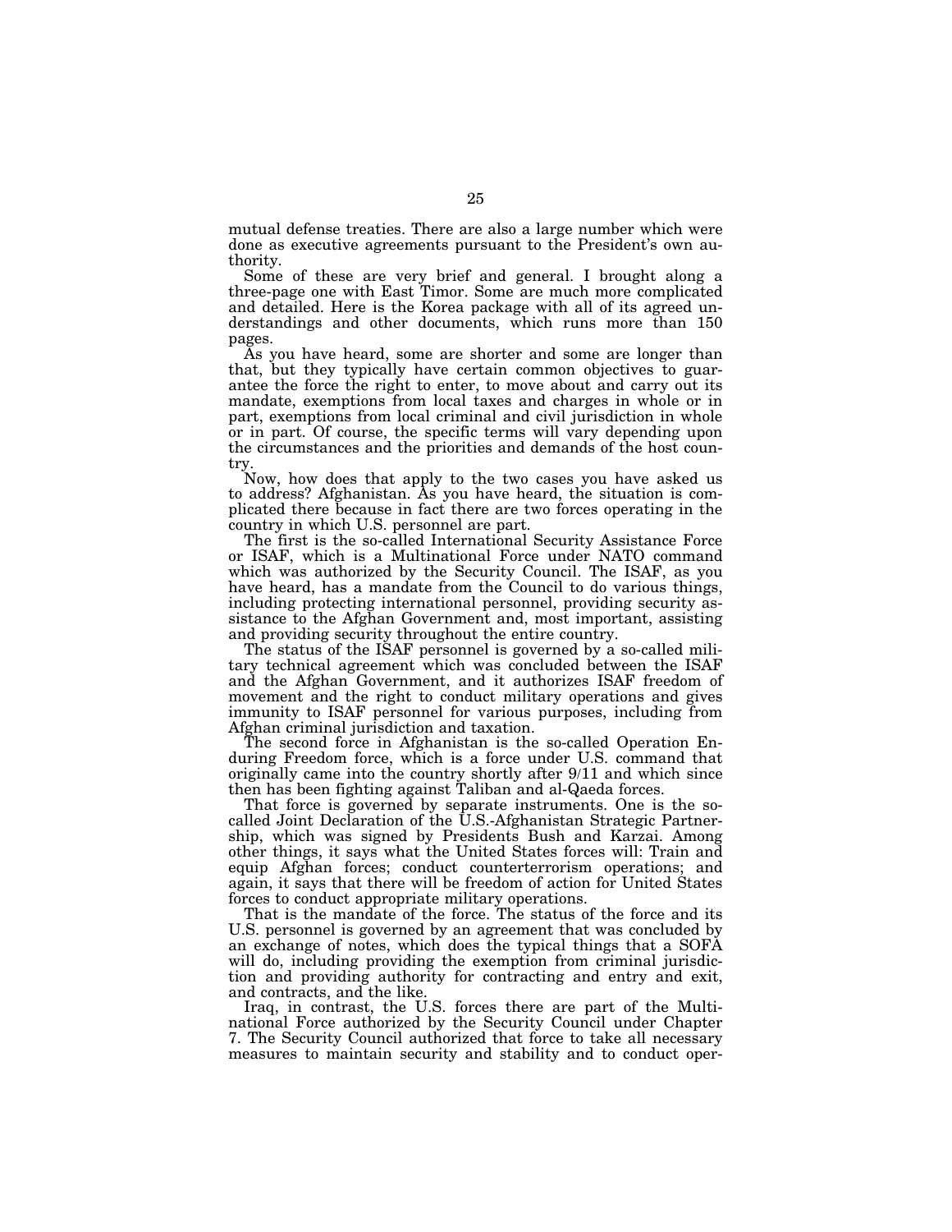mutual defense treaties. There are also a large number which were done as executive agreements pursuant to the President's own authority.

Some of these are very brief and general. I brought along a three-page one with East Timor. Some are much more complicated and detailed. Here is the Korea package with all of its agreed understandings and other documents, which runs more than 150 pages.

As you have heard, some are shorter and some are longer than that, but they typically have certain common objectives to guarantee the force the right to enter, to move about and carry out its mandate, exemptions from local taxes and charges in whole or in part, exemptions from local criminal and civil jurisdiction in whole or in part. Of course, the specific terms will vary depending upon the circumstances and the priorities and demands of the host country.

Now, how does that apply to the two cases you have asked us to address? Afghanistan. As you have heard, the situation is complicated there because in fact there are two forces operating in the country in which U.S. personnel are part.

The first is the so-called International Security Assistance Force or ISAF, which is a Multinational Force under NATO command which was authorized by the Security Council. The ISAF, as you have heard, has a mandate from the Council to do various things, including protecting international personnel, providing security assistance to the Afghan Government and, most important, assisting and providing security throughout the entire country.

The status of the ISAF personnel is governed by a so-called military technical agreement which was concluded between the ISAF and the Afghan Government, and it authorizes ISAF freedom of movement and the right to conduct military operations and gives immunity to ISAF personnel for various purposes, including from Afghan criminal jurisdiction and taxation.

The second force in Afghanistan is the so-called Operation Enduring Freedom force, which is a force under U.S. command that originally came into the country shortly after 9/11 and which since then has been fighting against Taliban and al-Qaeda forces.

That force is governed by separate instruments. One is the so-called Joint Declaration of the U.S.-Afghanistan Strategic Partnership, which was signed by Presidents Bush and Karzai. Among other things, it says what the United States forces will: Train and equip Afghan forces; conduct counterterrorism operations; and again, it says that there will be freedom of action for United States forces to conduct appropriate military operations.

That is the mandate of the force. The status of the force and its U.S. personnel is governed by an agreement that was concluded by an exchange of notes, which does the typical things that a SOFA will do, including providing the exemption from criminal jurisdiction and providing authority for contracting and entry and exit, and contracts, and the like.

Iraq, in contrast, the U.S. forces there are part of the Multinational Force authorized by the Security Council under Chapter 7. The Security Council authorized that force to take all necessary measures to maintain security and stability and to conduct oper-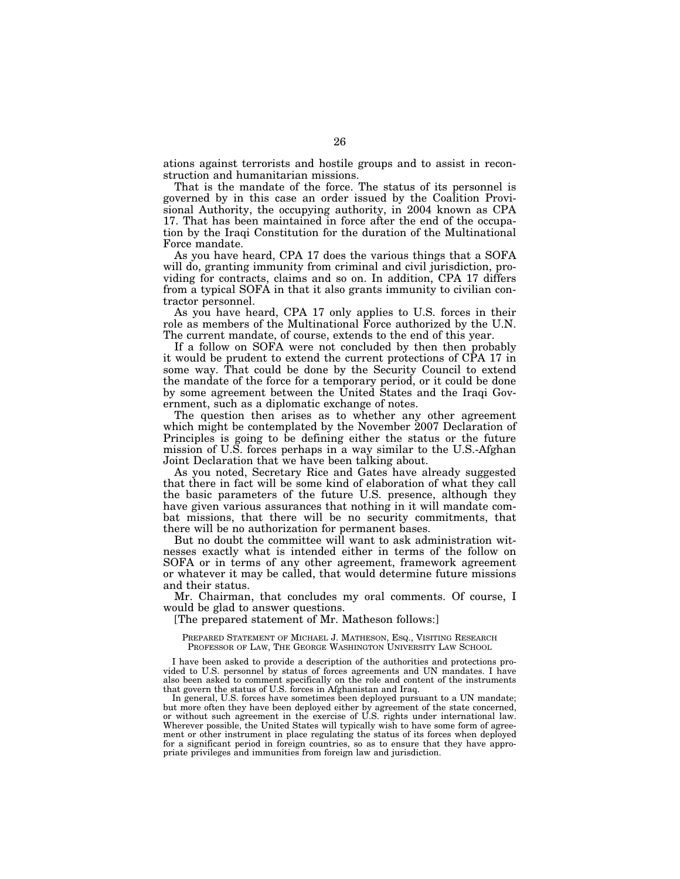ations against terrorists and hostile groups and to assist in reconstruction and humanitarian missions.

That is the mandate of the force. The status of its personnel is governed by in this case an order issued by the Coalition Provisional Authority, the occupying authority, in 2004 known as CPA 17. That has been maintained in force after the end of the occupation by the Iraqi Constitution for the duration of the Multinational Force mandate.

As you have heard, CPA 17 does the various things that a SOFA will do, granting immunity from criminal and civil jurisdiction, providing for contracts, claims and so on. In addition, CPA 17 differs from a typical SOFA in that it also grants immunity to civilian contractor personnel.

As you have heard, CPA 17 only applies to U.S. forces in their role as members of the Multinational Force authorized by the U.N. The current mandate, of course, extends to the end of this year.

If a follow on SOFA were not concluded by then then probably it would be prudent to extend the current protections of CPA 17 in some way. That could be done by the Security Council to extend the mandate of the force for a temporary period, or it could be done by some agreement between the United States and the Iraqi Government, such as a diplomatic exchange of notes.

The question then arises as to whether any other agreement which might be contemplated by the November 2007 Declaration of Principles is going to be defining either the status or the future mission of U.S. forces perhaps in a way similar to the U.S.-Afghan Joint Declaration that we have been talking about.

As you noted, Secretary Rice and Gates have already suggested that there in fact will be some kind of elaboration of what they call the basic parameters of the future U.S. presence, although they have given various assurances that nothing in it will mandate combat missions, that there will be no security commitments, that there will be no authorization for permanent bases.

But no doubt the committee will want to ask administration witnesses exactly what is intended either in terms of the follow on SOFA or in terms of any other agreement, framework agreement or whatever it may be called, that would determine future missions and their status.

Mr. Chairman, that concludes my oral comments. Of course, I would be glad to answer questions.

[The prepared statement of Mr. Matheson follows:]

PREPARED STATEMENT OF MICHAEL J. MATHESON, ESQ., VISITING RESEARCH PROFESSOR OF LAW, THE GEORGE WASHINGTON UNIVERSITY LAW SCHOOL

I have been asked to provide a description of the authorities and protections provided to U.S. personnel by status of forces agreements and UN mandates. I have also been asked to comment specifically on the role and content of the instruments that govern the status of U.S. forces in Afghanistan and Iraq.

In general, U.S. forces have sometimes been deployed pursuant to a UN mandate; but more often they have been deployed either by agreement of the state concerned, or without such agreement in the exercise of U.S. rights under international law. Wherever possible, the United States will typically wish to have some form of agreement or other instrument in place regulating the status of its forces when deployed for a significant period in foreign countries, so as to ensure that they have appropriate privileges and immunities from foreign law and jurisdiction.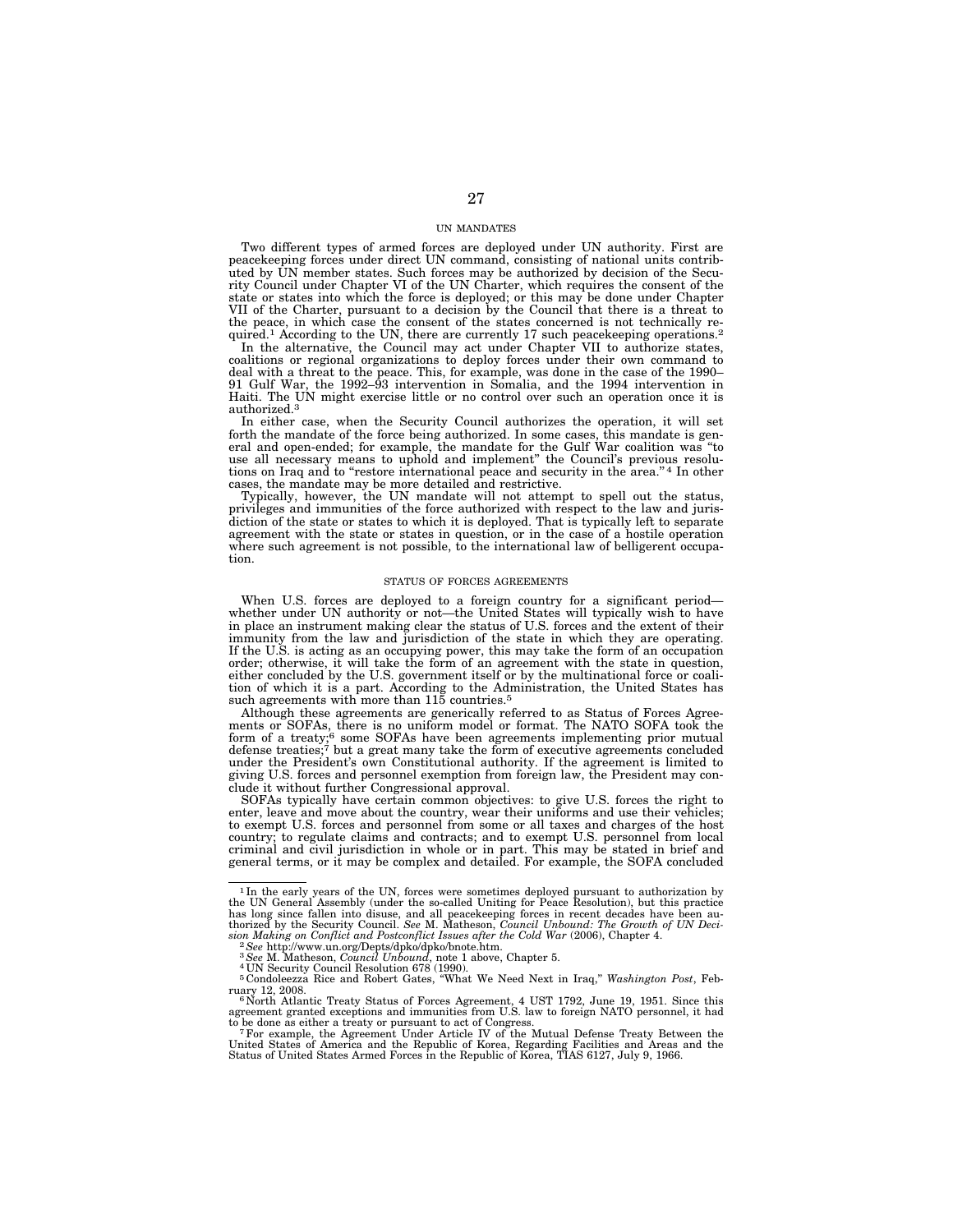## UN MANDATES

Two different types of armed forces are deployed under UN authority. First are peacekeeping forces under direct UN command, consisting of national units contributed by UN member states. Such forces may be authorized by decision of the Security Council under Chapter VI of the UN Charter, which requires the consent of the state or states into which the force is deployed; or this may be done under Chapter VII of the Charter, pursuant to a decision by the Council that there is a threat to the peace, in which case the consent of the states concerned is not technically required.[1] According to the UN, there are currently 17 such peacekeeping operations.[2]

In the alternative, the Council may act under Chapter VII to authorize states, coalitions or regional organizations to deploy forces under their own command to deal with a threat to the peace. This, for example, was done in the case of the 1990–91 Gulf War, the 1992–93 intervention in Somalia, and the 1994 intervention in Haiti. The UN might exercise little or no control over such an operation once it is authorized.[3]

In either case, when the Security Council authorizes the operation, it will set forth the mandate of the force being authorized. In some cases, this mandate is general and open-ended; for example, the mandate for the Gulf War coalition was "to use all necessary means to uphold and implement" the Council's previous resolutions on Iraq and to "restore international peace and security in the area."[4] In other cases, the mandate may be more detailed and restrictive.

Typically, however, the UN mandate will not attempt to spell out the status, privileges and immunities of the force authorized with respect to the law and jurisdiction of the state or states to which it is deployed. That is typically left to separate agreement with the state or states in question, or in the case of a hostile operation where such agreement is not possible, to the international law of belligerent occupation.

## STATUS OF FORCES AGREEMENTS

When U.S. forces are deployed to a foreign country for a significant period—whether under UN authority or not—the United States will typically wish to have in place an instrument making clear the status of U.S. forces and the extent of their immunity from the law and jurisdiction of the state in which they are operating. If the U.S. is acting as an occupying power, this may take the form of an occupation order; otherwise, it will take the form of an agreement with the state in question, either concluded by the U.S. government itself or by the multinational force or coalition of which it is a part. According to the Administration, the United States has such agreements with more than 115 countries.[5]

Although these agreements are generically referred to as Status of Forces Agreements or SOFAs, there is no uniform model or format. The NATO SOFA took the form of a treaty;[6] some SOFAs have been agreements implementing prior mutual defense treaties;[7] but a great many take the form of executive agreements concluded under the President's own Constitutional authority. If the agreement is limited to giving U.S. forces and personnel exemption from foreign law, the President may conclude it without further Congressional approval.

SOFAs typically have certain common objectives: to give U.S. forces the right to enter, leave and move about the country, wear their uniforms and use their vehicles; to exempt U.S. forces and personnel from some or all taxes and charges of the host country; to regulate claims and contracts; and to exempt U.S. personnel from local criminal and civil jurisdiction in whole or in part. This may be stated in brief and general terms, or it may be complex and detailed. For example, the SOFA concluded

---

[1] In the early years of the UN, forces were sometimes deployed pursuant to authorization by the UN General Assembly (under the so-called Uniting for Peace Resolution), but this practice has long since fallen into disuse, and all peacekeeping forces in recent decades have been authorized by the Security Council. *See* M. Matheson, *Council Unbound: The Growth of UN Decision Making on Conflict and Postconflict Issues after the Cold War* (2006), Chapter 4.

[2] *See* http://www.un.org/Depts/dpko/dpko/bnote.htm.

[3] *See* M. Matheson, *Council Unbound*, note 1 above, Chapter 5.

[4] UN Security Council Resolution 678 (1990).

[5] Condoleezza Rice and Robert Gates, "What We Need Next in Iraq," *Washington Post*, February 12, 2008.

[6] North Atlantic Treaty Status of Forces Agreement, 4 UST 1792, June 19, 1951. Since this agreement granted exceptions and immunities from U.S. law to foreign NATO personnel, it had to be done as either a treaty or pursuant to act of Congress.

[7] For example, the Agreement Under Article IV of the Mutual Defense Treaty Between the United States of America and the Republic of Korea, Regarding Facilities and Areas and the Status of United States Armed Forces in the Republic of Korea, TIAS 6127, July 9, 1966.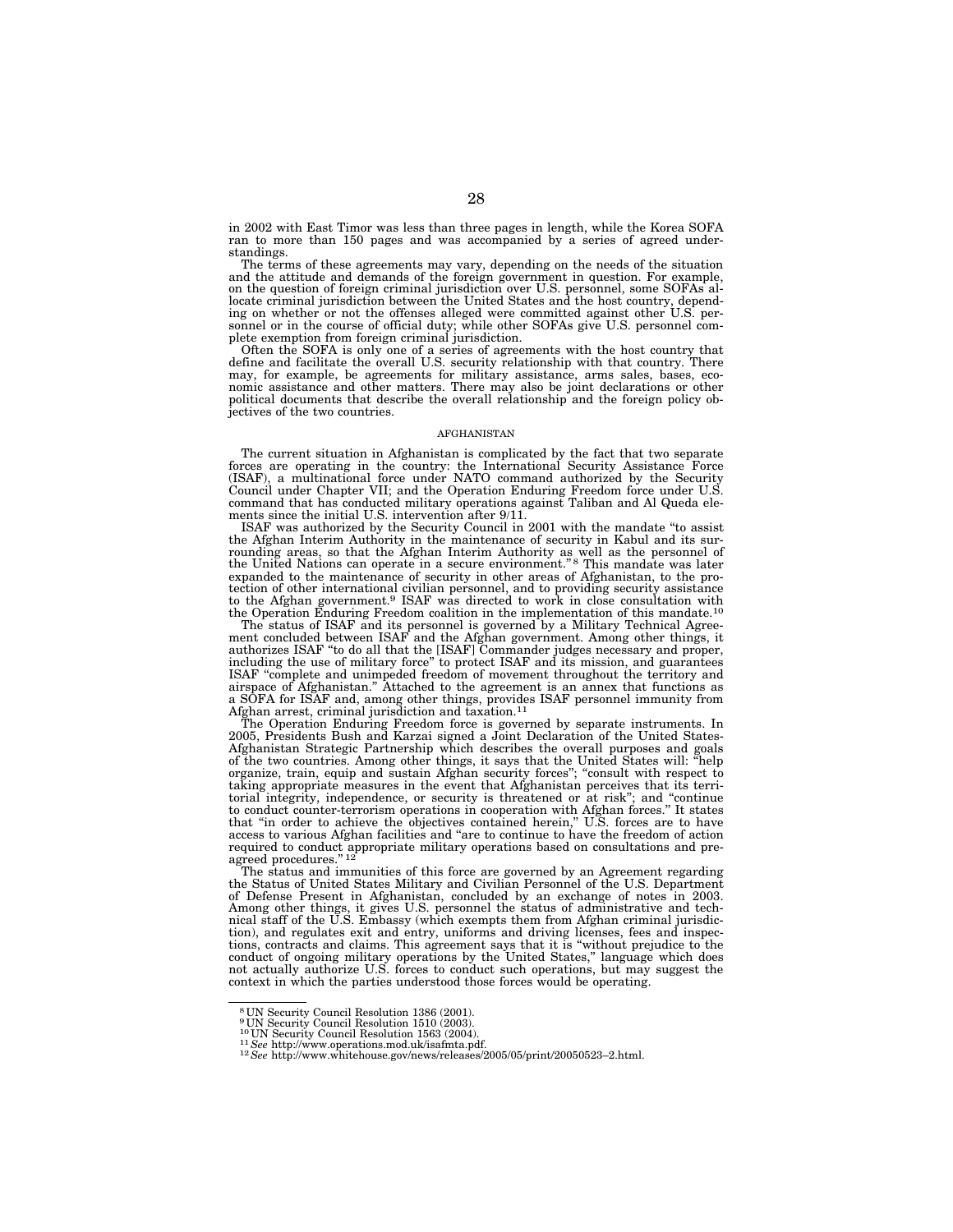in 2002 with East Timor was less than three pages in length, while the Korea SOFA ran to more than 150 pages and was accompanied by a series of agreed understandings.

The terms of these agreements may vary, depending on the needs of the situation and the attitude and demands of the foreign government in question. For example, on the question of foreign criminal jurisdiction over U.S. personnel, some SOFAs allocate criminal jurisdiction between the United States and the host country, depending on whether or not the offenses alleged were committed against other U.S. personnel or in the course of official duty; while other SOFAs give U.S. personnel complete exemption from foreign criminal jurisdiction.

Often the SOFA is only one of a series of agreements with the host country that define and facilitate the overall U.S. security relationship with that country. There may, for example, be agreements for military assistance, arms sales, bases, economic assistance and other matters. There may also be joint declarations or other political documents that describe the overall relationship and the foreign policy objectives of the two countries.

## AFGHANISTAN

The current situation in Afghanistan is complicated by the fact that two separate forces are operating in the country: the International Security Assistance Force (ISAF), a multinational force under NATO command authorized by the Security Council under Chapter VII; and the Operation Enduring Freedom force under U.S. command that has conducted military operations against Taliban and Al Queda elements since the initial U.S. intervention after 9/11.

ISAF was authorized by the Security Council in 2001 with the mandate "to assist the Afghan Interim Authority in the maintenance of security in Kabul and its surrounding areas, so that the Afghan Interim Authority as well as the personnel of the United Nations can operate in a secure environment."[8] This mandate was later expanded to the maintenance of security in other areas of Afghanistan, to the protection of other international civilian personnel, and to providing security assistance to the Afghan government.[9] ISAF was directed to work in close consultation with the Operation Enduring Freedom coalition in the implementation of this mandate.[10]

The status of ISAF and its personnel is governed by a Military Technical Agreement concluded between ISAF and the Afghan government. Among other things, it authorizes ISAF "to do all that the [ISAF] Commander judges necessary and proper, including the use of military force" to protect ISAF and its mission, and guarantees ISAF "complete and unimpeded freedom of movement throughout the territory and airspace of Afghanistan." Attached to the agreement is an annex that functions as a SOFA for ISAF and, among other things, provides ISAF personnel immunity from Afghan arrest, criminal jurisdiction and taxation.[11]

The Operation Enduring Freedom force is governed by separate instruments. In 2005, Presidents Bush and Karzai signed a Joint Declaration of the United States-Afghanistan Strategic Partnership which describes the overall purposes and goals of the two countries. Among other things, it says that the United States will: "help organize, train, equip and sustain Afghan security forces"; "consult with respect to taking appropriate measures in the event that Afghanistan perceives that its territorial integrity, independence, or security is threatened or at risk"; and "continue to conduct counter-terrorism operations in cooperation with Afghan forces." It states that "in order to achieve the objectives contained herein," U.S. forces are to have access to various Afghan facilities and "are to continue to have the freedom of action required to conduct appropriate military operations based on consultations and pre-agreed procedures."[12]

The status and immunities of this force are governed by an Agreement regarding the Status of United States Military and Civilian Personnel of the U.S. Department of Defense Present in Afghanistan, concluded by an exchange of notes in 2003. Among other things, it gives U.S. personnel the status of administrative and technical staff of the U.S. Embassy (which exempts them from Afghan criminal jurisdiction), and regulates exit and entry, uniforms and driving licenses, fees and inspections, contracts and claims. This agreement says that it is "without prejudice to the conduct of ongoing military operations by the United States," language which does not actually authorize U.S. forces to conduct such operations, but may suggest the context in which the parties understood those forces would be operating.

---

[8] UN Security Council Resolution 1386 (2001).
[9] UN Security Council Resolution 1510 (2003).
[10] UN Security Council Resolution 1563 (2004).
[11] *See* http://www.operations.mod.uk/isafmta.pdf.
[12] *See* http://www.whitehouse.gov/news/releases/2005/05/print/20050523–2.html.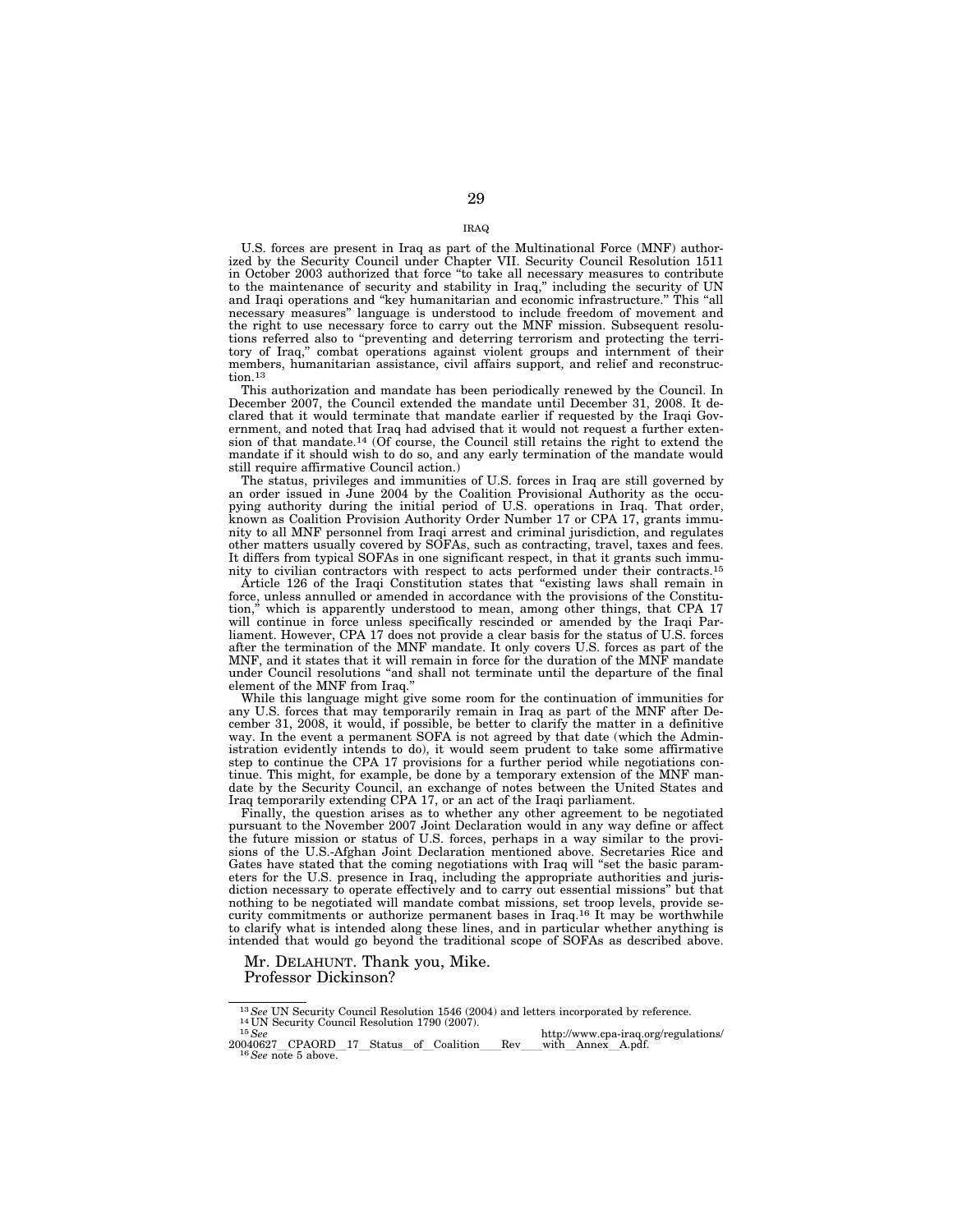## IRAQ

U.S. forces are present in Iraq as part of the Multinational Force (MNF) authorized by the Security Council under Chapter VII. Security Council Resolution 1511 in October 2003 authorized that force "to take all necessary measures to contribute to the maintenance of security and stability in Iraq," including the security of UN and Iraqi operations and "key humanitarian and economic infrastructure." This "all necessary measures" language is understood to include freedom of movement and the right to use necessary force to carry out the MNF mission. Subsequent resolutions referred also to "preventing and deterring terrorism and protecting the territory of Iraq," combat operations against violent groups and internment of their members, humanitarian assistance, civil affairs support, and relief and reconstruction.[13]

This authorization and mandate has been periodically renewed by the Council. In December 2007, the Council extended the mandate until December 31, 2008. It declared that it would terminate that mandate earlier if requested by the Iraqi Government, and noted that Iraq had advised that it would not request a further extension of that mandate.[14] (Of course, the Council still retains the right to extend the mandate if it should wish to do so, and any early termination of the mandate would still require affirmative Council action.)

The status, privileges and immunities of U.S. forces in Iraq are still governed by an order issued in June 2004 by the Coalition Provisional Authority as the occupying authority during the initial period of U.S. operations in Iraq. That order, known as Coalition Provision Authority Order Number 17 or CPA 17, grants immunity to all MNF personnel from Iraqi arrest and criminal jurisdiction, and regulates other matters usually covered by SOFAs, such as contracting, travel, taxes and fees. It differs from typical SOFAs in one significant respect, in that it grants such immunity to civilian contractors with respect to acts performed under their contracts.[15]

Article 126 of the Iraqi Constitution states that "existing laws shall remain in force, unless annulled or amended in accordance with the provisions of the Constitution," which is apparently understood to mean, among other things, that CPA 17 will continue in force unless specifically rescinded or amended by the Iraqi Parliament. However, CPA 17 does not provide a clear basis for the status of U.S. forces after the termination of the MNF mandate. It only covers U.S. forces as part of the MNF, and it states that it will remain in force for the duration of the MNF mandate under Council resolutions "and shall not terminate until the departure of the final element of the MNF from Iraq."

While this language might give some room for the continuation of immunities for any U.S. forces that may temporarily remain in Iraq as part of the MNF after December 31, 2008, it would, if possible, be better to clarify the matter in a definitive way. In the event a permanent SOFA is not agreed by that date (which the Administration evidently intends to do), it would seem prudent to take some affirmative step to continue the CPA 17 provisions for a further period while negotiations continue. This might, for example, be done by a temporary extension of the MNF mandate by the Security Council, an exchange of notes between the United States and Iraq temporarily extending CPA 17, or an act of the Iraqi parliament.

Finally, the question arises as to whether any other agreement to be negotiated pursuant to the November 2007 Joint Declaration would in any way define or affect the future mission or status of U.S. forces, perhaps in a way similar to the provisions of the U.S.-Afghan Joint Declaration mentioned above. Secretaries Rice and Gates have stated that the coming negotiations with Iraq will "set the basic parameters for the U.S. presence in Iraq, including the appropriate authorities and jurisdiction necessary to operate effectively and to carry out essential missions" but that nothing to be negotiated will mandate combat missions, set troop levels, provide security commitments or authorize permanent bases in Iraq.[16] It may be worthwhile to clarify what is intended along these lines, and in particular whether anything is intended that would go beyond the traditional scope of SOFAs as described above.

Mr. DELAHUNT. Thank you, Mike.

Professor Dickinson?

---

[13] *See* UN Security Council Resolution 1546 (2004) and letters incorporated by reference.

[14] UN Security Council Resolution 1790 (2007).

[15] *See* http://www.cpa-iraq.org/regulations/20040627__CPAORD__17__Status__of__Coalition____Rev____with__Annex__A.pdf.

[16] *See* note 5 above.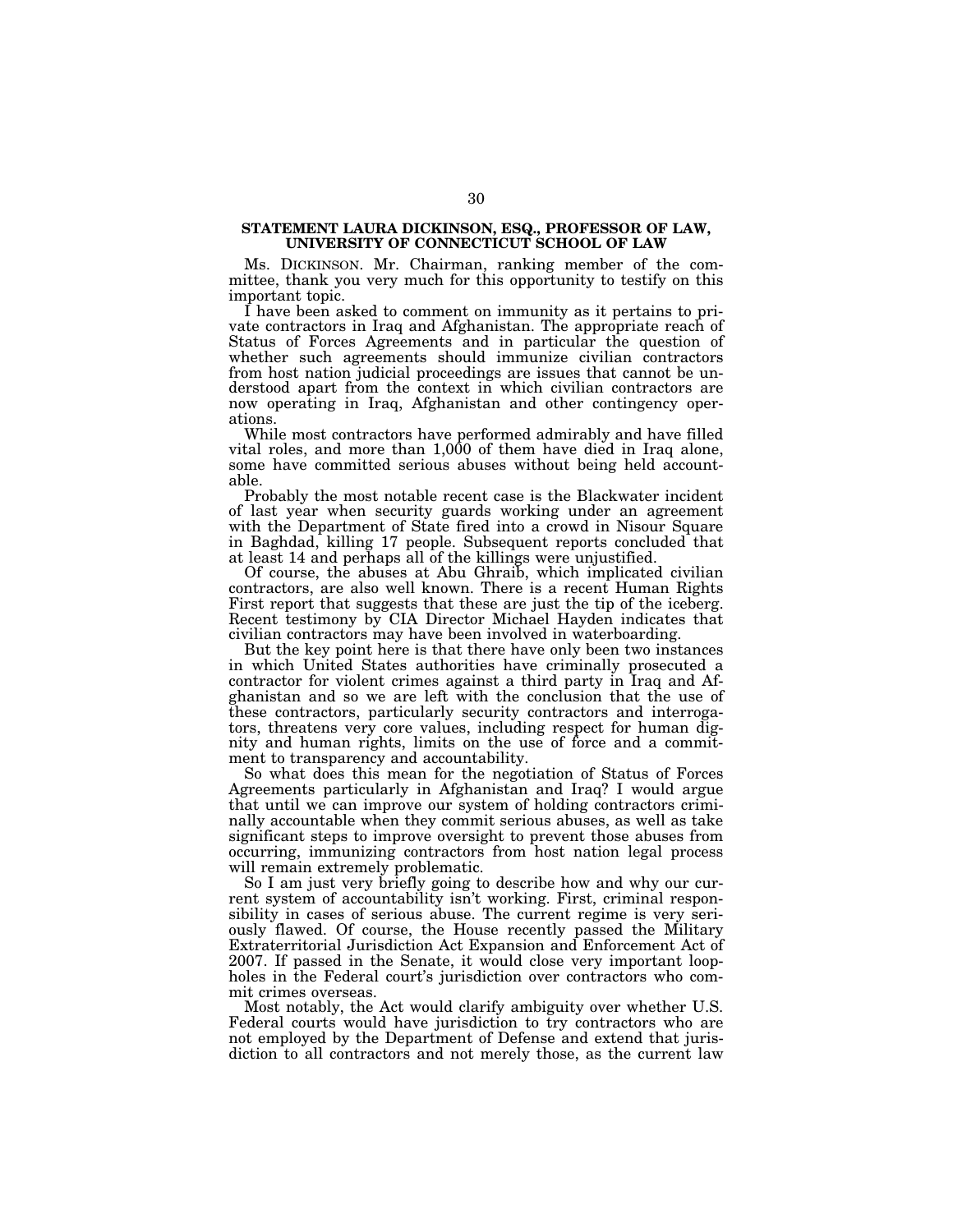**STATEMENT LAURA DICKINSON, ESQ., PROFESSOR OF LAW, UNIVERSITY OF CONNECTICUT SCHOOL OF LAW**

Ms. DICKINSON. Mr. Chairman, ranking member of the committee, thank you very much for this opportunity to testify on this important topic.

I have been asked to comment on immunity as it pertains to private contractors in Iraq and Afghanistan. The appropriate reach of Status of Forces Agreements and in particular the question of whether such agreements should immunize civilian contractors from host nation judicial proceedings are issues that cannot be understood apart from the context in which civilian contractors are now operating in Iraq, Afghanistan and other contingency operations.

While most contractors have performed admirably and have filled vital roles, and more than 1,000 of them have died in Iraq alone, some have committed serious abuses without being held accountable.

Probably the most notable recent case is the Blackwater incident of last year when security guards working under an agreement with the Department of State fired into a crowd in Nisour Square in Baghdad, killing 17 people. Subsequent reports concluded that at least 14 and perhaps all of the killings were unjustified.

Of course, the abuses at Abu Ghraib, which implicated civilian contractors, are also well known. There is a recent Human Rights First report that suggests that these are just the tip of the iceberg. Recent testimony by CIA Director Michael Hayden indicates that civilian contractors may have been involved in waterboarding.

But the key point here is that there have only been two instances in which United States authorities have criminally prosecuted a contractor for violent crimes against a third party in Iraq and Afghanistan and so we are left with the conclusion that the use of these contractors, particularly security contractors and interrogators, threatens very core values, including respect for human dignity and human rights, limits on the use of force and a commitment to transparency and accountability.

So what does this mean for the negotiation of Status of Forces Agreements particularly in Afghanistan and Iraq? I would argue that until we can improve our system of holding contractors criminally accountable when they commit serious abuses, as well as take significant steps to improve oversight to prevent those abuses from occurring, immunizing contractors from host nation legal process will remain extremely problematic.

So I am just very briefly going to describe how and why our current system of accountability isn't working. First, criminal responsibility in cases of serious abuse. The current regime is very seriously flawed. Of course, the House recently passed the Military Extraterritorial Jurisdiction Act Expansion and Enforcement Act of 2007. If passed in the Senate, it would close very important loopholes in the Federal court's jurisdiction over contractors who commit crimes overseas.

Most notably, the Act would clarify ambiguity over whether U.S. Federal courts would have jurisdiction to try contractors who are not employed by the Department of Defense and extend that jurisdiction to all contractors and not merely those, as the current law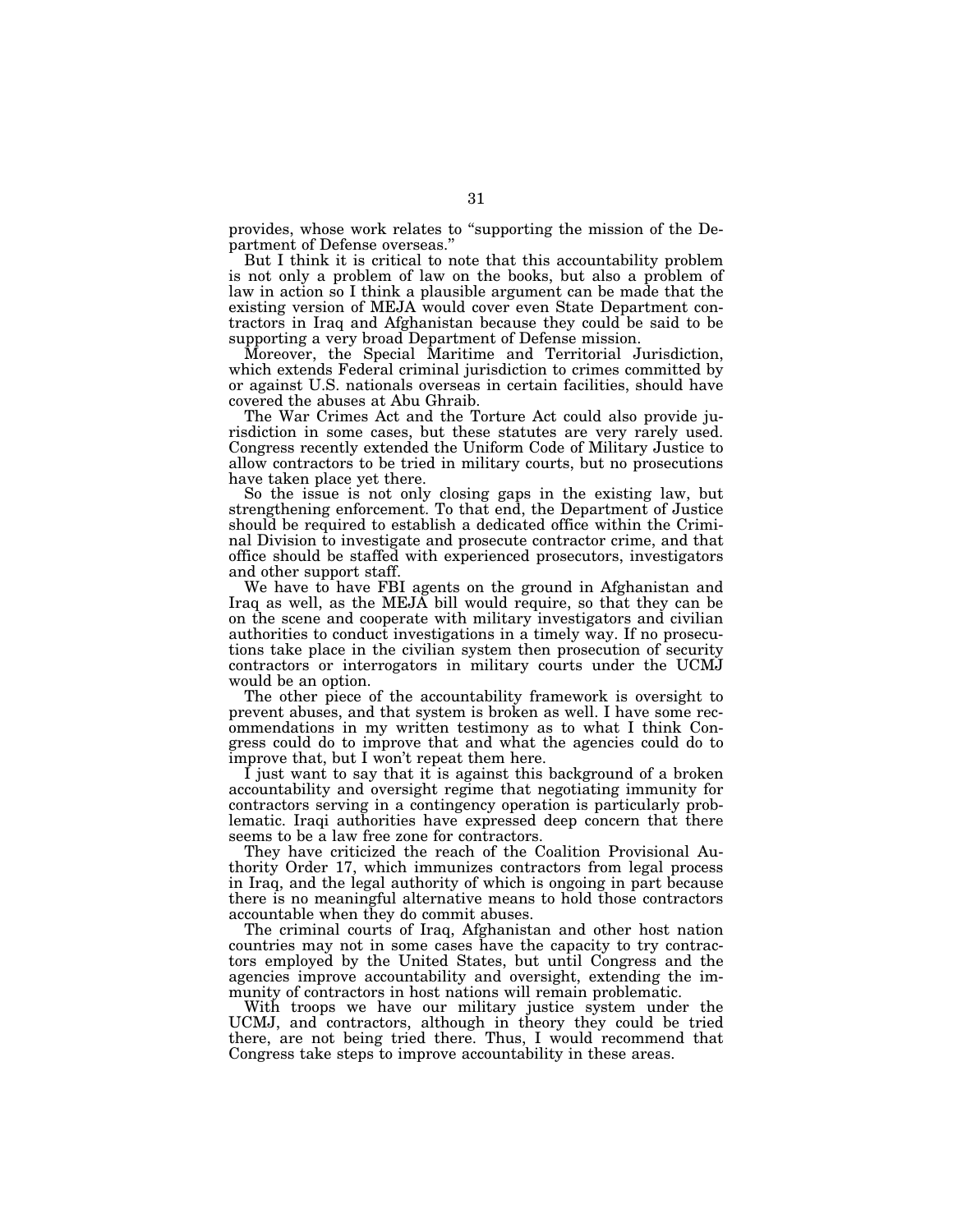provides, whose work relates to "supporting the mission of the Department of Defense overseas."

But I think it is critical to note that this accountability problem is not only a problem of law on the books, but also a problem of law in action so I think a plausible argument can be made that the existing version of MEJA would cover even State Department contractors in Iraq and Afghanistan because they could be said to be supporting a very broad Department of Defense mission.

Moreover, the Special Maritime and Territorial Jurisdiction, which extends Federal criminal jurisdiction to crimes committed by or against U.S. nationals overseas in certain facilities, should have covered the abuses at Abu Ghraib.

The War Crimes Act and the Torture Act could also provide jurisdiction in some cases, but these statutes are very rarely used. Congress recently extended the Uniform Code of Military Justice to allow contractors to be tried in military courts, but no prosecutions have taken place yet there.

So the issue is not only closing gaps in the existing law, but strengthening enforcement. To that end, the Department of Justice should be required to establish a dedicated office within the Criminal Division to investigate and prosecute contractor crime, and that office should be staffed with experienced prosecutors, investigators and other support staff.

We have to have FBI agents on the ground in Afghanistan and Iraq as well, as the MEJA bill would require, so that they can be on the scene and cooperate with military investigators and civilian authorities to conduct investigations in a timely way. If no prosecutions take place in the civilian system then prosecution of security contractors or interrogators in military courts under the UCMJ would be an option.

The other piece of the accountability framework is oversight to prevent abuses, and that system is broken as well. I have some recommendations in my written testimony as to what I think Congress could do to improve that and what the agencies could do to improve that, but I won't repeat them here.

I just want to say that it is against this background of a broken accountability and oversight regime that negotiating immunity for contractors serving in a contingency operation is particularly problematic. Iraqi authorities have expressed deep concern that there seems to be a law free zone for contractors.

They have criticized the reach of the Coalition Provisional Authority Order 17, which immunizes contractors from legal process in Iraq, and the legal authority of which is ongoing in part because there is no meaningful alternative means to hold those contractors accountable when they do commit abuses.

The criminal courts of Iraq, Afghanistan and other host nation countries may not in some cases have the capacity to try contractors employed by the United States, but until Congress and the agencies improve accountability and oversight, extending the immunity of contractors in host nations will remain problematic.

With troops we have our military justice system under the UCMJ, and contractors, although in theory they could be tried there, are not being tried there. Thus, I would recommend that Congress take steps to improve accountability in these areas.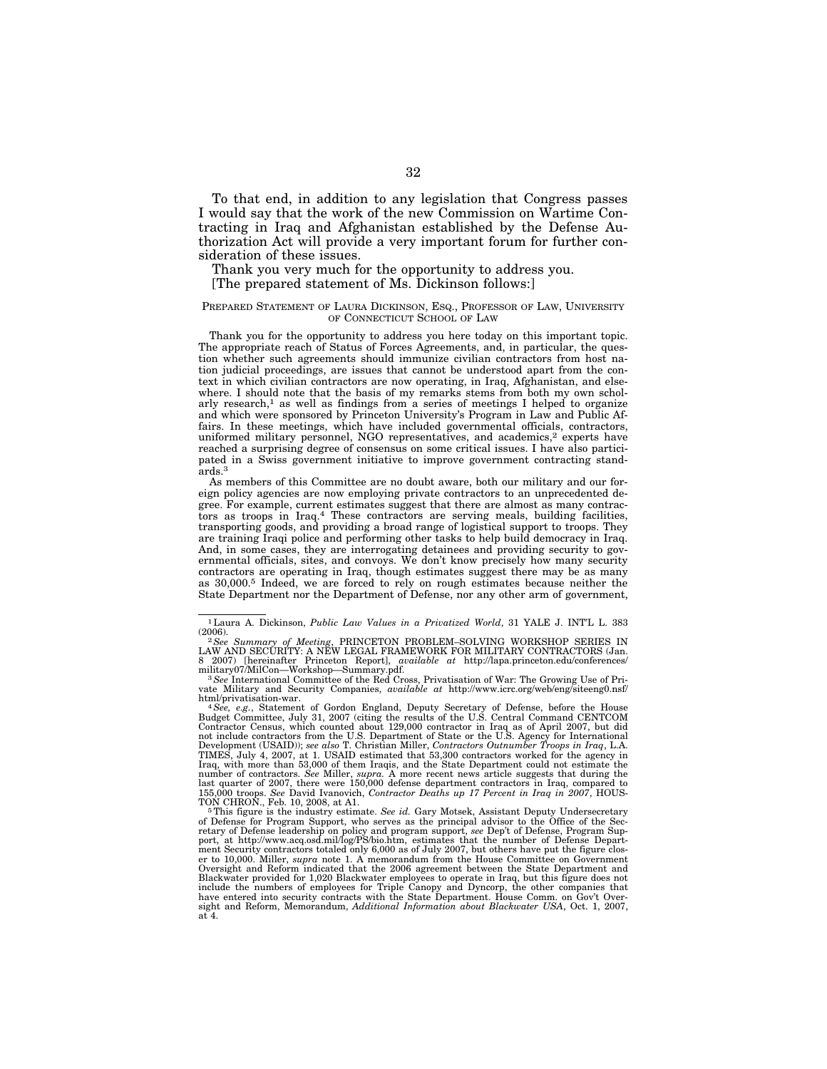To that end, in addition to any legislation that Congress passes I would say that the work of the new Commission on Wartime Contracting in Iraq and Afghanistan established by the Defense Authorization Act will provide a very important forum for further consideration of these issues.

Thank you very much for the opportunity to address you.

[The prepared statement of Ms. Dickinson follows:]

PREPARED STATEMENT OF LAURA DICKINSON, ESQ., PROFESSOR OF LAW, UNIVERSITY OF CONNECTICUT SCHOOL OF LAW

Thank you for the opportunity to address you here today on this important topic. The appropriate reach of Status of Forces Agreements, and, in particular, the question whether such agreements should immunize civilian contractors from host nation judicial proceedings, are issues that cannot be understood apart from the context in which civilian contractors are now operating, in Iraq, Afghanistan, and elsewhere. I should note that the basis of my remarks stems from both my own scholarly research,[1] as well as findings from a series of meetings I helped to organize and which were sponsored by Princeton University's Program in Law and Public Affairs. In these meetings, which have included governmental officials, contractors, uniformed military personnel, NGO representatives, and academics,[2] experts have reached a surprising degree of consensus on some critical issues. I have also participated in a Swiss government initiative to improve government contracting standards.[3]

As members of this Committee are no doubt aware, both our military and our foreign policy agencies are now employing private contractors to an unprecedented degree. For example, current estimates suggest that there are almost as many contractors as troops in Iraq.[4] These contractors are serving meals, building facilities, transporting goods, and providing a broad range of logistical support to troops. They are training Iraqi police and performing other tasks to help build democracy in Iraq. And, in some cases, they are interrogating detainees and providing security to governmental officials, sites, and convoys. We don't know precisely how many security contractors are operating in Iraq, though estimates suggest there may be as many as 30,000.[5] Indeed, we are forced to rely on rough estimates because neither the State Department nor the Department of Defense, nor any other arm of government,

---

[1] Laura A. Dickinson, *Public Law Values in a Privatized World*, 31 YALE J. INT'L L. 383 (2006).

[2] *See Summary of Meeting*, PRINCETON PROBLEM–SOLVING WORKSHOP SERIES IN LAW AND SECURITY: A NEW LEGAL FRAMEWORK FOR MILITARY CONTRACTORS (Jan. 8 2007) [hereinafter Princeton Report], *available at* http://lapa.princeton.edu/conferences/military07/MilCon—Workshop—Summary.pdf.

[3] *See* International Committee of the Red Cross, Privatisation of War: The Growing Use of Private Military and Security Companies, *available at* http://www.icrc.org/web/eng/siteeng0.nsf/html/privatisation-war.

[4] *See, e.g.*, Statement of Gordon England, Deputy Secretary of Defense, before the House Budget Committee, July 31, 2007 (citing the results of the U.S. Central Command CENTCOM Contractor Census, which counted about 129,000 contractor in Iraq as of April 2007, but did not include contractors from the U.S. Department of State or the U.S. Agency for International Development (USAID)); *see also* T. Christian Miller, *Contractors Outnumber Troops in Iraq*, L.A. TIMES, July 4, 2007, at 1. USAID estimated that 53,300 contractors worked for the agency in Iraq, with more than 53,000 of them Iraqis, and the State Department could not estimate the number of contractors. *See* Miller, *supra.* A more recent news article suggests that during the last quarter of 2007, there were 150,000 defense department contractors in Iraq, compared to 155,000 troops. *See* David Ivanovich, *Contractor Deaths up 17 Percent in Iraq in 2007*, HOUSTON CHRON., Feb. 10, 2008, at A1.

[5] This figure is the industry estimate. *See id.* Gary Motsek, Assistant Deputy Undersecretary of Defense for Program Support, who serves as the principal advisor to the Office of the Secretary of Defense leadership on policy and program support, *see* Dep't of Defense, Program Support, at http://www.acq.osd.mil/log/PS/bio.htm, estimates that the number of Defense Department Security contractors totaled only 6,000 as of July 2007, but others have put the figure closer to 10,000. Miller, *supra* note 1. A memorandum from the House Committee on Government Oversight and Reform indicated that the 2006 agreement between the State Department and Blackwater provided for 1,020 Blackwater employees to operate in Iraq, but this figure does not include the numbers of employees for Triple Canopy and Dyncorp, the other companies that have entered into security contracts with the State Department. House Comm. on Gov't Oversight and Reform, Memorandum, *Additional Information about Blackwater USA*, Oct. 1, 2007, at 4.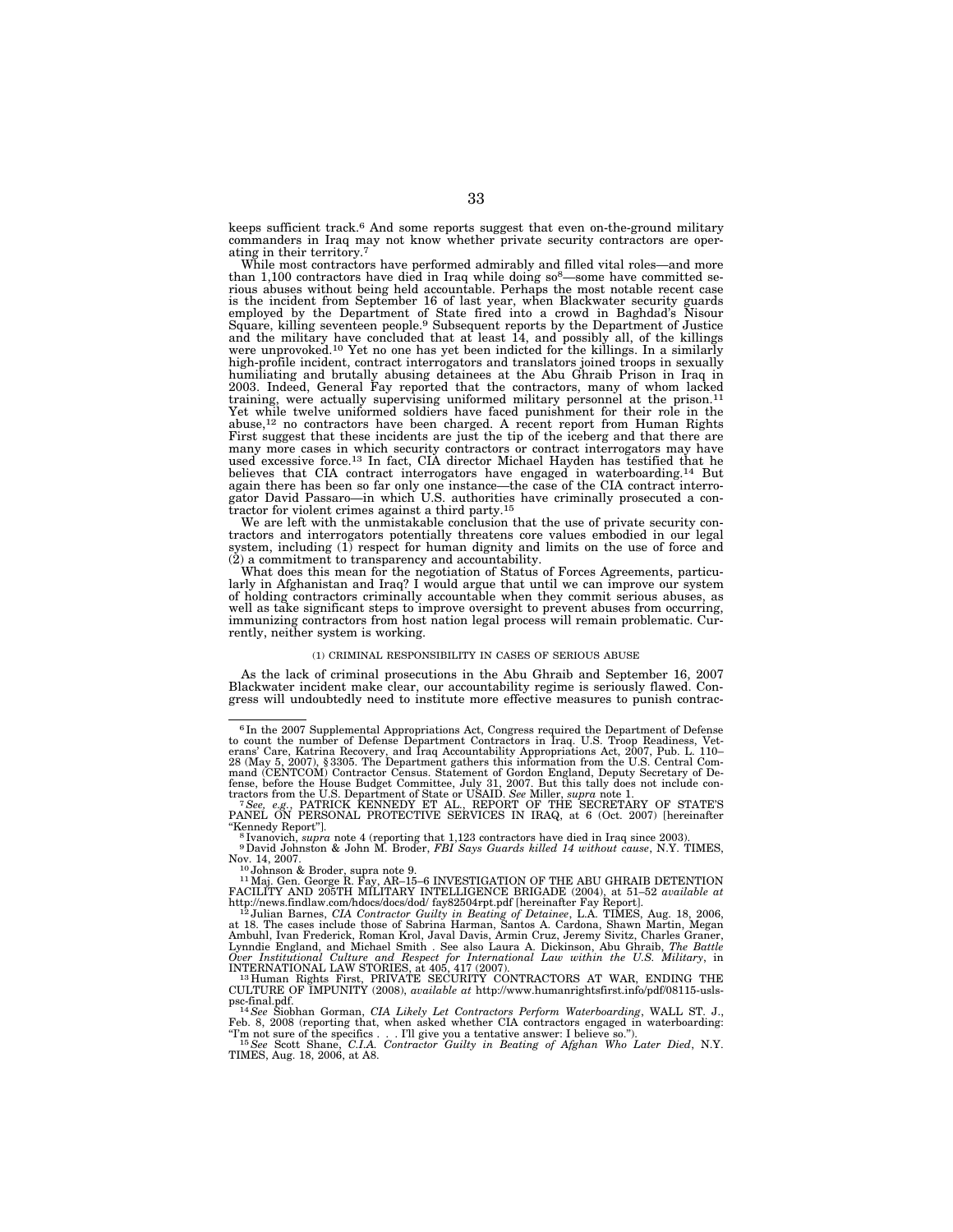keeps sufficient track.[6] And some reports suggest that even on-the-ground military commanders in Iraq may not know whether private security contractors are operating in their territory.[7]

While most contractors have performed admirably and filled vital roles—and more than 1,100 contractors have died in Iraq while doing so[8]—some have committed serious abuses without being held accountable. Perhaps the most notable recent case is the incident from September 16 of last year, when Blackwater security guards employed by the Department of State fired into a crowd in Baghdad's Nisour Square, killing seventeen people.[9] Subsequent reports by the Department of Justice and the military have concluded that at least 14, and possibly all, of the killings were unprovoked.[10] Yet no one has yet been indicted for the killings. In a similarly high-profile incident, contract interrogators and translators joined troops in sexually humiliating and brutally abusing detainees at the Abu Ghraib Prison in Iraq in 2003. Indeed, General Fay reported that the contractors, many of whom lacked training, were actually supervising uniformed military personnel at the prison.[11] Yet while twelve uniformed soldiers have faced punishment for their role in the abuse,[12] no contractors have been charged. A recent report from Human Rights First suggest that these incidents are just the tip of the iceberg and that there are many more cases in which security contractors or contract interrogators may have used excessive force.[13] In fact, CIA director Michael Hayden has testified that he believes that CIA contract interrogators have engaged in waterboarding.[14] But again there has been so far only one instance—the case of the CIA contract interrogator David Passaro—in which U.S. authorities have criminally prosecuted a contractor for violent crimes against a third party.[15]

We are left with the unmistakable conclusion that the use of private security contractors and interrogators potentially threatens core values embodied in our legal system, including (1) respect for human dignity and limits on the use of force and (2) a commitment to transparency and accountability.

What does this mean for the negotiation of Status of Forces Agreements, particularly in Afghanistan and Iraq? I would argue that until we can improve our system of holding contractors criminally accountable when they commit serious abuses, as well as take significant steps to improve oversight to prevent abuses from occurring, immunizing contractors from host nation legal process will remain problematic. Currently, neither system is working.

(1) CRIMINAL RESPONSIBILITY IN CASES OF SERIOUS ABUSE

As the lack of criminal prosecutions in the Abu Ghraib and September 16, 2007 Blackwater incident make clear, our accountability regime is seriously flawed. Congress will undoubtedly need to institute more effective measures to punish contrac-

---

[6] In the 2007 Supplemental Appropriations Act, Congress required the Department of Defense to count the number of Defense Department Contractors in Iraq. U.S. Troop Readiness, Veterans' Care, Katrina Recovery, and Iraq Accountability Appropriations Act, 2007, Pub. L. 110–28 (May 5, 2007), § 3305. The Department gathers this information from the U.S. Central Command (CENTCOM) Contractor Census. Statement of Gordon England, Deputy Secretary of Defense, before the House Budget Committee, July 31, 2007. But this tally does not include contractors from the U.S. Department of State or USAID. *See* Miller, *supra* note 1.

[7] *See, e.g.*, PATRICK KENNEDY ET AL., REPORT OF THE SECRETARY OF STATE'S PANEL ON PERSONAL PROTECTIVE SERVICES IN IRAQ, at 6 (Oct. 2007) [hereinafter "Kennedy Report"].

[8] Ivanovich, *supra* note 4 (reporting that 1,123 contractors have died in Iraq since 2003).

[9] David Johnston & John M. Broder, *FBI Says Guards killed 14 without cause*, N.Y. TIMES, Nov. 14, 2007.

[10] Johnson & Broder, supra note 9.

[11] Maj. Gen. George R. Fay, AR–15–6 INVESTIGATION OF THE ABU GHRAIB DETENTION FACILITY AND 205TH MILITARY INTELLIGENCE BRIGADE (2004), at 51–52 *available at* http://news.findlaw.com/hdocs/docs/dod/ fay82504rpt.pdf [hereinafter Fay Report].

[12] Julian Barnes, *CIA Contractor Guilty in Beating of Detainee*, L.A. TIMES, Aug. 18, 2006, at 18. The cases include those of Sabrina Harman, Santos A. Cardona, Shawn Martin, Megan Ambuhl, Ivan Frederick, Roman Krol, Javal Davis, Armin Cruz, Jeremy Sivitz, Charles Graner, Lynndie England, and Michael Smith . See also Laura A. Dickinson, Abu Ghraib, *The Battle Over Institutional Culture and Respect for International Law within the U.S. Military*, in INTERNATIONAL LAW STORIES, at 405, 417 (2007).

[13] Human Rights First, PRIVATE SECURITY CONTRACTORS AT WAR, ENDING THE CULTURE OF IMPUNITY (2008), *available at* http://www.humanrightsfirst.info/pdf/08115-usls-psc-final.pdf.

[14] *See* Siobhan Gorman, *CIA Likely Let Contractors Perform Waterboarding*, WALL ST. J., Feb. 8, 2008 (reporting that, when asked whether CIA contractors engaged in waterboarding: "I'm not sure of the specifics . . . I'll give you a tentative answer: I believe so.").

[15] *See* Scott Shane, *C.I.A. Contractor Guilty in Beating of Afghan Who Later Died*, N.Y. TIMES, Aug. 18, 2006, at A8.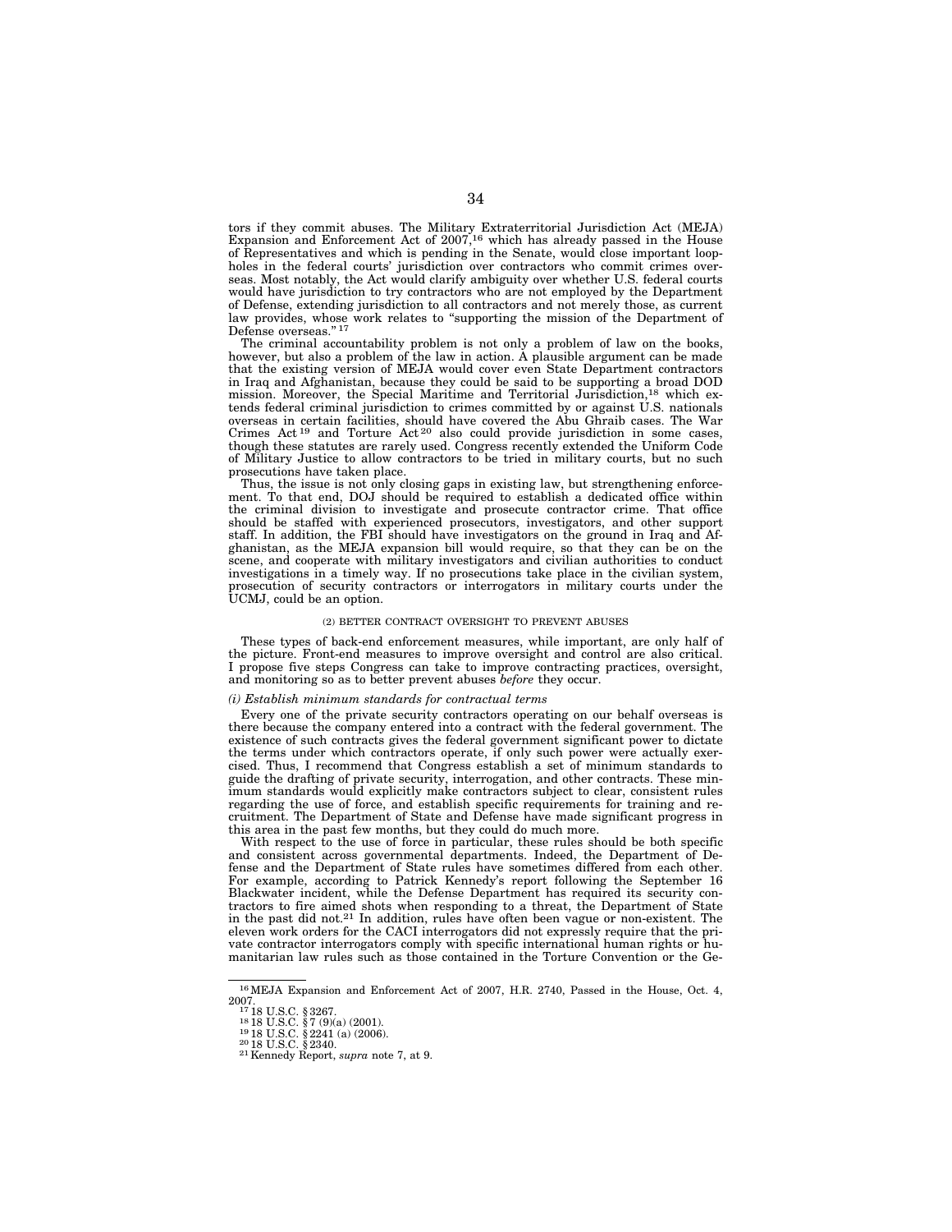tors if they commit abuses. The Military Extraterritorial Jurisdiction Act (MEJA) Expansion and Enforcement Act of 2007,[16] which has already passed in the House of Representatives and which is pending in the Senate, would close important loopholes in the federal courts' jurisdiction over contractors who commit crimes overseas. Most notably, the Act would clarify ambiguity over whether U.S. federal courts would have jurisdiction to try contractors who are not employed by the Department of Defense, extending jurisdiction to all contractors and not merely those, as current law provides, whose work relates to "supporting the mission of the Department of Defense overseas."[17]

The criminal accountability problem is not only a problem of law on the books, however, but also a problem of the law in action. A plausible argument can be made that the existing version of MEJA would cover even State Department contractors in Iraq and Afghanistan, because they could be said to be supporting a broad DOD mission. Moreover, the Special Maritime and Territorial Jurisdiction,[18] which extends federal criminal jurisdiction to crimes committed by or against U.S. nationals overseas in certain facilities, should have covered the Abu Ghraib cases. The War Crimes Act[19] and Torture Act[20] also could provide jurisdiction in some cases, though these statutes are rarely used. Congress recently extended the Uniform Code of Military Justice to allow contractors to be tried in military courts, but no such prosecutions have taken place.

Thus, the issue is not only closing gaps in existing law, but strengthening enforcement. To that end, DOJ should be required to establish a dedicated office within the criminal division to investigate and prosecute contractor crime. That office should be staffed with experienced prosecutors, investigators, and other support staff. In addition, the FBI should have investigators on the ground in Iraq and Afghanistan, as the MEJA expansion bill would require, so that they can be on the scene, and cooperate with military investigators and civilian authorities to conduct investigations in a timely way. If no prosecutions take place in the civilian system, prosecution of security contractors or interrogators in military courts under the UCMJ, could be an option.

(2) BETTER CONTRACT OVERSIGHT TO PREVENT ABUSES

These types of back-end enforcement measures, while important, are only half of the picture. Front-end measures to improve oversight and control are also critical. I propose five steps Congress can take to improve contracting practices, oversight, and monitoring so as to better prevent abuses *before* they occur.

*(i) Establish minimum standards for contractual terms*

Every one of the private security contractors operating on our behalf overseas is there because the company entered into a contract with the federal government. The existence of such contracts gives the federal government significant power to dictate the terms under which contractors operate, if only such power were actually exercised. Thus, I recommend that Congress establish a set of minimum standards to guide the drafting of private security, interrogation, and other contracts. These minimum standards would explicitly make contractors subject to clear, consistent rules regarding the use of force, and establish specific requirements for training and recruitment. The Department of State and Defense have made significant progress in this area in the past few months, but they could do much more.

With respect to the use of force in particular, these rules should be both specific and consistent across governmental departments. Indeed, the Department of Defense and the Department of State rules have sometimes differed from each other. For example, according to Patrick Kennedy's report following the September 16 Blackwater incident, while the Defense Department has required its security contractors to fire aimed shots when responding to a threat, the Department of State in the past did not.[21] In addition, rules have often been vague or non-existent. The eleven work orders for the CACI interrogators did not expressly require that the private contractor interrogators comply with specific international human rights or humanitarian law rules such as those contained in the Torture Convention or the Ge-

[16] MEJA Expansion and Enforcement Act of 2007, H.R. 2740, Passed in the House, Oct. 4, 2007.
[17] 18 U.S.C. § 3267.
[18] 18 U.S.C. § 7 (9)(a) (2001).
[19] 18 U.S.C. § 2241 (a) (2006).
[20] 18 U.S.C. § 2340.
[21] Kennedy Report, *supra* note 7, at 9.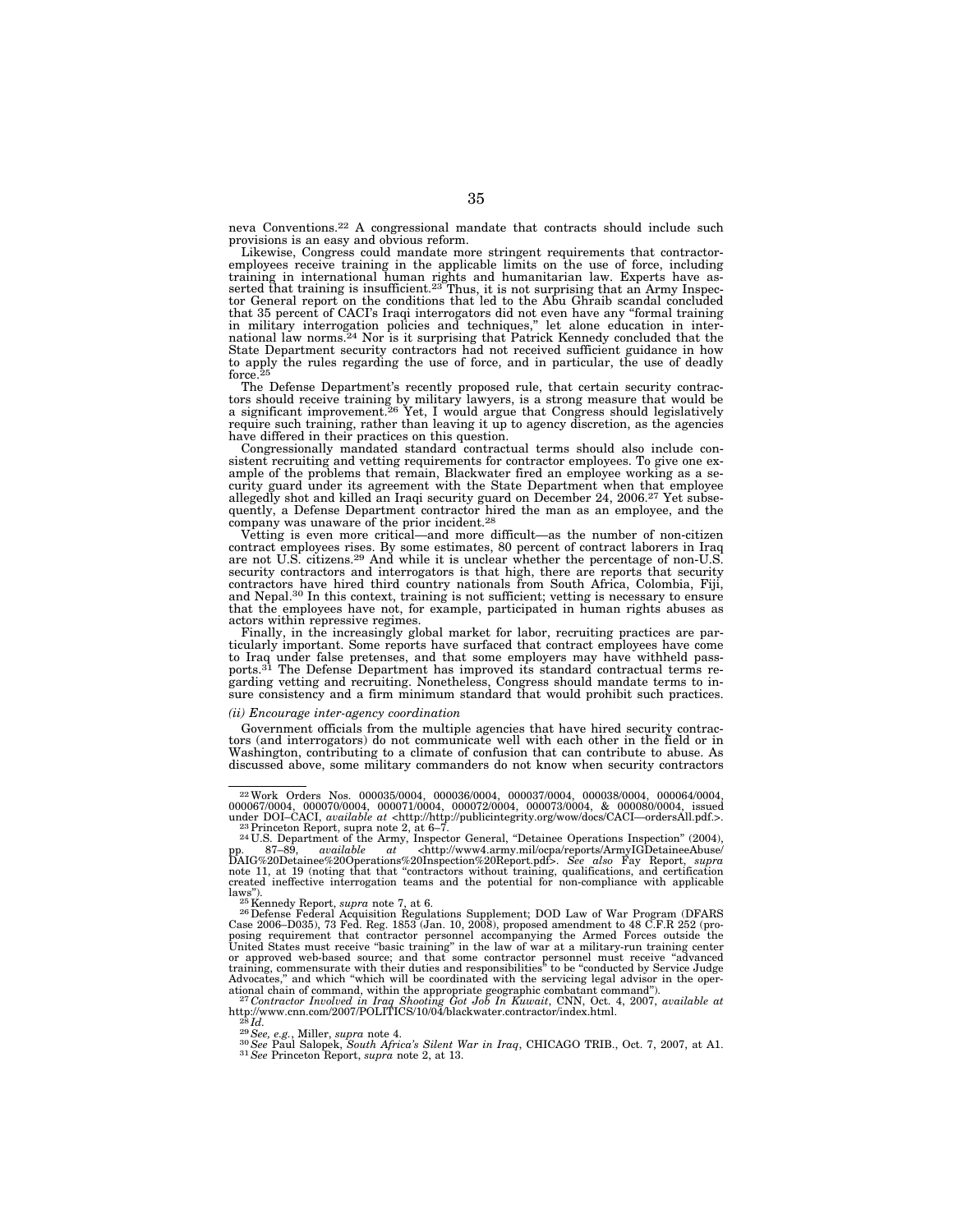neva Conventions.[22] A congressional mandate that contracts should include such provisions is an easy and obvious reform.

Likewise, Congress could mandate more stringent requirements that contractor-employees receive training in the applicable limits on the use of force, including training in international human rights and humanitarian law. Experts have asserted that training is insufficient.[23] Thus, it is not surprising that an Army Inspector General report on the conditions that led to the Abu Ghraib scandal concluded that 35 percent of CACI's Iraqi interrogators did not even have any "formal training in military interrogation policies and techniques," let alone education in international law norms.[24] Nor is it surprising that Patrick Kennedy concluded that the State Department security contractors had not received sufficient guidance in how to apply the rules regarding the use of force, and in particular, the use of deadly force.[25]

The Defense Department's recently proposed rule, that certain security contractors should receive training by military lawyers, is a strong measure that would be a significant improvement.[26] Yet, I would argue that Congress should legislatively require such training, rather than leaving it up to agency discretion, as the agencies have differed in their practices on this question.

Congressionally mandated standard contractual terms should also include consistent recruiting and vetting requirements for contractor employees. To give one example of the problems that remain, Blackwater fired an employee working as a security guard under its agreement with the State Department when that employee allegedly shot and killed an Iraqi security guard on December 24, 2006.[27] Yet subsequently, a Defense Department contractor hired the man as an employee, and the company was unaware of the prior incident.[28]

Vetting is even more critical—and more difficult—as the number of non-citizen contract employees rises. By some estimates, 80 percent of contract laborers in Iraq are not U.S. citizens.[29] And while it is unclear whether the percentage of non-U.S. security contractors and interrogators is that high, there are reports that security contractors have hired third country nationals from South Africa, Colombia, Fiji, and Nepal.[30] In this context, training is not sufficient; vetting is necessary to ensure that the employees have not, for example, participated in human rights abuses as actors within repressive regimes.

Finally, in the increasingly global market for labor, recruiting practices are particularly important. Some reports have surfaced that contract employees have come to Iraq under false pretenses, and that some employers may have withheld passports.[31] The Defense Department has improved its standard contractual terms regarding vetting and recruiting. Nonetheless, Congress should mandate terms to insure consistency and a firm minimum standard that would prohibit such practices.

*(ii) Encourage inter-agency coordination*

Government officials from the multiple agencies that have hired security contractors (and interrogators) do not communicate well with each other in the field or in Washington, contributing to a climate of confusion that can contribute to abuse. As discussed above, some military commanders do not know when security contractors

---

[22] Work Orders Nos. 000035/0004, 000036/0004, 000037/0004, 000038/0004, 000064/0004, 000067/0004, 000070/0004, 000071/0004, 000072/0004, 000073/0004, & 000080/0004, issued under DOI–CACI, *available at* <http://http://publicintegrity.org/wow/docs/CACI—ordersAll.pdf.>.

[23] Princeton Report, supra note 2, at 6–7.

[24] U.S. Department of the Army, Inspector General, "Detainee Operations Inspection" (2004), pp. 87–89, *available at* <http://www4.army.mil/ocpa/reports/ArmyIGDetaineeAbuse/DAIG%20Detainee%20Operations%20Inspection%20Report.pdf>. *See also* Fay Report, *supra* note 11, at 19 (noting that that "contractors without training, qualifications, and certification created ineffective interrogation teams and the potential for non-compliance with applicable laws").

[25] Kennedy Report, *supra* note 7, at 6.

[26] Defense Federal Acquisition Regulations Supplement; DOD Law of War Program (DFARS Case 2006–D035), 73 Fed. Reg. 1853 (Jan. 10, 2008), proposed amendment to 48 C.F.R 252 (proposing requirement that contractor personnel accompanying the Armed Forces outside the United States must receive "basic training" in the law of war at a military-run training center or approved web-based source; and that some contractor personnel must receive "advanced training, commensurate with their duties and responsibilities" to be "conducted by Service Judge Advocates," and which "which will be coordinated with the servicing legal advisor in the operational chain of command, within the appropriate geographic combatant command").

[27] *Contractor Involved in Iraq Shooting Got Job In Kuwait*, CNN, Oct. 4, 2007, *available at* http://www.cnn.com/2007/POLITICS/10/04/blackwater.contractor/index.html.

[28] *Id.*

[29] *See, e.g.*, Miller, *supra* note 4.

[30] *See* Paul Salopek, *South Africa's Silent War in Iraq*, CHICAGO TRIB., Oct. 7, 2007, at A1.

[31] *See* Princeton Report, *supra* note 2, at 13.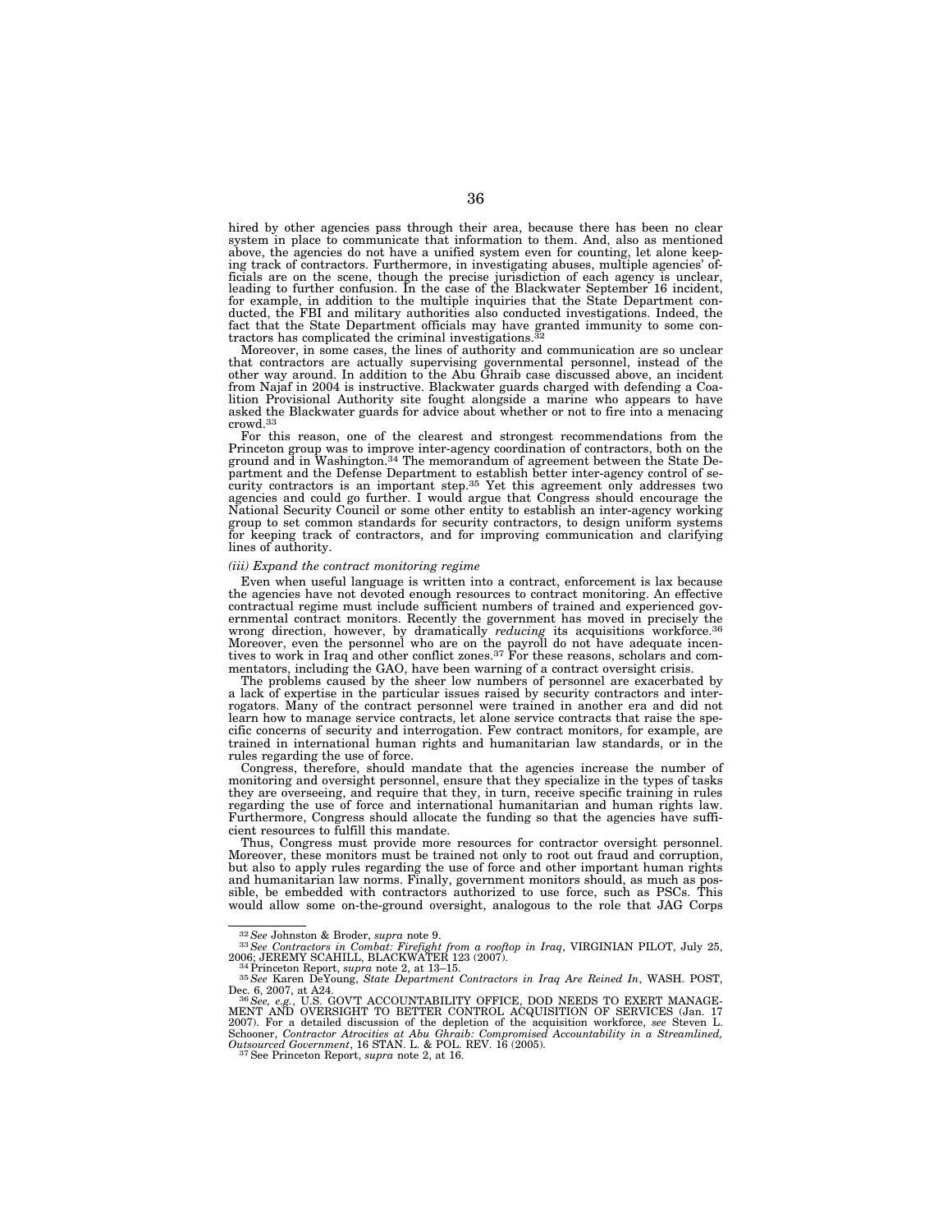hired by other agencies pass through their area, because there has been no clear system in place to communicate that information to them. And, also as mentioned above, the agencies do not have a unified system even for counting, let alone keeping track of contractors. Furthermore, in investigating abuses, multiple agencies' officials are on the scene, though the precise jurisdiction of each agency is unclear, leading to further confusion. In the case of the Blackwater September 16 incident, for example, in addition to the multiple inquiries that the State Department conducted, the FBI and military authorities also conducted investigations. Indeed, the fact that the State Department officials may have granted immunity to some contractors has complicated the criminal investigations.[32]

Moreover, in some cases, the lines of authority and communication are so unclear that contractors are actually supervising governmental personnel, instead of the other way around. In addition to the Abu Ghraib case discussed above, an incident from Najaf in 2004 is instructive. Blackwater guards charged with defending a Coalition Provisional Authority site fought alongside a marine who appears to have asked the Blackwater guards for advice about whether or not to fire into a menacing crowd.[33]

For this reason, one of the clearest and strongest recommendations from the Princeton group was to improve inter-agency coordination of contractors, both on the ground and in Washington.[34] The memorandum of agreement between the State Department and the Defense Department to establish better inter-agency control of security contractors is an important step.[35] Yet this agreement only addresses two agencies and could go further. I would argue that Congress should encourage the National Security Council or some other entity to establish an inter-agency working group to set common standards for security contractors, to design uniform systems for keeping track of contractors, and for improving communication and clarifying lines of authority.

*(iii) Expand the contract monitoring regime*

Even when useful language is written into a contract, enforcement is lax because the agencies have not devoted enough resources to contract monitoring. An effective contractual regime must include sufficient numbers of trained and experienced governmental contract monitors. Recently the government has moved in precisely the wrong direction, however, by dramatically *reducing* its acquisitions workforce.[36] Moreover, even the personnel who are on the payroll do not have adequate incentives to work in Iraq and other conflict zones.[37] For these reasons, scholars and commentators, including the GAO, have been warning of a contract oversight crisis.

The problems caused by the sheer low numbers of personnel are exacerbated by a lack of expertise in the particular issues raised by security contractors and interrogators. Many of the contract personnel were trained in another era and did not learn how to manage service contracts, let alone service contracts that raise the specific concerns of security and interrogation. Few contract monitors, for example, are trained in international human rights and humanitarian law standards, or in the rules regarding the use of force.

Congress, therefore, should mandate that the agencies increase the number of monitoring and oversight personnel, ensure that they specialize in the types of tasks they are overseeing, and require that they, in turn, receive specific training in rules regarding the use of force and international humanitarian and human rights law. Furthermore, Congress should allocate the funding so that the agencies have sufficient resources to fulfill this mandate.

Thus, Congress must provide more resources for contractor oversight personnel. Moreover, these monitors must be trained not only to root out fraud and corruption, but also to apply rules regarding the use of force and other important human rights and humanitarian law norms. Finally, government monitors should, as much as possible, be embedded with contractors authorized to use force, such as PSCs. This would allow some on-the-ground oversight, analogous to the role that JAG Corps

---

[32] *See* Johnston & Broder, *supra* note 9.

[33] *See Contractors in Combat: Firefight from a rooftop in Iraq*, VIRGINIAN PILOT, July 25, 2006; JEREMY SCAHILL, BLACKWATER 123 (2007).

[34] Princeton Report, *supra* note 2, at 13–15.

[35] *See* Karen DeYoung, *State Department Contractors in Iraq Are Reined In*, WASH. POST, Dec. 6, 2007, at A24.

[36] *See, e.g.*, U.S. GOV'T ACCOUNTABILITY OFFICE, DOD NEEDS TO EXERT MANAGEMENT AND OVERSIGHT TO BETTER CONTROL ACQUISITION OF SERVICES (Jan. 17 2007). For a detailed discussion of the depletion of the acquisition workforce, *see* Steven L. Schooner, *Contractor Atrocities at Abu Ghraib: Compromised Accountability in a Streamlined, Outsourced Government*, 16 STAN. L. & POL. REV. 16 (2005).

[37] See Princeton Report, *supra* note 2, at 16.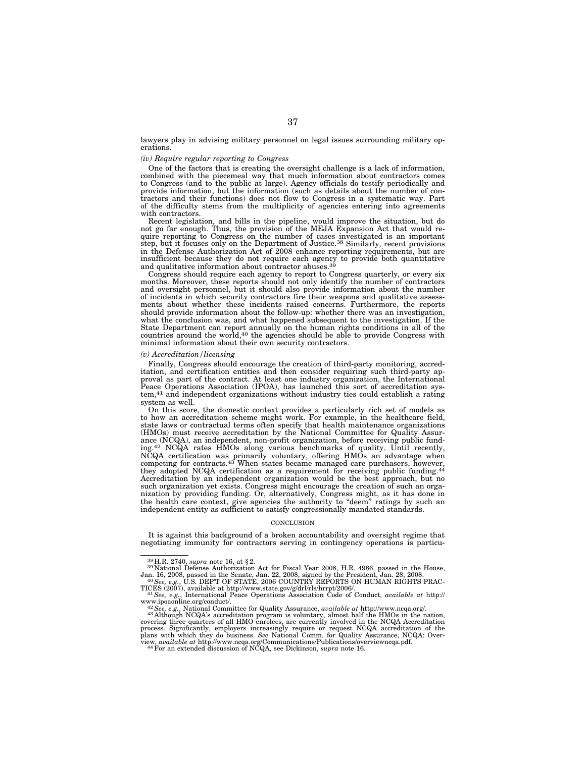lawyers play in advising military personnel on legal issues surrounding military operations.

*(iv) Require regular reporting to Congress*

One of the factors that is creating the oversight challenge is a lack of information, combined with the piecemeal way that much information about contractors comes to Congress (and to the public at large). Agency officials do testify periodically and provide information, but the information (such as details about the number of contractors and their functions) does not flow to Congress in a systematic way. Part of the difficulty stems from the multiplicity of agencies entering into agreements with contractors.

Recent legislation, and bills in the pipeline, would improve the situation, but do not go far enough. Thus, the provision of the MEJA Expansion Act that would require reporting to Congress on the number of cases investigated is an important step, but it focuses only on the Department of Justice.[38] Similarly, recent provisions in the Defense Authorization Act of 2008 enhance reporting requirements, but are insufficient because they do not require each agency to provide both quantitative and qualitative information about contractor abuses.[39]

Congress should require each agency to report to Congress quarterly, or every six months. Moreover, these reports should not only identify the number of contractors and oversight personnel, but it should also provide information about the number of incidents in which security contractors fire their weapons and qualitative assessments about whether these incidents raised concerns. Furthermore, the reports should provide information about the follow-up: whether there was an investigation, what the conclusion was, and what happened subsequent to the investigation. If the State Department can report annually on the human rights conditions in all of the countries around the world,[40] the agencies should be able to provide Congress with minimal information about their own security contractors.

*(v) Accreditation/licensing*

Finally, Congress should encourage the creation of third-party monitoring, accreditation, and certification entities and then consider requiring such third-party approval as part of the contract. At least one industry organization, the International Peace Operations Association (IPOA), has launched this sort of accreditation system,[41] and independent organizations without industry ties could establish a rating system as well.

On this score, the domestic context provides a particularly rich set of models as to how an accreditation scheme might work. For example, in the healthcare field, state laws or contractual terms often specify that health maintenance organizations (HMOs) must receive accreditation by the National Committee for Quality Assurance (NCQA), an independent, non-profit organization, before receiving public funding.[42] NCQA rates HMOs along various benchmarks of quality. Until recently, NCQA certification was primarily voluntary, offering HMOs an advantage when competing for contracts.[43] When states became managed care purchasers, however, they adopted NCQA certification as a requirement for receiving public funding.[44] Accreditation by an independent organization would be the best approach, but no such organization yet exists. Congress might encourage the creation of such an organization by providing funding. Or, alternatively, Congress might, as it has done in the health care context, give agencies the authority to "deem" ratings by such an independent entity as sufficient to satisfy congressionally mandated standards.

## CONCLUSION

It is against this background of a broken accountability and oversight regime that negotiating immunity for contractors serving in contingency operations is particu-

---

[38] H.R. 2740, *supra* note 16, at § 2.

[39] National Defense Authorization Act for Fiscal Year 2008, H.R. 4986, passed in the House, Jan. 16, 2008, passed in the Senate, Jan. 22, 2008, signed by the President, Jan. 28, 2008.

[40] *See, e.g.*, U.S. DEP'T OF STATE, 2006 COUNTRY REPORTS ON HUMAN RIGHTS PRACTICES (2007), available at http://www.state.gov/g/drl/rls/hrrpt/2006/.

[41] *See, e.g.*, International Peace Operations Association Code of Conduct, *available at* http://www.ipoaonline.org/conduct/.

[42] *See, e.g.*, National Committee for Quality Assurance, *available at* http://www.ncqa.org/.

[43] Although NCQA's accreditation program is voluntary, almost half the HMOs in the nation, covering three quarters of all HMO enrolees, are currently involved in the NCQA Accreditation process. Significantly, employers increasingly require or request NCQA accreditation of the plans with which they do business. *See* National Comm. for Quality Assurance, NCQA: Overview, *available at* http://www.ncqa.org/Communications/Publications/overviewncqa.pdf.

[44] For an extended discussion of NCQA, see Dickinson, *supra* note 16.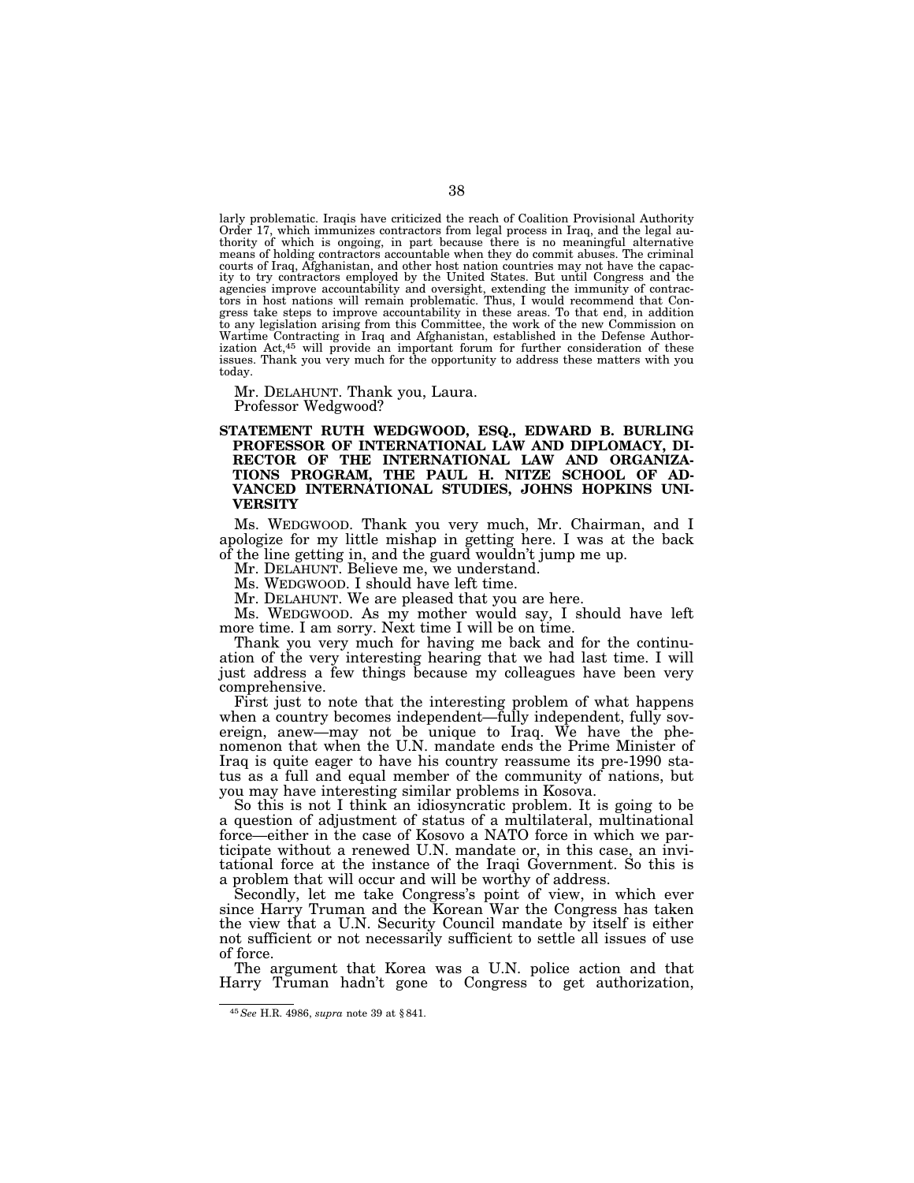larly problematic. Iraqis have criticized the reach of Coalition Provisional Authority Order 17, which immunizes contractors from legal process in Iraq, and the legal authority of which is ongoing, in part because there is no meaningful alternative means of holding contractors accountable when they do commit abuses. The criminal courts of Iraq, Afghanistan, and other host nation countries may not have the capacity to try contractors employed by the United States. But until Congress and the agencies improve accountability and oversight, extending the immunity of contractors in host nations will remain problematic. Thus, I would recommend that Congress take steps to improve accountability in these areas. To that end, in addition to any legislation arising from this Committee, the work of the new Commission on Wartime Contracting in Iraq and Afghanistan, established in the Defense Authorization Act,[45] will provide an important forum for further consideration of these issues. Thank you very much for the opportunity to address these matters with you today.

Mr. DELAHUNT. Thank you, Laura.

Professor Wedgwood?

## STATEMENT RUTH WEDGWOOD, ESQ., EDWARD B. BURLING PROFESSOR OF INTERNATIONAL LAW AND DIPLOMACY, DIRECTOR OF THE INTERNATIONAL LAW AND ORGANIZATIONS PROGRAM, THE PAUL H. NITZE SCHOOL OF ADVANCED INTERNATIONAL STUDIES, JOHNS HOPKINS UNIVERSITY

Ms. WEDGWOOD. Thank you very much, Mr. Chairman, and I apologize for my little mishap in getting here. I was at the back of the line getting in, and the guard wouldn't jump me up.

Mr. DELAHUNT. Believe me, we understand.

Ms. WEDGWOOD. I should have left time.

Mr. DELAHUNT. We are pleased that you are here.

Ms. WEDGWOOD. As my mother would say, I should have left more time. I am sorry. Next time I will be on time.

Thank you very much for having me back and for the continuation of the very interesting hearing that we had last time. I will just address a few things because my colleagues have been very comprehensive.

First just to note that the interesting problem of what happens when a country becomes independent—fully independent, fully sovereign, anew—may not be unique to Iraq. We have the phenomenon that when the U.N. mandate ends the Prime Minister of Iraq is quite eager to have his country reassume its pre-1990 status as a full and equal member of the community of nations, but you may have interesting similar problems in Kosova.

So this is not I think an idiosyncratic problem. It is going to be a question of adjustment of status of a multilateral, multinational force—either in the case of Kosovo a NATO force in which we participate without a renewed U.N. mandate or, in this case, an invitational force at the instance of the Iraqi Government. So this is a problem that will occur and will be worthy of address.

Secondly, let me take Congress's point of view, in which ever since Harry Truman and the Korean War the Congress has taken the view that a U.N. Security Council mandate by itself is either not sufficient or not necessarily sufficient to settle all issues of use of force.

The argument that Korea was a U.N. police action and that Harry Truman hadn't gone to Congress to get authorization,

---

[45] *See* H.R. 4986, *supra* note 39 at § 841.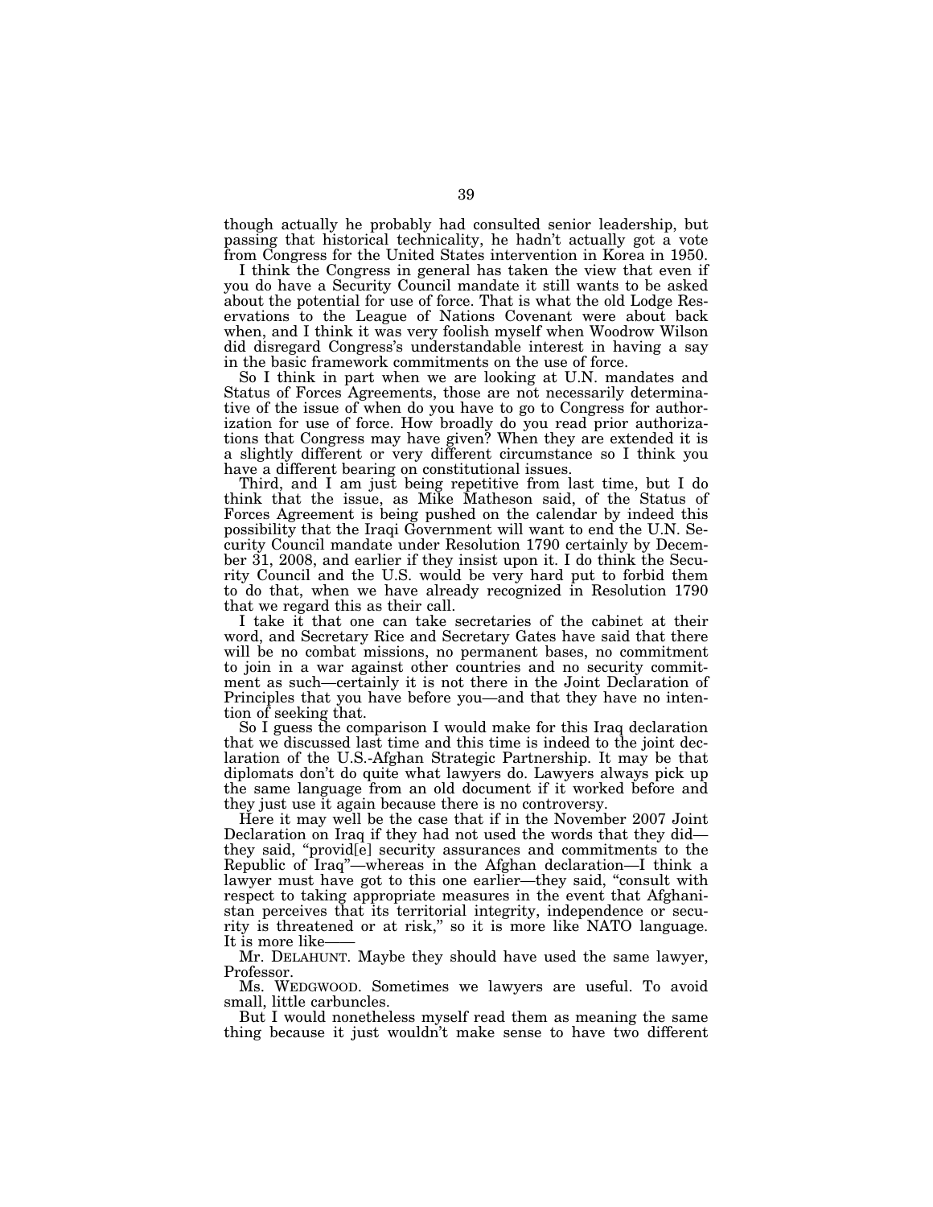though actually he probably had consulted senior leadership, but passing that historical technicality, he hadn't actually got a vote from Congress for the United States intervention in Korea in 1950.

I think the Congress in general has taken the view that even if you do have a Security Council mandate it still wants to be asked about the potential for use of force. That is what the old Lodge Reservations to the League of Nations Covenant were about back when, and I think it was very foolish myself when Woodrow Wilson did disregard Congress's understandable interest in having a say in the basic framework commitments on the use of force.

So I think in part when we are looking at U.N. mandates and Status of Forces Agreements, those are not necessarily determinative of the issue of when do you have to go to Congress for authorization for use of force. How broadly do you read prior authorizations that Congress may have given? When they are extended it is a slightly different or very different circumstance so I think you have a different bearing on constitutional issues.

Third, and I am just being repetitive from last time, but I do think that the issue, as Mike Matheson said, of the Status of Forces Agreement is being pushed on the calendar by indeed this possibility that the Iraqi Government will want to end the U.N. Security Council mandate under Resolution 1790 certainly by December 31, 2008, and earlier if they insist upon it. I do think the Security Council and the U.S. would be very hard put to forbid them to do that, when we have already recognized in Resolution 1790 that we regard this as their call.

I take it that one can take secretaries of the cabinet at their word, and Secretary Rice and Secretary Gates have said that there will be no combat missions, no permanent bases, no commitment to join in a war against other countries and no security commitment as such—certainly it is not there in the Joint Declaration of Principles that you have before you—and that they have no intention of seeking that.

So I guess the comparison I would make for this Iraq declaration that we discussed last time and this time is indeed to the joint declaration of the U.S.-Afghan Strategic Partnership. It may be that diplomats don't do quite what lawyers do. Lawyers always pick up the same language from an old document if it worked before and they just use it again because there is no controversy.

Here it may well be the case that if in the November 2007 Joint Declaration on Iraq if they had not used the words that they did—they said, "provid[e] security assurances and commitments to the Republic of Iraq"—whereas in the Afghan declaration—I think a lawyer must have got to this one earlier—they said, "consult with respect to taking appropriate measures in the event that Afghanistan perceives that its territorial integrity, independence or security is threatened or at risk," so it is more like NATO language. It is more like——

Mr. DELAHUNT. Maybe they should have used the same lawyer, Professor.

Ms. WEDGWOOD. Sometimes we lawyers are useful. To avoid small, little carbuncles.

But I would nonetheless myself read them as meaning the same thing because it just wouldn't make sense to have two different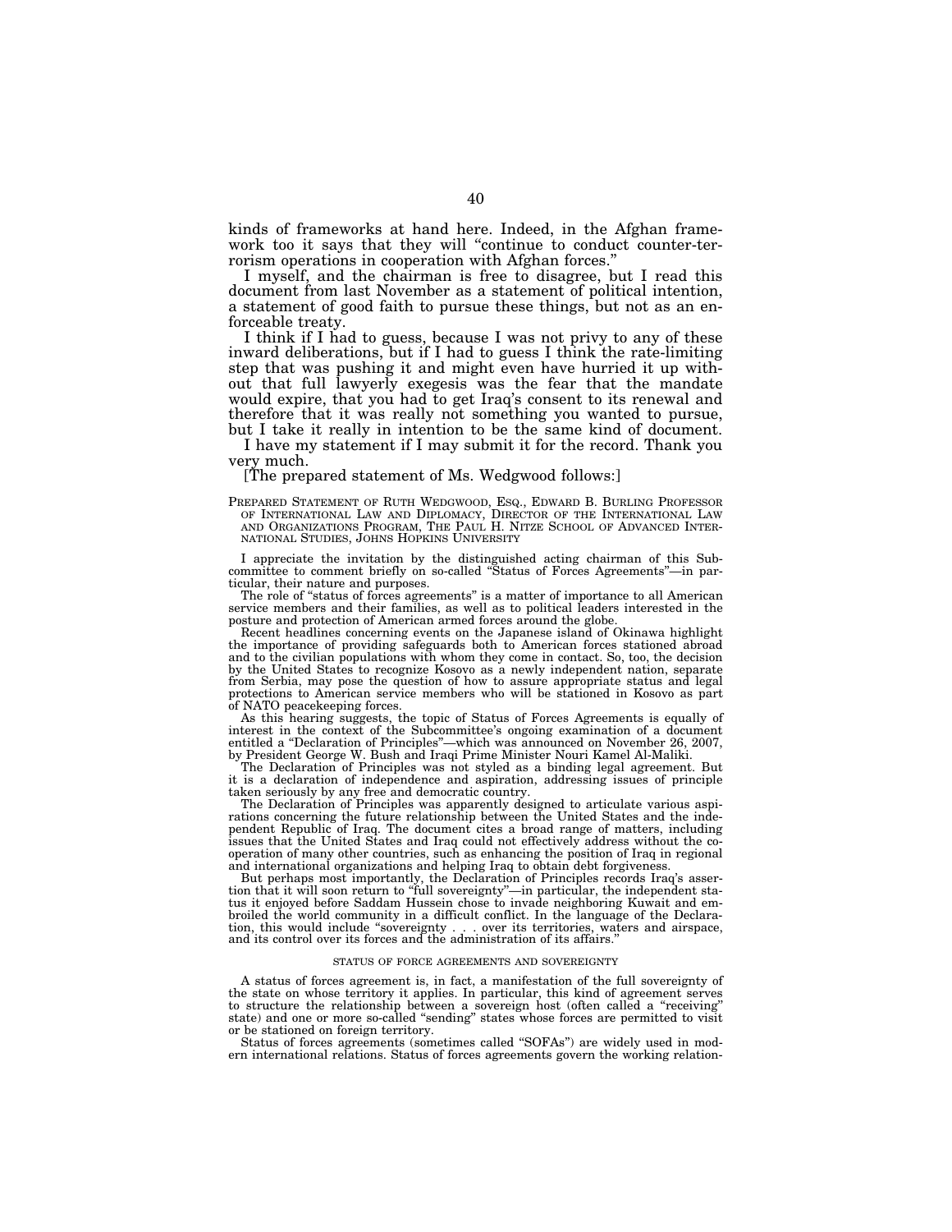kinds of frameworks at hand here. Indeed, in the Afghan framework too it says that they will "continue to conduct counter-terrorism operations in cooperation with Afghan forces."

I myself, and the chairman is free to disagree, but I read this document from last November as a statement of political intention, a statement of good faith to pursue these things, but not as an enforceable treaty.

I think if I had to guess, because I was not privy to any of these inward deliberations, but if I had to guess I think the rate-limiting step that was pushing it and might even have hurried it up without that full lawyerly exegesis was the fear that the mandate would expire, that you had to get Iraq's consent to its renewal and therefore that it was really not something you wanted to pursue, but I take it really in intention to be the same kind of document.

I have my statement if I may submit it for the record. Thank you very much.

[The prepared statement of Ms. Wedgwood follows:]

PREPARED STATEMENT OF RUTH WEDGWOOD, ESQ., EDWARD B. BURLING PROFESSOR OF INTERNATIONAL LAW AND DIPLOMACY, DIRECTOR OF THE INTERNATIONAL LAW AND ORGANIZATIONS PROGRAM, THE PAUL H. NITZE SCHOOL OF ADVANCED INTERNATIONAL STUDIES, JOHNS HOPKINS UNIVERSITY

I appreciate the invitation by the distinguished acting chairman of this Subcommittee to comment briefly on so-called "Status of Forces Agreements"—in particular, their nature and purposes.

The role of "status of forces agreements" is a matter of importance to all American service members and their families, as well as to political leaders interested in the posture and protection of American armed forces around the globe.

Recent headlines concerning events on the Japanese island of Okinawa highlight the importance of providing safeguards both to American forces stationed abroad and to the civilian populations with whom they come in contact. So, too, the decision by the United States to recognize Kosovo as a newly independent nation, separate from Serbia, may pose the question of how to assure appropriate status and legal protections to American service members who will be stationed in Kosovo as part of NATO peacekeeping forces.

As this hearing suggests, the topic of Status of Forces Agreements is equally of interest in the context of the Subcommittee's ongoing examination of a document entitled a "Declaration of Principles"—which was announced on November 26, 2007, by President George W. Bush and Iraqi Prime Minister Nouri Kamel Al-Maliki.

The Declaration of Principles was not styled as a binding legal agreement. But it is a declaration of independence and aspiration, addressing issues of principle taken seriously by any free and democratic country.

The Declaration of Principles was apparently designed to articulate various aspirations concerning the future relationship between the United States and the independent Republic of Iraq. The document cites a broad range of matters, including issues that the United States and Iraq could not effectively address without the cooperation of many other countries, such as enhancing the position of Iraq in regional and international organizations and helping Iraq to obtain debt forgiveness.

But perhaps most importantly, the Declaration of Principles records Iraq's assertion that it will soon return to "full sovereignty"—in particular, the independent status it enjoyed before Saddam Hussein chose to invade neighboring Kuwait and embroiled the world community in a difficult conflict. In the language of the Declaration, this would include "sovereignty . . . over its territories, waters and airspace, and its control over its forces and the administration of its affairs."

STATUS OF FORCE AGREEMENTS AND SOVEREIGNTY

A status of forces agreement is, in fact, a manifestation of the full sovereignty of the state on whose territory it applies. In particular, this kind of agreement serves to structure the relationship between a sovereign host (often called a "receiving" state) and one or more so-called "sending" states whose forces are permitted to visit or be stationed on foreign territory.

Status of forces agreements (sometimes called "SOFAs") are widely used in modern international relations. Status of forces agreements govern the working relation-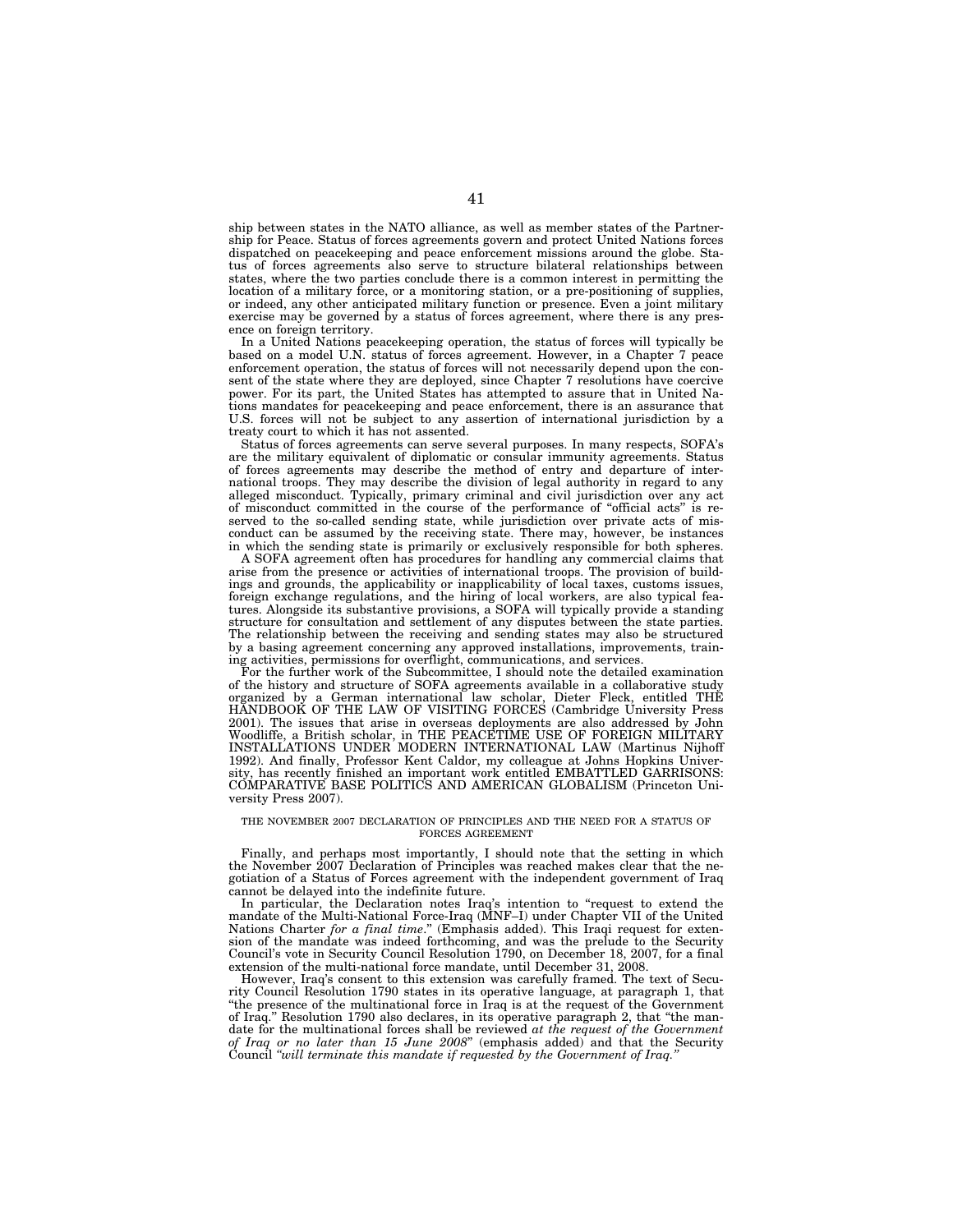ship between states in the NATO alliance, as well as member states of the Partnership for Peace. Status of forces agreements govern and protect United Nations forces dispatched on peacekeeping and peace enforcement missions around the globe. Status of forces agreements also serve to structure bilateral relationships between states, where the two parties conclude there is a common interest in permitting the location of a military force, or a monitoring station, or a pre-positioning of supplies, or indeed, any other anticipated military function or presence. Even a joint military exercise may be governed by a status of forces agreement, where there is any presence on foreign territory.

In a United Nations peacekeeping operation, the status of forces will typically be based on a model U.N. status of forces agreement. However, in a Chapter 7 peace enforcement operation, the status of forces will not necessarily depend upon the consent of the state where they are deployed, since Chapter 7 resolutions have coercive power. For its part, the United States has attempted to assure that in United Nations mandates for peacekeeping and peace enforcement, there is an assurance that U.S. forces will not be subject to any assertion of international jurisdiction by a treaty court to which it has not assented.

Status of forces agreements can serve several purposes. In many respects, SOFA's are the military equivalent of diplomatic or consular immunity agreements. Status of forces agreements may describe the method of entry and departure of international troops. They may describe the division of legal authority in regard to any alleged misconduct. Typically, primary criminal and civil jurisdiction over any act of misconduct committed in the course of the performance of "official acts" is reserved to the so-called sending state, while jurisdiction over private acts of misconduct can be assumed by the receiving state. There may, however, be instances in which the sending state is primarily or exclusively responsible for both spheres.

A SOFA agreement often has procedures for handling any commercial claims that arise from the presence or activities of international troops. The provision of buildings and grounds, the applicability or inapplicability of local taxes, customs issues, foreign exchange regulations, and the hiring of local workers, are also typical features. Alongside its substantive provisions, a SOFA will typically provide a standing structure for consultation and settlement of any disputes between the state parties. The relationship between the receiving and sending states may also be structured by a basing agreement concerning any approved installations, improvements, training activities, permissions for overflight, communications, and services.

For the further work of the Subcommittee, I should note the detailed examination of the history and structure of SOFA agreements available in a collaborative study organized by a German international law scholar, Dieter Fleck, entitled THE HANDBOOK OF THE LAW OF VISITING FORCES (Cambridge University Press 2001). The issues that arise in overseas deployments are also addressed by John Woodliffe, a British scholar, in THE PEACETIME USE OF FOREIGN MILITARY INSTALLATIONS UNDER MODERN INTERNATIONAL LAW (Martinus Nijhoff 1992). And finally, Professor Kent Caldor, my colleague at Johns Hopkins University, has recently finished an important work entitled EMBATTLED GARRISONS: COMPARATIVE BASE POLITICS AND AMERICAN GLOBALISM (Princeton University Press 2007).

## THE NOVEMBER 2007 DECLARATION OF PRINCIPLES AND THE NEED FOR A STATUS OF FORCES AGREEMENT

Finally, and perhaps most importantly, I should note that the setting in which the November 2007 Declaration of Principles was reached makes clear that the negotiation of a Status of Forces agreement with the independent government of Iraq cannot be delayed into the indefinite future.

In particular, the Declaration notes Iraq's intention to "request to extend the mandate of the Multi-National Force-Iraq (MNF–I) under Chapter VII of the United Nations Charter *for a final time*." (Emphasis added). This Iraqi request for extension of the mandate was indeed forthcoming, and was the prelude to the Security Council's vote in Security Council Resolution 1790, on December 18, 2007, for a final extension of the multi-national force mandate, until December 31, 2008.

However, Iraq's consent to this extension was carefully framed. The text of Security Council Resolution 1790 states in its operative language, at paragraph 1, that "the presence of the multinational force in Iraq is at the request of the Government of Iraq." Resolution 1790 also declares, in its operative paragraph 2, that "the mandate for the multinational forces shall be reviewed *at the request of the Government of Iraq or no later than 15 June 2008*" (emphasis added) and that the Security Council *"will terminate this mandate if requested by the Government of Iraq."*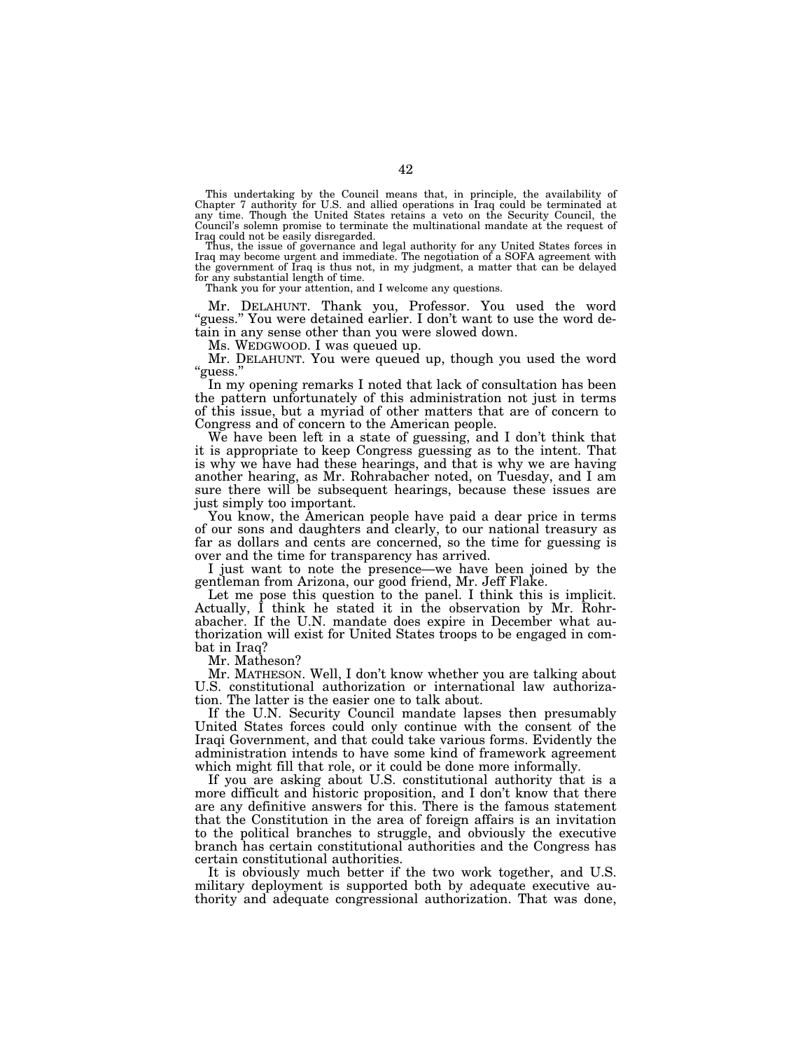This undertaking by the Council means that, in principle, the availability of Chapter 7 authority for U.S. and allied operations in Iraq could be terminated at any time. Though the United States retains a veto on the Security Council, the Council's solemn promise to terminate the multinational mandate at the request of Iraq could not be easily disregarded.

Thus, the issue of governance and legal authority for any United States forces in Iraq may become urgent and immediate. The negotiation of a SOFA agreement with the government of Iraq is thus not, in my judgment, a matter that can be delayed for any substantial length of time.

Thank you for your attention, and I welcome any questions.

Mr. DELAHUNT. Thank you, Professor. You used the word "guess." You were detained earlier. I don't want to use the word detain in any sense other than you were slowed down.

Ms. WEDGWOOD. I was queued up.

Mr. DELAHUNT. You were queued up, though you used the word "guess."

In my opening remarks I noted that lack of consultation has been the pattern unfortunately of this administration not just in terms of this issue, but a myriad of other matters that are of concern to Congress and of concern to the American people.

We have been left in a state of guessing, and I don't think that it is appropriate to keep Congress guessing as to the intent. That is why we have had these hearings, and that is why we are having another hearing, as Mr. Rohrabacher noted, on Tuesday, and I am sure there will be subsequent hearings, because these issues are just simply too important.

You know, the American people have paid a dear price in terms of our sons and daughters and clearly, to our national treasury as far as dollars and cents are concerned, so the time for guessing is over and the time for transparency has arrived.

I just want to note the presence—we have been joined by the gentleman from Arizona, our good friend, Mr. Jeff Flake.

Let me pose this question to the panel. I think this is implicit. Actually, I think he stated it in the observation by Mr. Rohrabacher. If the U.N. mandate does expire in December what authorization will exist for United States troops to be engaged in combat in Iraq?

Mr. Matheson?

Mr. MATHESON. Well, I don't know whether you are talking about U.S. constitutional authorization or international law authorization. The latter is the easier one to talk about.

If the U.N. Security Council mandate lapses then presumably United States forces could only continue with the consent of the Iraqi Government, and that could take various forms. Evidently the administration intends to have some kind of framework agreement which might fill that role, or it could be done more informally.

If you are asking about U.S. constitutional authority that is a more difficult and historic proposition, and I don't know that there are any definitive answers for this. There is the famous statement that the Constitution in the area of foreign affairs is an invitation to the political branches to struggle, and obviously the executive branch has certain constitutional authorities and the Congress has certain constitutional authorities.

It is obviously much better if the two work together, and U.S. military deployment is supported both by adequate executive authority and adequate congressional authorization. That was done,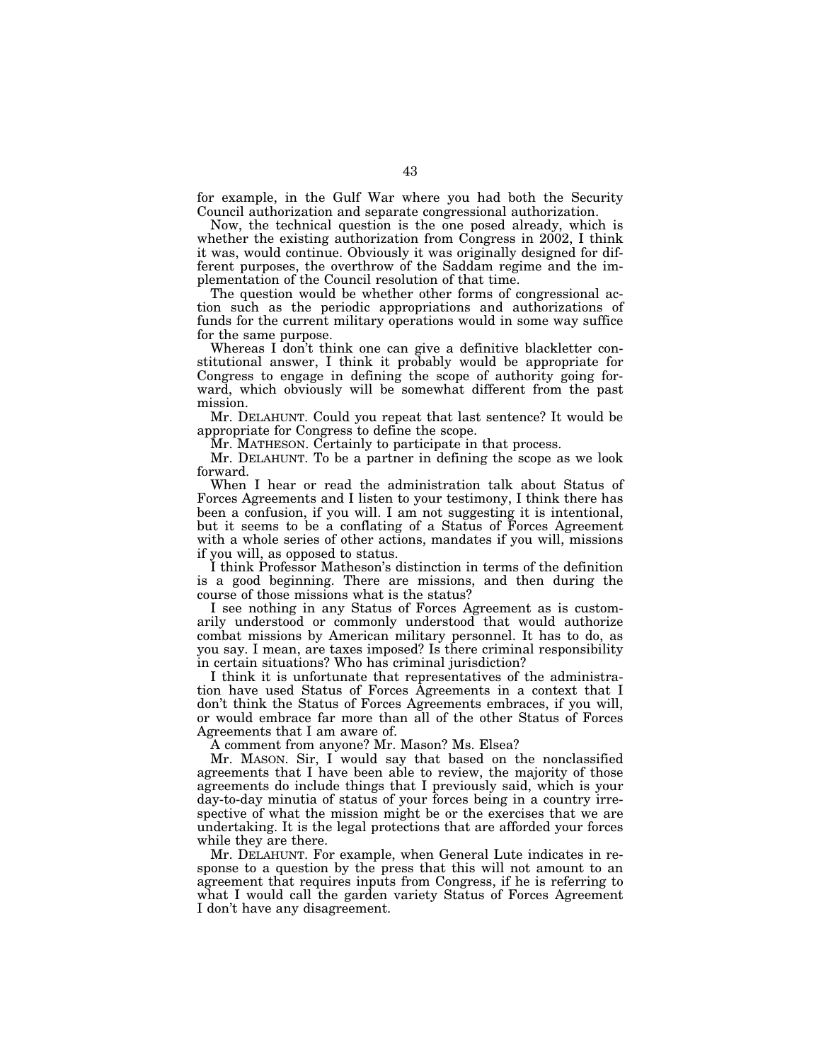for example, in the Gulf War where you had both the Security Council authorization and separate congressional authorization.

Now, the technical question is the one posed already, which is whether the existing authorization from Congress in 2002, I think it was, would continue. Obviously it was originally designed for different purposes, the overthrow of the Saddam regime and the implementation of the Council resolution of that time.

The question would be whether other forms of congressional action such as the periodic appropriations and authorizations of funds for the current military operations would in some way suffice for the same purpose.

Whereas I don't think one can give a definitive blackletter constitutional answer, I think it probably would be appropriate for Congress to engage in defining the scope of authority going forward, which obviously will be somewhat different from the past mission.

Mr. DELAHUNT. Could you repeat that last sentence? It would be appropriate for Congress to define the scope.

Mr. MATHESON. Certainly to participate in that process.

Mr. DELAHUNT. To be a partner in defining the scope as we look forward.

When I hear or read the administration talk about Status of Forces Agreements and I listen to your testimony, I think there has been a confusion, if you will. I am not suggesting it is intentional, but it seems to be a conflating of a Status of Forces Agreement with a whole series of other actions, mandates if you will, missions if you will, as opposed to status.

I think Professor Matheson's distinction in terms of the definition is a good beginning. There are missions, and then during the course of those missions what is the status?

I see nothing in any Status of Forces Agreement as is customarily understood or commonly understood that would authorize combat missions by American military personnel. It has to do, as you say. I mean, are taxes imposed? Is there criminal responsibility in certain situations? Who has criminal jurisdiction?

I think it is unfortunate that representatives of the administration have used Status of Forces Agreements in a context that I don't think the Status of Forces Agreements embraces, if you will, or would embrace far more than all of the other Status of Forces Agreements that I am aware of.

A comment from anyone? Mr. Mason? Ms. Elsea?

Mr. MASON. Sir, I would say that based on the nonclassified agreements that I have been able to review, the majority of those agreements do include things that I previously said, which is your day-to-day minutia of status of your forces being in a country irrespective of what the mission might be or the exercises that we are undertaking. It is the legal protections that are afforded your forces while they are there.

Mr. DELAHUNT. For example, when General Lute indicates in response to a question by the press that this will not amount to an agreement that requires inputs from Congress, if he is referring to what I would call the garden variety Status of Forces Agreement I don't have any disagreement.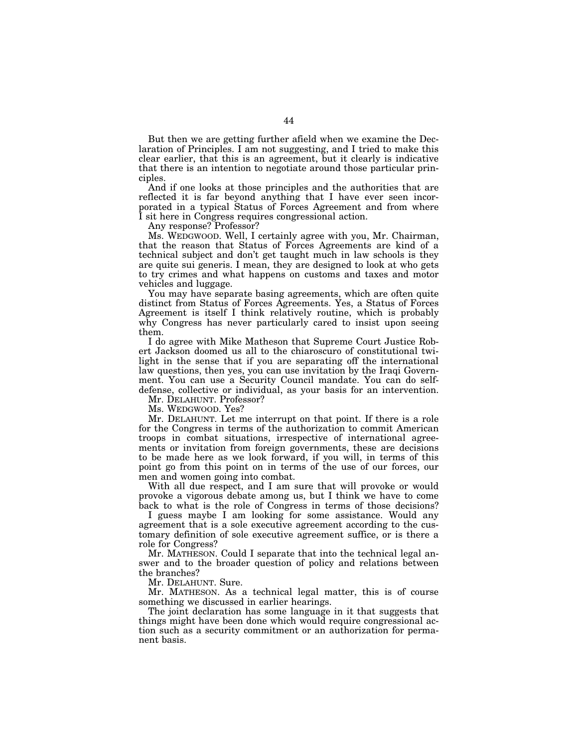But then we are getting further afield when we examine the Declaration of Principles. I am not suggesting, and I tried to make this clear earlier, that this is an agreement, but it clearly is indicative that there is an intention to negotiate around those particular principles.

And if one looks at those principles and the authorities that are reflected it is far beyond anything that I have ever seen incorporated in a typical Status of Forces Agreement and from where I sit here in Congress requires congressional action.

Any response? Professor?

Ms. WEDGWOOD. Well, I certainly agree with you, Mr. Chairman, that the reason that Status of Forces Agreements are kind of a technical subject and don't get taught much in law schools is they are quite sui generis. I mean, they are designed to look at who gets to try crimes and what happens on customs and taxes and motor vehicles and luggage.

You may have separate basing agreements, which are often quite distinct from Status of Forces Agreements. Yes, a Status of Forces Agreement is itself I think relatively routine, which is probably why Congress has never particularly cared to insist upon seeing them.

I do agree with Mike Matheson that Supreme Court Justice Robert Jackson doomed us all to the chiaroscuro of constitutional twilight in the sense that if you are separating off the international law questions, then yes, you can use invitation by the Iraqi Government. You can use a Security Council mandate. You can do self-defense, collective or individual, as your basis for an intervention.

Mr. DELAHUNT. Professor?

Ms. WEDGWOOD. Yes?

Mr. DELAHUNT. Let me interrupt on that point. If there is a role for the Congress in terms of the authorization to commit American troops in combat situations, irrespective of international agreements or invitation from foreign governments, these are decisions to be made here as we look forward, if you will, in terms of this point go from this point on in terms of the use of our forces, our men and women going into combat.

With all due respect, and I am sure that will provoke or would provoke a vigorous debate among us, but I think we have to come back to what is the role of Congress in terms of those decisions?

I guess maybe I am looking for some assistance. Would any agreement that is a sole executive agreement according to the customary definition of sole executive agreement suffice, or is there a role for Congress?

Mr. MATHESON. Could I separate that into the technical legal answer and to the broader question of policy and relations between the branches?

Mr. DELAHUNT. Sure.

Mr. MATHESON. As a technical legal matter, this is of course something we discussed in earlier hearings.

The joint declaration has some language in it that suggests that things might have been done which would require congressional action such as a security commitment or an authorization for permanent basis.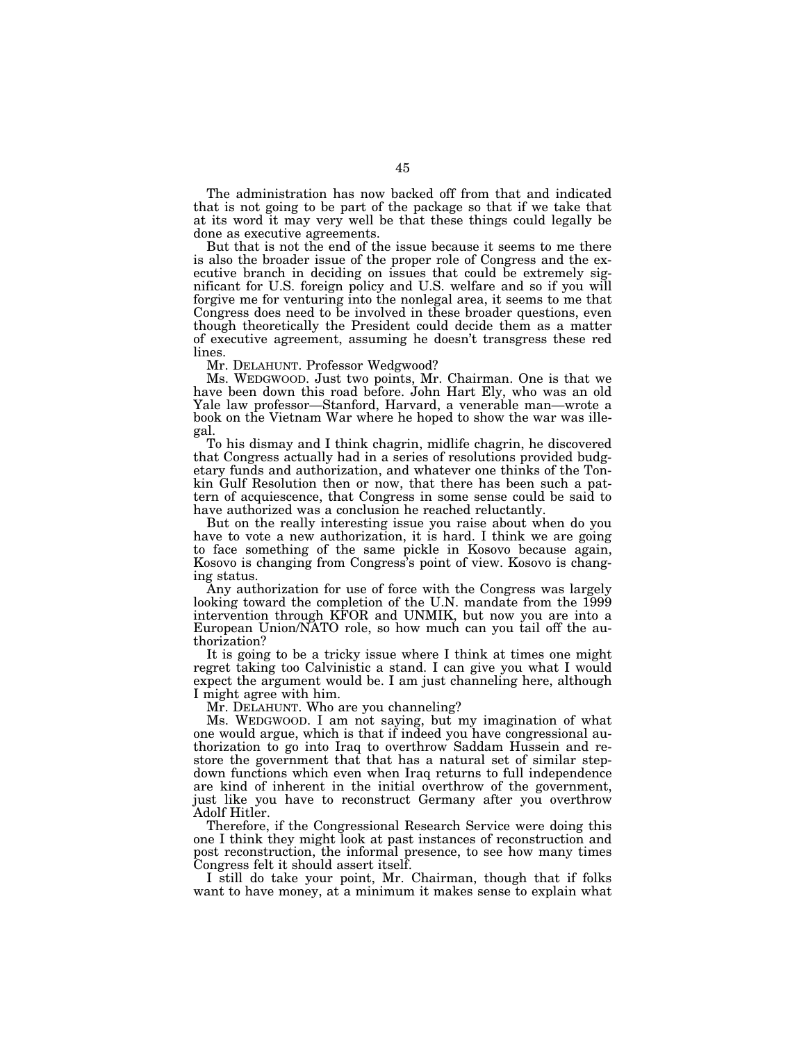The administration has now backed off from that and indicated that is not going to be part of the package so that if we take that at its word it may very well be that these things could legally be done as executive agreements.

But that is not the end of the issue because it seems to me there is also the broader issue of the proper role of Congress and the executive branch in deciding on issues that could be extremely significant for U.S. foreign policy and U.S. welfare and so if you will forgive me for venturing into the nonlegal area, it seems to me that Congress does need to be involved in these broader questions, even though theoretically the President could decide them as a matter of executive agreement, assuming he doesn't transgress these red lines.

Mr. DELAHUNT. Professor Wedgwood?

Ms. WEDGWOOD. Just two points, Mr. Chairman. One is that we have been down this road before. John Hart Ely, who was an old Yale law professor—Stanford, Harvard, a venerable man—wrote a book on the Vietnam War where he hoped to show the war was illegal.

To his dismay and I think chagrin, midlife chagrin, he discovered that Congress actually had in a series of resolutions provided budgetary funds and authorization, and whatever one thinks of the Tonkin Gulf Resolution then or now, that there has been such a pattern of acquiescence, that Congress in some sense could be said to have authorized was a conclusion he reached reluctantly.

But on the really interesting issue you raise about when do you have to vote a new authorization, it is hard. I think we are going to face something of the same pickle in Kosovo because again, Kosovo is changing from Congress's point of view. Kosovo is changing status.

Any authorization for use of force with the Congress was largely looking toward the completion of the U.N. mandate from the 1999 intervention through KFOR and UNMIK, but now you are into a European Union/NATO role, so how much can you tail off the authorization?

It is going to be a tricky issue where I think at times one might regret taking too Calvinistic a stand. I can give you what I would expect the argument would be. I am just channeling here, although I might agree with him.

Mr. DELAHUNT. Who are you channeling?

Ms. WEDGWOOD. I am not saying, but my imagination of what one would argue, which is that if indeed you have congressional authorization to go into Iraq to overthrow Saddam Hussein and restore the government that that has a natural set of similar stepdown functions which even when Iraq returns to full independence are kind of inherent in the initial overthrow of the government, just like you have to reconstruct Germany after you overthrow Adolf Hitler.

Therefore, if the Congressional Research Service were doing this one I think they might look at past instances of reconstruction and post reconstruction, the informal presence, to see how many times Congress felt it should assert itself.

I still do take your point, Mr. Chairman, though that if folks want to have money, at a minimum it makes sense to explain what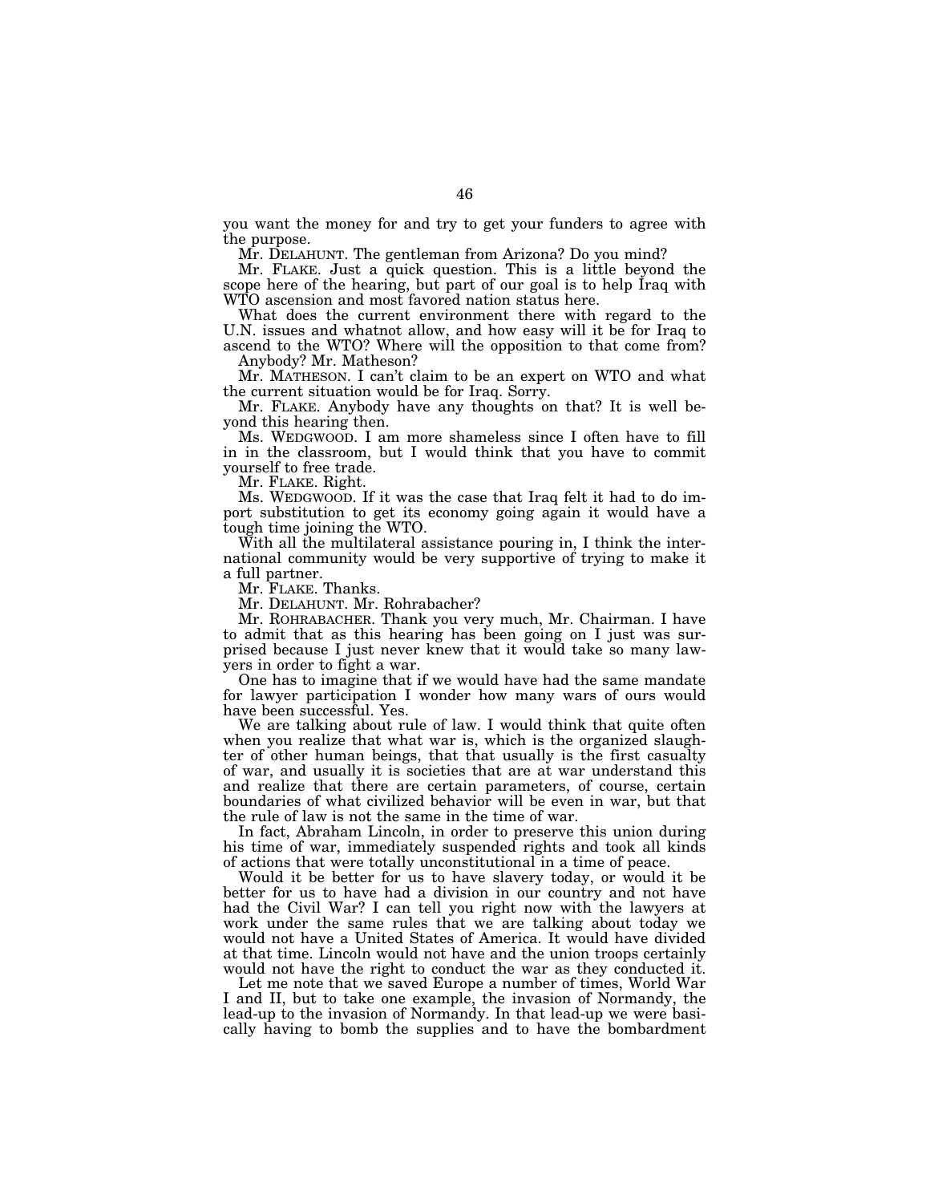you want the money for and try to get your funders to agree with the purpose.

Mr. DELAHUNT. The gentleman from Arizona? Do you mind?

Mr. FLAKE. Just a quick question. This is a little beyond the scope here of the hearing, but part of our goal is to help Iraq with WTO ascension and most favored nation status here.

What does the current environment there with regard to the U.N. issues and whatnot allow, and how easy will it be for Iraq to ascend to the WTO? Where will the opposition to that come from? Anybody? Mr. Matheson?

Mr. MATHESON. I can't claim to be an expert on WTO and what the current situation would be for Iraq. Sorry.

Mr. FLAKE. Anybody have any thoughts on that? It is well beyond this hearing then.

Ms. WEDGWOOD. I am more shameless since I often have to fill in in the classroom, but I would think that you have to commit yourself to free trade.

Mr. FLAKE. Right.

Ms. WEDGWOOD. If it was the case that Iraq felt it had to do import substitution to get its economy going again it would have a tough time joining the WTO.

With all the multilateral assistance pouring in, I think the international community would be very supportive of trying to make it a full partner.

Mr. FLAKE. Thanks.

Mr. DELAHUNT. Mr. Rohrabacher?

Mr. ROHRABACHER. Thank you very much, Mr. Chairman. I have to admit that as this hearing has been going on I just was surprised because I just never knew that it would take so many lawyers in order to fight a war.

One has to imagine that if we would have had the same mandate for lawyer participation I wonder how many wars of ours would have been successful. Yes.

We are talking about rule of law. I would think that quite often when you realize that what war is, which is the organized slaughter of other human beings, that that usually is the first casualty of war, and usually it is societies that are at war understand this and realize that there are certain parameters, of course, certain boundaries of what civilized behavior will be even in war, but that the rule of law is not the same in the time of war.

In fact, Abraham Lincoln, in order to preserve this union during his time of war, immediately suspended rights and took all kinds of actions that were totally unconstitutional in a time of peace.

Would it be better for us to have slavery today, or would it be better for us to have had a division in our country and not have had the Civil War? I can tell you right now with the lawyers at work under the same rules that we are talking about today we would not have a United States of America. It would have divided at that time. Lincoln would not have and the union troops certainly would not have the right to conduct the war as they conducted it.

Let me note that we saved Europe a number of times, World War I and II, but to take one example, the invasion of Normandy, the lead-up to the invasion of Normandy. In that lead-up we were basically having to bomb the supplies and to have the bombardment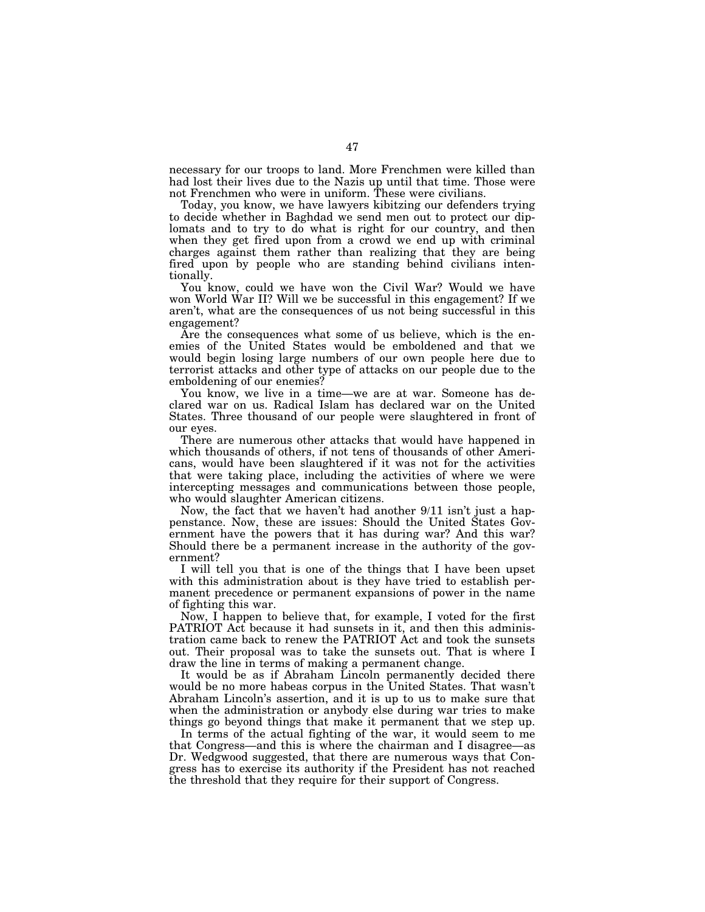necessary for our troops to land. More Frenchmen were killed than had lost their lives due to the Nazis up until that time. Those were not Frenchmen who were in uniform. These were civilians.

Today, you know, we have lawyers kibitzing our defenders trying to decide whether in Baghdad we send men out to protect our diplomats and to try to do what is right for our country, and then when they get fired upon from a crowd we end up with criminal charges against them rather than realizing that they are being fired upon by people who are standing behind civilians intentionally.

You know, could we have won the Civil War? Would we have won World War II? Will we be successful in this engagement? If we aren't, what are the consequences of us not being successful in this engagement?

Are the consequences what some of us believe, which is the enemies of the United States would be emboldened and that we would begin losing large numbers of our own people here due to terrorist attacks and other type of attacks on our people due to the emboldening of our enemies?

You know, we live in a time—we are at war. Someone has declared war on us. Radical Islam has declared war on the United States. Three thousand of our people were slaughtered in front of our eyes.

There are numerous other attacks that would have happened in which thousands of others, if not tens of thousands of other Americans, would have been slaughtered if it was not for the activities that were taking place, including the activities of where we were intercepting messages and communications between those people, who would slaughter American citizens.

Now, the fact that we haven't had another 9/11 isn't just a happenstance. Now, these are issues: Should the United States Government have the powers that it has during war? And this war? Should there be a permanent increase in the authority of the government?

I will tell you that is one of the things that I have been upset with this administration about is they have tried to establish permanent precedence or permanent expansions of power in the name of fighting this war.

Now, I happen to believe that, for example, I voted for the first PATRIOT Act because it had sunsets in it, and then this administration came back to renew the PATRIOT Act and took the sunsets out. Their proposal was to take the sunsets out. That is where I draw the line in terms of making a permanent change.

It would be as if Abraham Lincoln permanently decided there would be no more habeas corpus in the United States. That wasn't Abraham Lincoln's assertion, and it is up to us to make sure that when the administration or anybody else during war tries to make things go beyond things that make it permanent that we step up.

In terms of the actual fighting of the war, it would seem to me that Congress—and this is where the chairman and I disagree—as Dr. Wedgwood suggested, that there are numerous ways that Congress has to exercise its authority if the President has not reached the threshold that they require for their support of Congress.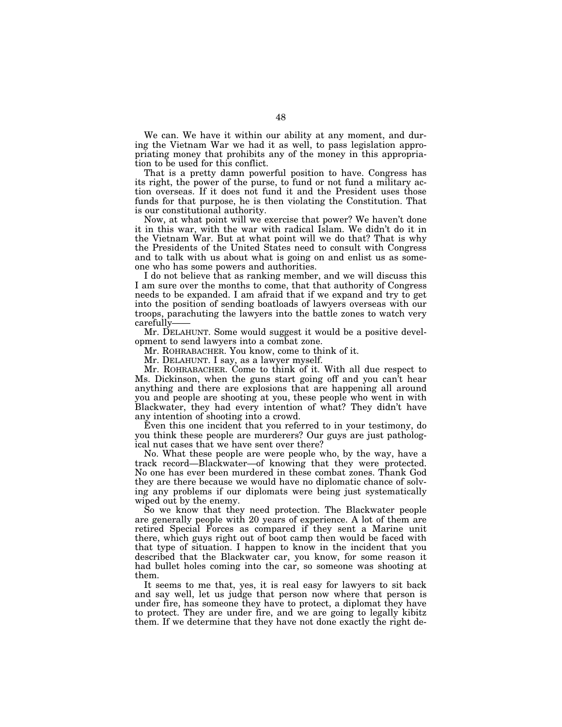We can. We have it within our ability at any moment, and during the Vietnam War we had it as well, to pass legislation appropriating money that prohibits any of the money in this appropriation to be used for this conflict.

That is a pretty damn powerful position to have. Congress has its right, the power of the purse, to fund or not fund a military action overseas. If it does not fund it and the President uses those funds for that purpose, he is then violating the Constitution. That is our constitutional authority.

Now, at what point will we exercise that power? We haven't done it in this war, with the war with radical Islam. We didn't do it in the Vietnam War. But at what point will we do that? That is why the Presidents of the United States need to consult with Congress and to talk with us about what is going on and enlist us as someone who has some powers and authorities.

I do not believe that as ranking member, and we will discuss this I am sure over the months to come, that that authority of Congress needs to be expanded. I am afraid that if we expand and try to get into the position of sending boatloads of lawyers overseas with our troops, parachuting the lawyers into the battle zones to watch very carefully——

Mr. DELAHUNT. Some would suggest it would be a positive development to send lawyers into a combat zone.

Mr. ROHRABACHER. You know, come to think of it.

Mr. DELAHUNT. I say, as a lawyer myself.

Mr. ROHRABACHER. Come to think of it. With all due respect to Ms. Dickinson, when the guns start going off and you can't hear anything and there are explosions that are happening all around you and people are shooting at you, these people who went in with Blackwater, they had every intention of what? They didn't have any intention of shooting into a crowd.

Even this one incident that you referred to in your testimony, do you think these people are murderers? Our guys are just pathological nut cases that we have sent over there?

No. What these people are were people who, by the way, have a track record—Blackwater—of knowing that they were protected. No one has ever been murdered in these combat zones. Thank God they are there because we would have no diplomatic chance of solving any problems if our diplomats were being just systematically wiped out by the enemy.

So we know that they need protection. The Blackwater people are generally people with 20 years of experience. A lot of them are retired Special Forces as compared if they sent a Marine unit there, which guys right out of boot camp then would be faced with that type of situation. I happen to know in the incident that you described that the Blackwater car, you know, for some reason it had bullet holes coming into the car, so someone was shooting at them.

It seems to me that, yes, it is real easy for lawyers to sit back and say well, let us judge that person now where that person is under fire, has someone they have to protect, a diplomat they have to protect. They are under fire, and we are going to legally kibitz them. If we determine that they have not done exactly the right de-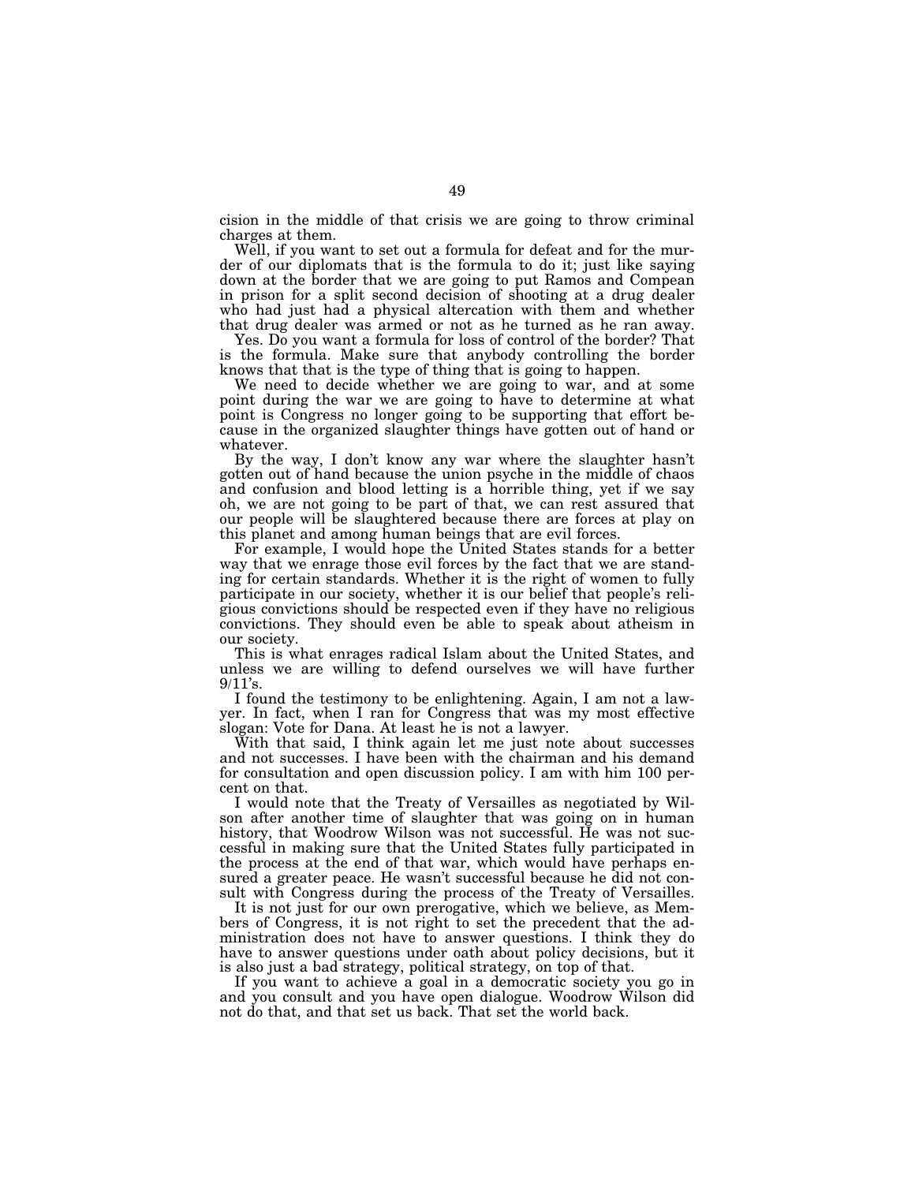cision in the middle of that crisis we are going to throw criminal charges at them.

Well, if you want to set out a formula for defeat and for the murder of our diplomats that is the formula to do it; just like saying down at the border that we are going to put Ramos and Compean in prison for a split second decision of shooting at a drug dealer who had just had a physical altercation with them and whether that drug dealer was armed or not as he turned as he ran away.

Yes. Do you want a formula for loss of control of the border? That is the formula. Make sure that anybody controlling the border knows that that is the type of thing that is going to happen.

We need to decide whether we are going to war, and at some point during the war we are going to have to determine at what point is Congress no longer going to be supporting that effort because in the organized slaughter things have gotten out of hand or whatever.

By the way, I don't know any war where the slaughter hasn't gotten out of hand because the union psyche in the middle of chaos and confusion and blood letting is a horrible thing, yet if we say oh, we are not going to be part of that, we can rest assured that our people will be slaughtered because there are forces at play on this planet and among human beings that are evil forces.

For example, I would hope the United States stands for a better way that we enrage those evil forces by the fact that we are standing for certain standards. Whether it is the right of women to fully participate in our society, whether it is our belief that people's religious convictions should be respected even if they have no religious convictions. They should even be able to speak about atheism in our society.

This is what enrages radical Islam about the United States, and unless we are willing to defend ourselves we will have further 9/11's.

I found the testimony to be enlightening. Again, I am not a lawyer. In fact, when I ran for Congress that was my most effective slogan: Vote for Dana. At least he is not a lawyer.

With that said, I think again let me just note about successes and not successes. I have been with the chairman and his demand for consultation and open discussion policy. I am with him 100 percent on that.

I would note that the Treaty of Versailles as negotiated by Wilson after another time of slaughter that was going on in human history, that Woodrow Wilson was not successful. He was not successful in making sure that the United States fully participated in the process at the end of that war, which would have perhaps ensured a greater peace. He wasn't successful because he did not consult with Congress during the process of the Treaty of Versailles.

It is not just for our own prerogative, which we believe, as Members of Congress, it is not right to set the precedent that the administration does not have to answer questions. I think they do have to answer questions under oath about policy decisions, but it is also just a bad strategy, political strategy, on top of that.

If you want to achieve a goal in a democratic society you go in and you consult and you have open dialogue. Woodrow Wilson did not do that, and that set us back. That set the world back.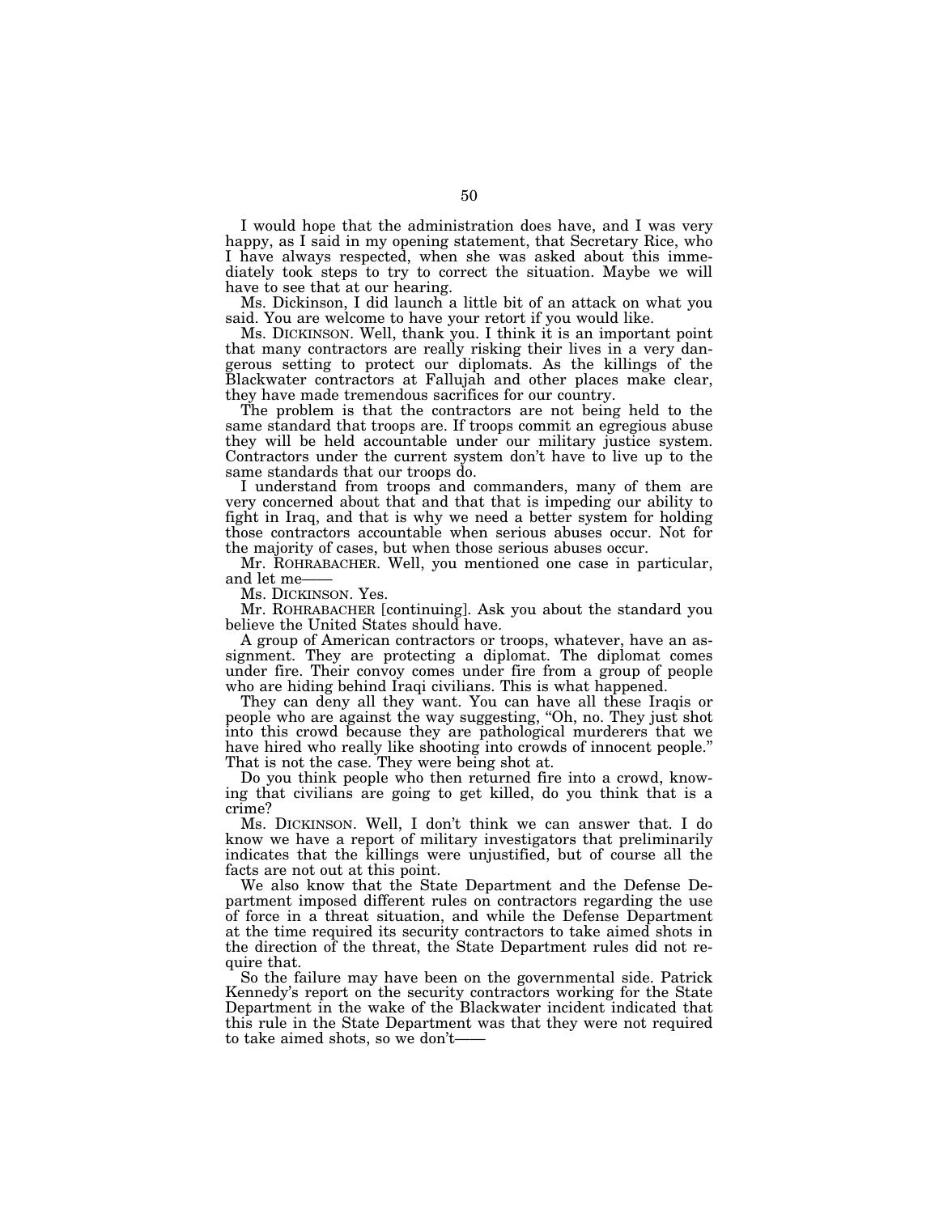I would hope that the administration does have, and I was very happy, as I said in my opening statement, that Secretary Rice, who I have always respected, when she was asked about this immediately took steps to try to correct the situation. Maybe we will have to see that at our hearing.

Ms. Dickinson, I did launch a little bit of an attack on what you said. You are welcome to have your retort if you would like.

Ms. DICKINSON. Well, thank you. I think it is an important point that many contractors are really risking their lives in a very dangerous setting to protect our diplomats. As the killings of the Blackwater contractors at Fallujah and other places make clear, they have made tremendous sacrifices for our country.

The problem is that the contractors are not being held to the same standard that troops are. If troops commit an egregious abuse they will be held accountable under our military justice system. Contractors under the current system don't have to live up to the same standards that our troops do.

I understand from troops and commanders, many of them are very concerned about that and that that is impeding our ability to fight in Iraq, and that is why we need a better system for holding those contractors accountable when serious abuses occur. Not for the majority of cases, but when those serious abuses occur.

Mr. ROHRABACHER. Well, you mentioned one case in particular, and let me——

Ms. DICKINSON. Yes.

Mr. ROHRABACHER [continuing]. Ask you about the standard you believe the United States should have.

A group of American contractors or troops, whatever, have an assignment. They are protecting a diplomat. The diplomat comes under fire. Their convoy comes under fire from a group of people who are hiding behind Iraqi civilians. This is what happened.

They can deny all they want. You can have all these Iraqis or people who are against the way suggesting, "Oh, no. They just shot into this crowd because they are pathological murderers that we have hired who really like shooting into crowds of innocent people." That is not the case. They were being shot at.

Do you think people who then returned fire into a crowd, knowing that civilians are going to get killed, do you think that is a crime?

Ms. DICKINSON. Well, I don't think we can answer that. I do know we have a report of military investigators that preliminarily indicates that the killings were unjustified, but of course all the facts are not out at this point.

We also know that the State Department and the Defense Department imposed different rules on contractors regarding the use of force in a threat situation, and while the Defense Department at the time required its security contractors to take aimed shots in the direction of the threat, the State Department rules did not require that.

So the failure may have been on the governmental side. Patrick Kennedy's report on the security contractors working for the State Department in the wake of the Blackwater incident indicated that this rule in the State Department was that they were not required to take aimed shots, so we don't——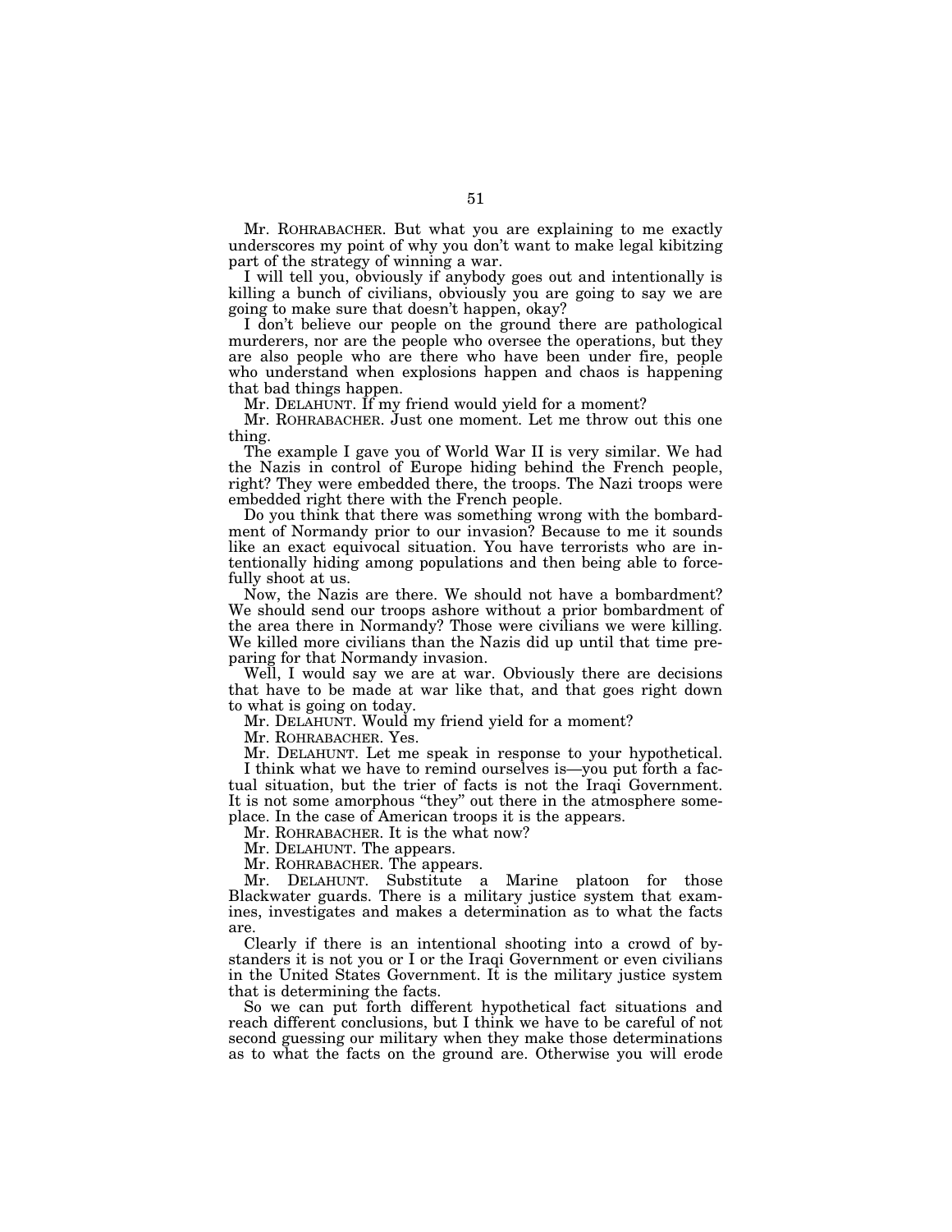Mr. ROHRABACHER. But what you are explaining to me exactly underscores my point of why you don't want to make legal kibitzing part of the strategy of winning a war.

I will tell you, obviously if anybody goes out and intentionally is killing a bunch of civilians, obviously you are going to say we are going to make sure that doesn't happen, okay?

I don't believe our people on the ground there are pathological murderers, nor are the people who oversee the operations, but they are also people who are there who have been under fire, people who understand when explosions happen and chaos is happening that bad things happen.

Mr. DELAHUNT. If my friend would yield for a moment?

Mr. ROHRABACHER. Just one moment. Let me throw out this one thing.

The example I gave you of World War II is very similar. We had the Nazis in control of Europe hiding behind the French people, right? They were embedded there, the troops. The Nazi troops were embedded right there with the French people.

Do you think that there was something wrong with the bombardment of Normandy prior to our invasion? Because to me it sounds like an exact equivocal situation. You have terrorists who are intentionally hiding among populations and then being able to forcefully shoot at us.

Now, the Nazis are there. We should not have a bombardment? We should send our troops ashore without a prior bombardment of the area there in Normandy? Those were civilians we were killing. We killed more civilians than the Nazis did up until that time preparing for that Normandy invasion.

Well, I would say we are at war. Obviously there are decisions that have to be made at war like that, and that goes right down to what is going on today.

Mr. DELAHUNT. Would my friend yield for a moment?

Mr. ROHRABACHER. Yes.

Mr. DELAHUNT. Let me speak in response to your hypothetical.

I think what we have to remind ourselves is—you put forth a factual situation, but the trier of facts is not the Iraqi Government. It is not some amorphous "they" out there in the atmosphere someplace. In the case of American troops it is the appears.

Mr. ROHRABACHER. It is the what now?

Mr. DELAHUNT. The appears.

Mr. ROHRABACHER. The appears.

Mr. DELAHUNT. Substitute a Marine platoon for those Blackwater guards. There is a military justice system that examines, investigates and makes a determination as to what the facts are.

Clearly if there is an intentional shooting into a crowd of bystanders it is not you or I or the Iraqi Government or even civilians in the United States Government. It is the military justice system that is determining the facts.

So we can put forth different hypothetical fact situations and reach different conclusions, but I think we have to be careful of not second guessing our military when they make those determinations as to what the facts on the ground are. Otherwise you will erode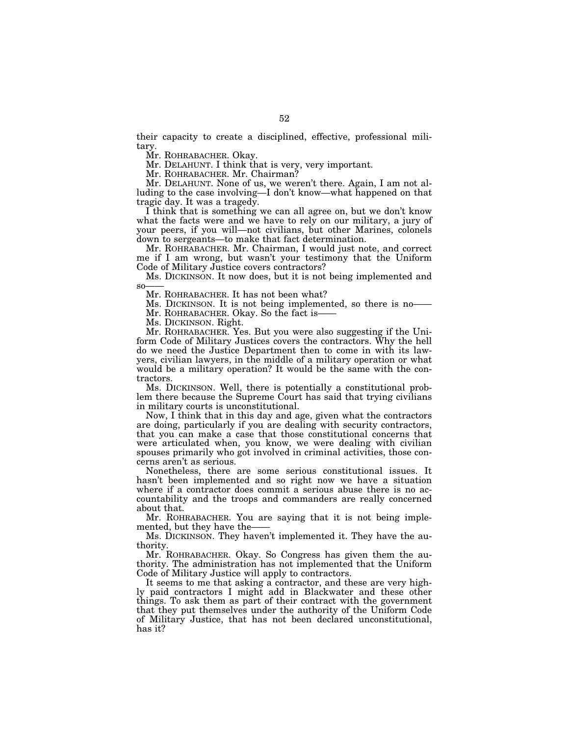their capacity to create a disciplined, effective, professional military.

Mr. ROHRABACHER. Okay.

Mr. DELAHUNT. I think that is very, very important.

Mr. ROHRABACHER. Mr. Chairman?

Mr. DELAHUNT. None of us, we weren't there. Again, I am not alluding to the case involving—I don't know—what happened on that tragic day. It was a tragedy.

I think that is something we can all agree on, but we don't know what the facts were and we have to rely on our military, a jury of your peers, if you will—not civilians, but other Marines, colonels down to sergeants—to make that fact determination.

Mr. ROHRABACHER. Mr. Chairman, I would just note, and correct me if I am wrong, but wasn't your testimony that the Uniform Code of Military Justice covers contractors?

Ms. DICKINSON. It now does, but it is not being implemented and so——

Mr. ROHRABACHER. It has not been what?

Ms. DICKINSON. It is not being implemented, so there is no——

Mr. ROHRABACHER. Okay. So the fact is——

Ms. DICKINSON. Right.

Mr. ROHRABACHER. Yes. But you were also suggesting if the Uniform Code of Military Justices covers the contractors. Why the hell do we need the Justice Department then to come in with its lawyers, civilian lawyers, in the middle of a military operation or what would be a military operation? It would be the same with the contractors.

Ms. DICKINSON. Well, there is potentially a constitutional problem there because the Supreme Court has said that trying civilians in military courts is unconstitutional.

Now, I think that in this day and age, given what the contractors are doing, particularly if you are dealing with security contractors, that you can make a case that those constitutional concerns that were articulated when, you know, we were dealing with civilian spouses primarily who got involved in criminal activities, those concerns aren't as serious.

Nonetheless, there are some serious constitutional issues. It hasn't been implemented and so right now we have a situation where if a contractor does commit a serious abuse there is no accountability and the troops and commanders are really concerned about that.

Mr. ROHRABACHER. You are saying that it is not being implemented, but they have the——

Ms. DICKINSON. They haven't implemented it. They have the authority.

Mr. ROHRABACHER. Okay. So Congress has given them the authority. The administration has not implemented that the Uniform Code of Military Justice will apply to contractors.

It seems to me that asking a contractor, and these are very highly paid contractors I might add in Blackwater and these other things. To ask them as part of their contract with the government that they put themselves under the authority of the Uniform Code of Military Justice, that has not been declared unconstitutional, has it?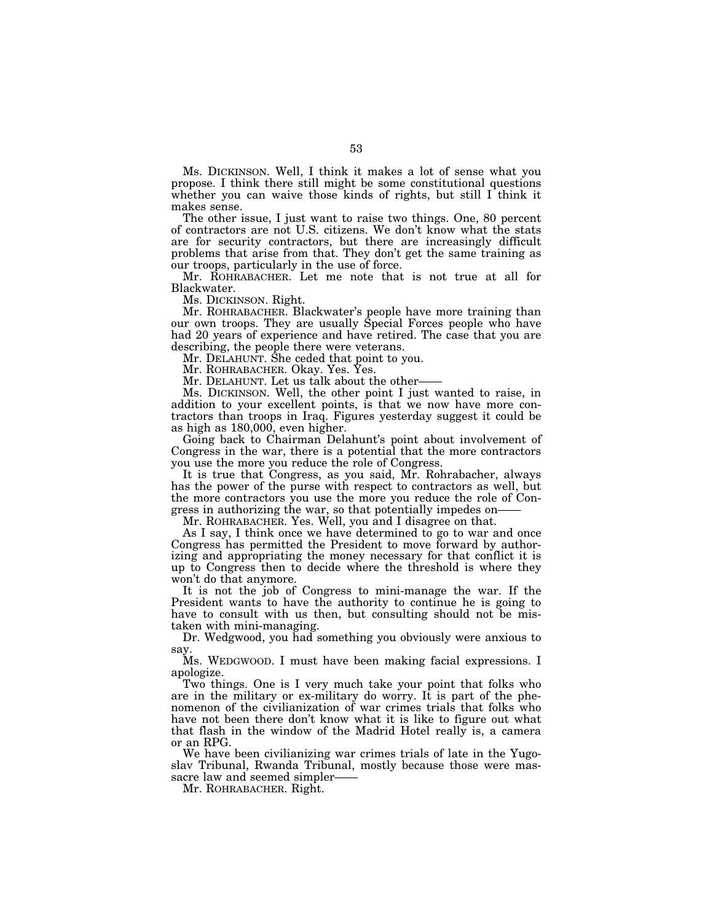Ms. DICKINSON. Well, I think it makes a lot of sense what you propose. I think there still might be some constitutional questions whether you can waive those kinds of rights, but still I think it makes sense.

The other issue, I just want to raise two things. One, 80 percent of contractors are not U.S. citizens. We don't know what the stats are for security contractors, but there are increasingly difficult problems that arise from that. They don't get the same training as our troops, particularly in the use of force.

Mr. ROHRABACHER. Let me note that is not true at all for Blackwater.

Ms. DICKINSON. Right.

Mr. ROHRABACHER. Blackwater's people have more training than our own troops. They are usually Special Forces people who have had 20 years of experience and have retired. The case that you are describing, the people there were veterans.

Mr. DELAHUNT. She ceded that point to you.

Mr. ROHRABACHER. Okay. Yes. Yes.

Mr. DELAHUNT. Let us talk about the other——

Ms. DICKINSON. Well, the other point I just wanted to raise, in addition to your excellent points, is that we now have more contractors than troops in Iraq. Figures yesterday suggest it could be as high as 180,000, even higher.

Going back to Chairman Delahunt's point about involvement of Congress in the war, there is a potential that the more contractors you use the more you reduce the role of Congress.

It is true that Congress, as you said, Mr. Rohrabacher, always has the power of the purse with respect to contractors as well, but the more contractors you use the more you reduce the role of Congress in authorizing the war, so that potentially impedes on——

Mr. ROHRABACHER. Yes. Well, you and I disagree on that.

As I say, I think once we have determined to go to war and once Congress has permitted the President to move forward by authorizing and appropriating the money necessary for that conflict it is up to Congress then to decide where the threshold is where they won't do that anymore.

It is not the job of Congress to mini-manage the war. If the President wants to have the authority to continue he is going to have to consult with us then, but consulting should not be mistaken with mini-managing.

Dr. Wedgwood, you had something you obviously were anxious to say.

Ms. WEDGWOOD. I must have been making facial expressions. I apologize.

Two things. One is I very much take your point that folks who are in the military or ex-military do worry. It is part of the phenomenon of the civilianization of war crimes trials that folks who have not been there don't know what it is like to figure out what that flash in the window of the Madrid Hotel really is, a camera or an RPG.

We have been civilianizing war crimes trials of late in the Yugoslav Tribunal, Rwanda Tribunal, mostly because those were massacre law and seemed simpler——

Mr. ROHRABACHER. Right.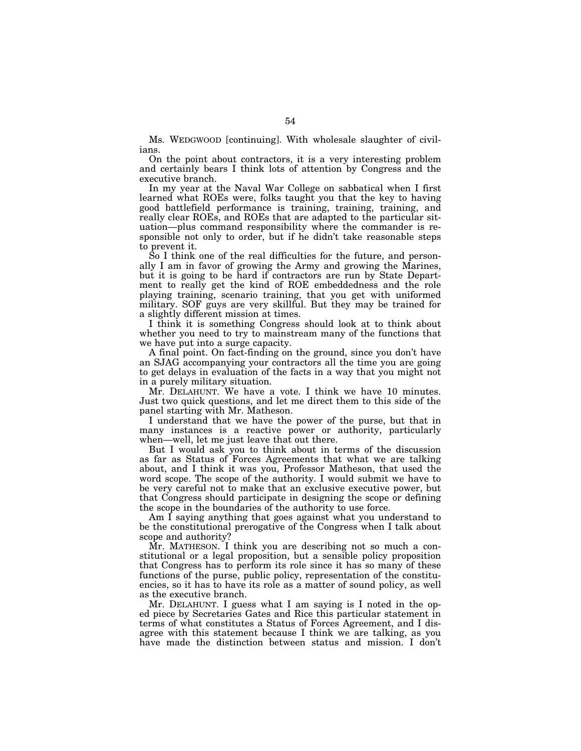Ms. WEDGWOOD [continuing]. With wholesale slaughter of civilians.

On the point about contractors, it is a very interesting problem and certainly bears I think lots of attention by Congress and the executive branch.

In my year at the Naval War College on sabbatical when I first learned what ROEs were, folks taught you that the key to having good battlefield performance is training, training, training, and really clear ROEs, and ROEs that are adapted to the particular situation—plus command responsibility where the commander is responsible not only to order, but if he didn't take reasonable steps to prevent it.

So I think one of the real difficulties for the future, and personally I am in favor of growing the Army and growing the Marines, but it is going to be hard if contractors are run by State Department to really get the kind of ROE embeddedness and the role playing training, scenario training, that you get with uniformed military. SOF guys are very skillful. But they may be trained for a slightly different mission at times.

I think it is something Congress should look at to think about whether you need to try to mainstream many of the functions that we have put into a surge capacity.

A final point. On fact-finding on the ground, since you don't have an SJAG accompanying your contractors all the time you are going to get delays in evaluation of the facts in a way that you might not in a purely military situation.

Mr. DELAHUNT. We have a vote. I think we have 10 minutes. Just two quick questions, and let me direct them to this side of the panel starting with Mr. Matheson.

I understand that we have the power of the purse, but that in many instances is a reactive power or authority, particularly when—well, let me just leave that out there.

But I would ask you to think about in terms of the discussion as far as Status of Forces Agreements that what we are talking about, and I think it was you, Professor Matheson, that used the word scope. The scope of the authority. I would submit we have to be very careful not to make that an exclusive executive power, but that Congress should participate in designing the scope or defining the scope in the boundaries of the authority to use force.

Am I saying anything that goes against what you understand to be the constitutional prerogative of the Congress when I talk about scope and authority?

Mr. MATHESON. I think you are describing not so much a constitutional or a legal proposition, but a sensible policy proposition that Congress has to perform its role since it has so many of these functions of the purse, public policy, representation of the constituencies, so it has to have its role as a matter of sound policy, as well as the executive branch.

Mr. DELAHUNT. I guess what I am saying is I noted in the op-ed piece by Secretaries Gates and Rice this particular statement in terms of what constitutes a Status of Forces Agreement, and I disagree with this statement because I think we are talking, as you have made the distinction between status and mission. I don't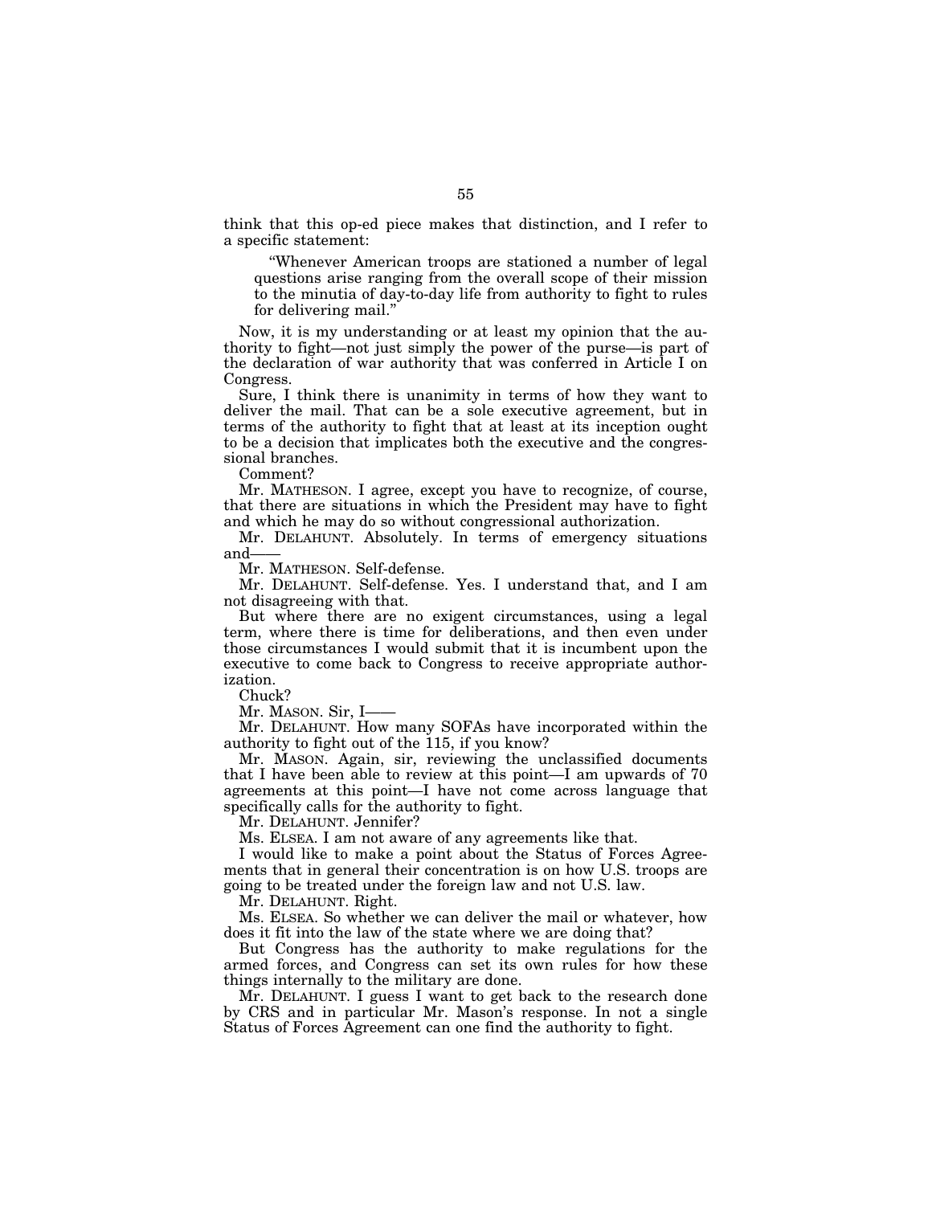think that this op-ed piece makes that distinction, and I refer to a specific statement:

> "Whenever American troops are stationed a number of legal questions arise ranging from the overall scope of their mission to the minutia of day-to-day life from authority to fight to rules for delivering mail."

Now, it is my understanding or at least my opinion that the authority to fight—not just simply the power of the purse—is part of the declaration of war authority that was conferred in Article I on Congress.

Sure, I think there is unanimity in terms of how they want to deliver the mail. That can be a sole executive agreement, but in terms of the authority to fight that at least at its inception ought to be a decision that implicates both the executive and the congressional branches.

Comment?

Mr. MATHESON. I agree, except you have to recognize, of course, that there are situations in which the President may have to fight and which he may do so without congressional authorization.

Mr. DELAHUNT. Absolutely. In terms of emergency situations and——

Mr. MATHESON. Self-defense.

Mr. DELAHUNT. Self-defense. Yes. I understand that, and I am not disagreeing with that.

But where there are no exigent circumstances, using a legal term, where there is time for deliberations, and then even under those circumstances I would submit that it is incumbent upon the executive to come back to Congress to receive appropriate authorization.

Chuck?

Mr. MASON. Sir, I——

Mr. DELAHUNT. How many SOFAs have incorporated within the authority to fight out of the 115, if you know?

Mr. MASON. Again, sir, reviewing the unclassified documents that I have been able to review at this point—I am upwards of 70 agreements at this point—I have not come across language that specifically calls for the authority to fight.

Mr. DELAHUNT. Jennifer?

Ms. ELSEA. I am not aware of any agreements like that.

I would like to make a point about the Status of Forces Agreements that in general their concentration is on how U.S. troops are going to be treated under the foreign law and not U.S. law.

Mr. DELAHUNT. Right.

Ms. ELSEA. So whether we can deliver the mail or whatever, how does it fit into the law of the state where we are doing that?

But Congress has the authority to make regulations for the armed forces, and Congress can set its own rules for how these things internally to the military are done.

Mr. DELAHUNT. I guess I want to get back to the research done by CRS and in particular Mr. Mason's response. In not a single Status of Forces Agreement can one find the authority to fight.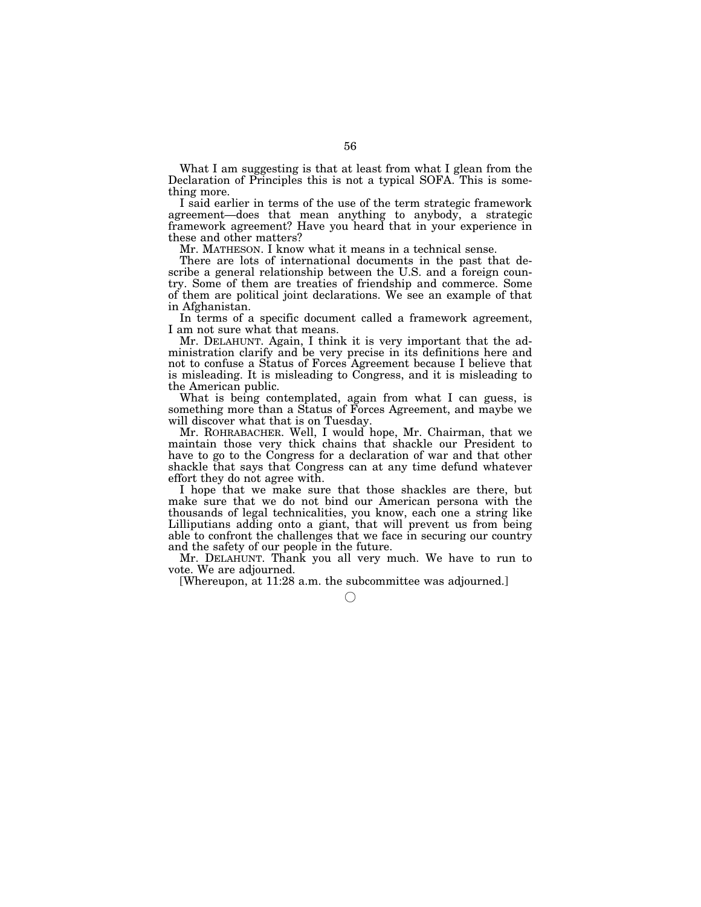What I am suggesting is that at least from what I glean from the Declaration of Principles this is not a typical SOFA. This is something more.

I said earlier in terms of the use of the term strategic framework agreement—does that mean anything to anybody, a strategic framework agreement? Have you heard that in your experience in these and other matters?

Mr. MATHESON. I know what it means in a technical sense.

There are lots of international documents in the past that describe a general relationship between the U.S. and a foreign country. Some of them are treaties of friendship and commerce. Some of them are political joint declarations. We see an example of that in Afghanistan.

In terms of a specific document called a framework agreement, I am not sure what that means.

Mr. DELAHUNT. Again, I think it is very important that the administration clarify and be very precise in its definitions here and not to confuse a Status of Forces Agreement because I believe that is misleading. It is misleading to Congress, and it is misleading to the American public.

What is being contemplated, again from what I can guess, is something more than a Status of Forces Agreement, and maybe we will discover what that is on Tuesday.

Mr. ROHRABACHER. Well, I would hope, Mr. Chairman, that we maintain those very thick chains that shackle our President to have to go to the Congress for a declaration of war and that other shackle that says that Congress can at any time defund whatever effort they do not agree with.

I hope that we make sure that those shackles are there, but make sure that we do not bind our American persona with the thousands of legal technicalities, you know, each one a string like Lilliputians adding onto a giant, that will prevent us from being able to confront the challenges that we face in securing our country and the safety of our people in the future.

Mr. DELAHUNT. Thank you all very much. We have to run to vote. We are adjourned.

[Whereupon, at 11:28 a.m. the subcommittee was adjourned.]

○